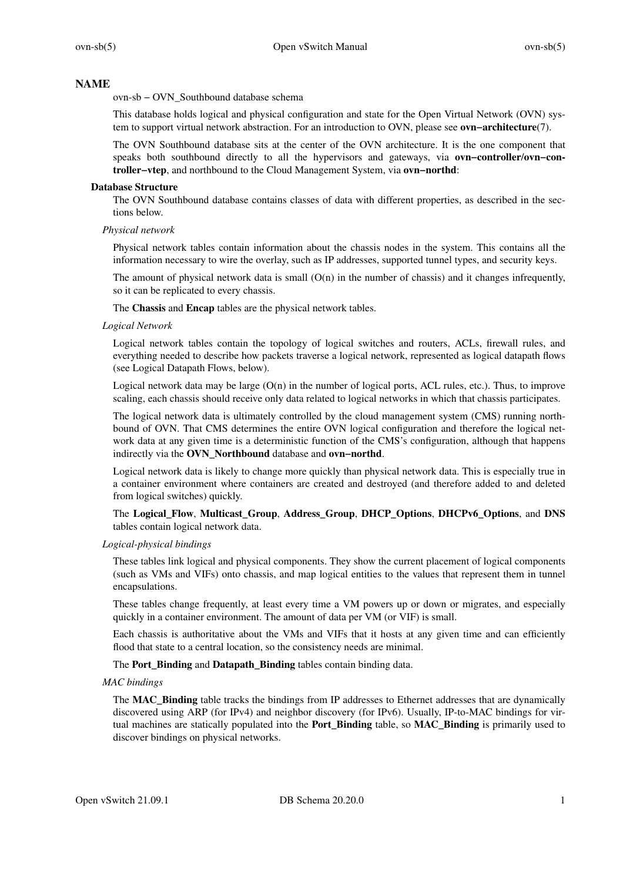# NAME

ovn-sb − OVN_Southbound database schema

This database holds logical and physical configuration and state for the Open Virtual Network (OVN) system to support virtual network abstraction. For an introduction to OVN, please see **ovn−architecture**(7).

The OVN Southbound database sits at the center of the OVN architecture. It is the one component that speaks both southbound directly to all the hypervisors and gateways, via **ovn−controller/ovn−controller−vtep**, and northbound to the Cloud Management System, via **ovn−northd**:

## Database Structure

The OVN Southbound database contains classes of data with different properties, as described in the sections below.

### *Physical network*

Physical network tables contain information about the chassis nodes in the system. This contains all the information necessary to wire the overlay, such as IP addresses, supported tunnel types, and security keys.

The amount of physical network data is small (O(n) in the number of chassis) and it changes infrequently, so it can be replicated to every chassis.

The **Chassis** and **Encap** tables are the physical network tables.

### *Logical Network*

Logical network tables contain the topology of logical switches and routers, ACLs, firewall rules, and everything needed to describe how packets traverse a logical network, represented as logical datapath flows (see Logical Datapath Flows, below).

Logical network data may be large (O(n) in the number of logical ports, ACL rules, etc.). Thus, to improve scaling, each chassis should receive only data related to logical networks in which that chassis participates.

The logical network data is ultimately controlled by the cloud management system (CMS) running northbound of OVN. That CMS determines the entire OVN logical configuration and therefore the logical network data at any given time is a deterministic function of the CMS's configuration, although that happens indirectly via the **OVN_Northbound** database and **ovn−northd**.

Logical network data is likely to change more quickly than physical network data. This is especially true in a container environment where containers are created and destroyed (and therefore added to and deleted from logical switches) quickly.

The **Logical_Flow**, **Multicast_Group**, **Address_Group**, **DHCP_Options**, **DHCPv6_Options**, and **DNS** tables contain logical network data.

### *Logical-physical bindings*

These tables link logical and physical components. They show the current placement of logical components (such as VMs and VIFs) onto chassis, and map logical entities to the values that represent them in tunnel encapsulations.

These tables change frequently, at least every time a VM powers up or down or migrates, and especially quickly in a container environment. The amount of data per VM (or VIF) is small.

Each chassis is authoritative about the VMs and VIFs that it hosts at any given time and can efficiently flood that state to a central location, so the consistency needs are minimal.

The **Port_Binding** and **Datapath_Binding** tables contain binding data.

### *MAC bindings*

The **MAC_Binding** table tracks the bindings from IP addresses to Ethernet addresses that are dynamically discovered using ARP (for IPv4) and neighbor discovery (for IPv6). Usually, IP-to-MAC bindings for virtual machines are statically populated into the **Port_Binding** table, so **MAC_Binding** is primarily used to discover bindings on physical networks.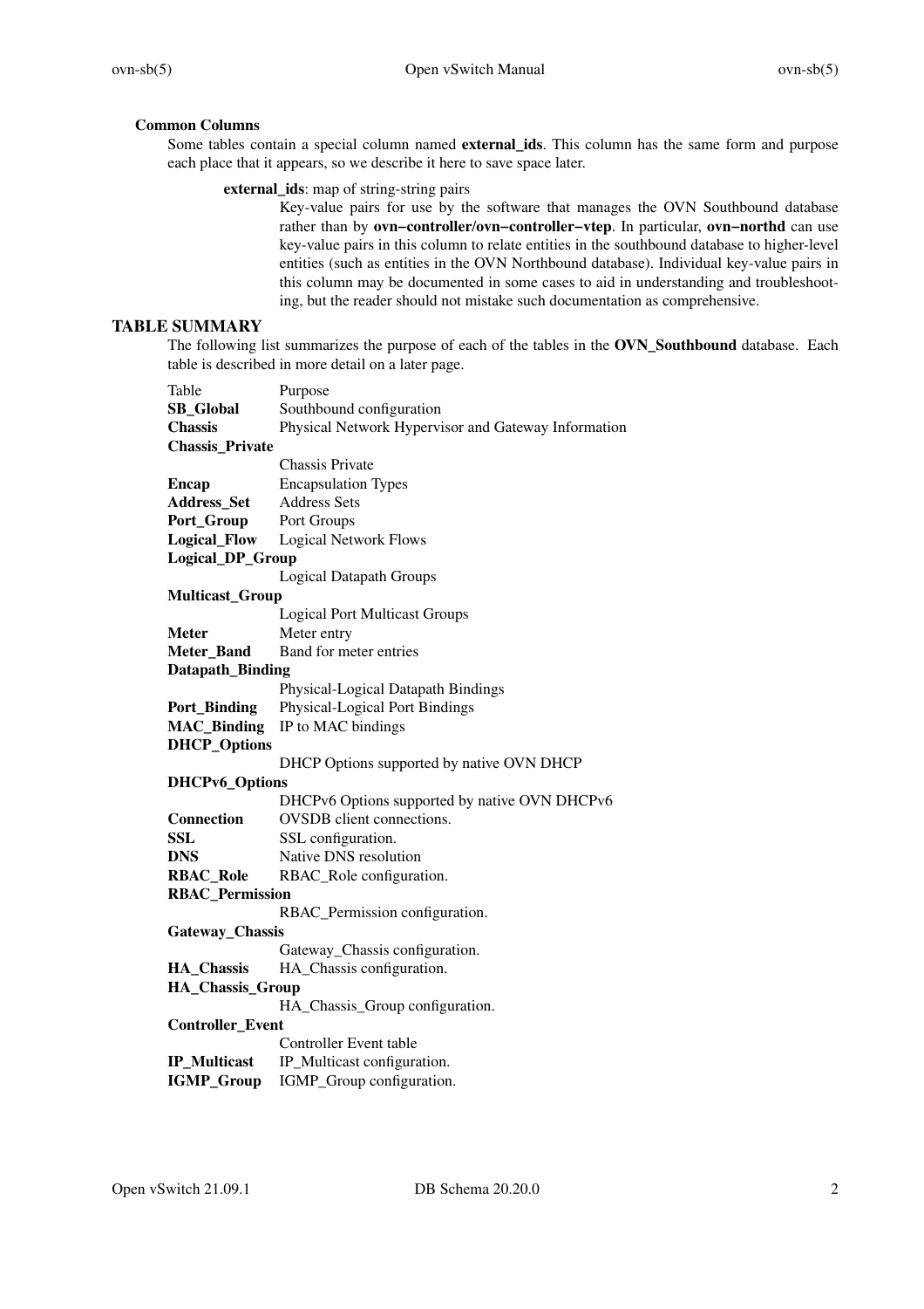### Common Columns

Some tables contain a special column named **external_ids**. This column has the same form and purpose each place that it appears, so we describe it here to save space later.

**external_ids**: map of string-string pairs

Key-value pairs for use by the software that manages the OVN Southbound database rather than by **ovn−controller/ovn−controller−vtep**. In particular, **ovn−northd** can use key-value pairs in this column to relate entities in the southbound database to higher-level entities (such as entities in the OVN Northbound database). Individual key-value pairs in this column may be documented in some cases to aid in understanding and troubleshooting, but the reader should not mistake such documentation as comprehensive.

## TABLE SUMMARY

The following list summarizes the purpose of each of the tables in the **OVN_Southbound** database. Each table is described in more detail on a later page.

| Table | Purpose |
|---|---|
| **SB_Global** | Southbound configuration |
| **Chassis** | Physical Network Hypervisor and Gateway Information |
| **Chassis_Private** | Chassis Private |
| **Encap** | Encapsulation Types |
| **Address_Set** | Address Sets |
| **Port_Group** | Port Groups |
| **Logical_Flow** | Logical Network Flows |
| **Logical_DP_Group** | Logical Datapath Groups |
| **Multicast_Group** | Logical Port Multicast Groups |
| **Meter** | Meter entry |
| **Meter_Band** | Band for meter entries |
| **Datapath_Binding** | Physical-Logical Datapath Bindings |
| **Port_Binding** | Physical-Logical Port Bindings |
| **MAC_Binding** | IP to MAC bindings |
| **DHCP_Options** | DHCP Options supported by native OVN DHCP |
| **DHCPv6_Options** | DHCPv6 Options supported by native OVN DHCPv6 |
| **Connection** | OVSDB client connections. |
| **SSL** | SSL configuration. |
| **DNS** | Native DNS resolution |
| **RBAC_Role** | RBAC_Role configuration. |
| **RBAC_Permission** | RBAC_Permission configuration. |
| **Gateway_Chassis** | Gateway_Chassis configuration. |
| **HA_Chassis** | HA_Chassis configuration. |
| **HA_Chassis_Group** | HA_Chassis_Group configuration. |
| **Controller_Event** | Controller Event table |
| **IP_Multicast** | IP_Multicast configuration. |
| **IGMP_Group** | IGMP_Group configuration. |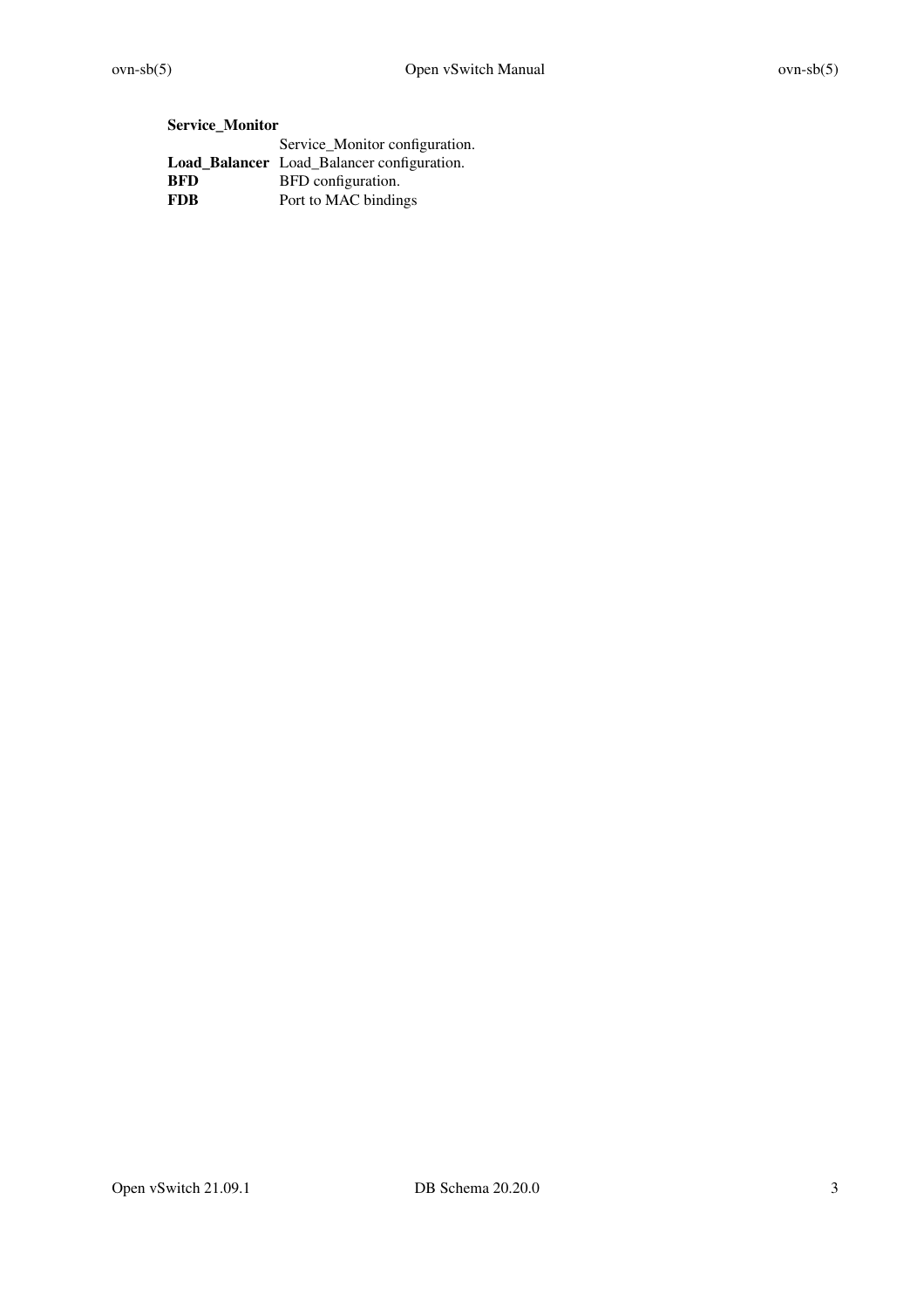| Table | Purpose |
| --- | --- |
| **Service_Monitor** | Service_Monitor configuration. |
| **Load_Balancer** | Load_Balancer configuration. |
| **BFD** | BFD configuration. |
| **FDB** | Port to MAC bindings |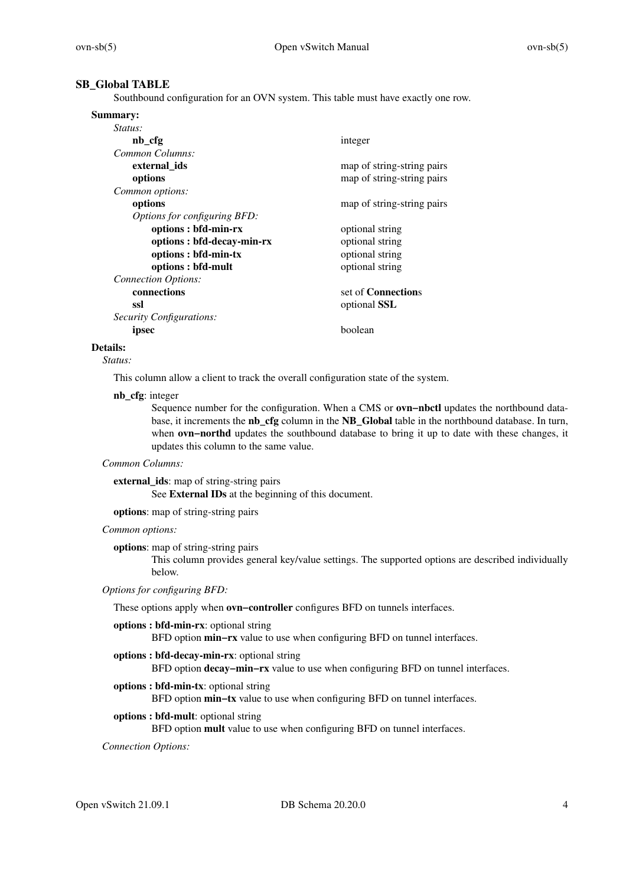## SB_Global TABLE

Southbound configuration for an OVN system. This table must have exactly one row.

### Summary:

| | |
|---|---|
| *Status:* | |
| **nb_cfg** | integer |
| *Common Columns:* | |
| **external_ids** | map of string-string pairs |
| **options** | map of string-string pairs |
| *Common options:* | |
| **options** | map of string-string pairs |
| *Options for configuring BFD:* | |
| **options : bfd-min-rx** | optional string |
| **options : bfd-decay-min-rx** | optional string |
| **options : bfd-min-tx** | optional string |
| **options : bfd-mult** | optional string |
| *Connection Options:* | |
| **connections** | set of **Connection**s |
| **ssl** | optional **SSL** |
| *Security Configurations:* | |
| **ipsec** | boolean |

### Details:

*Status:*

This column allow a client to track the overall configuration state of the system.

**nb_cfg**: integer

Sequence number for the configuration. When a CMS or **ovn−nbctl** updates the northbound database, it increments the **nb_cfg** column in the **NB_Global** table in the northbound database. In turn, when **ovn−northd** updates the southbound database to bring it up to date with these changes, it updates this column to the same value.

*Common Columns:*

**external_ids**: map of string-string pairs

See **External IDs** at the beginning of this document.

**options**: map of string-string pairs

*Common options:*

**options**: map of string-string pairs

This column provides general key/value settings. The supported options are described individually below.

*Options for configuring BFD:*

These options apply when **ovn−controller** configures BFD on tunnels interfaces.

**options : bfd-min-rx**: optional string

BFD option **min−rx** value to use when configuring BFD on tunnel interfaces.

**options : bfd-decay-min-rx**: optional string

BFD option **decay−min−rx** value to use when configuring BFD on tunnel interfaces.

**options : bfd-min-tx**: optional string

BFD option **min−tx** value to use when configuring BFD on tunnel interfaces.

**options : bfd-mult**: optional string

BFD option **mult** value to use when configuring BFD on tunnel interfaces.

*Connection Options:*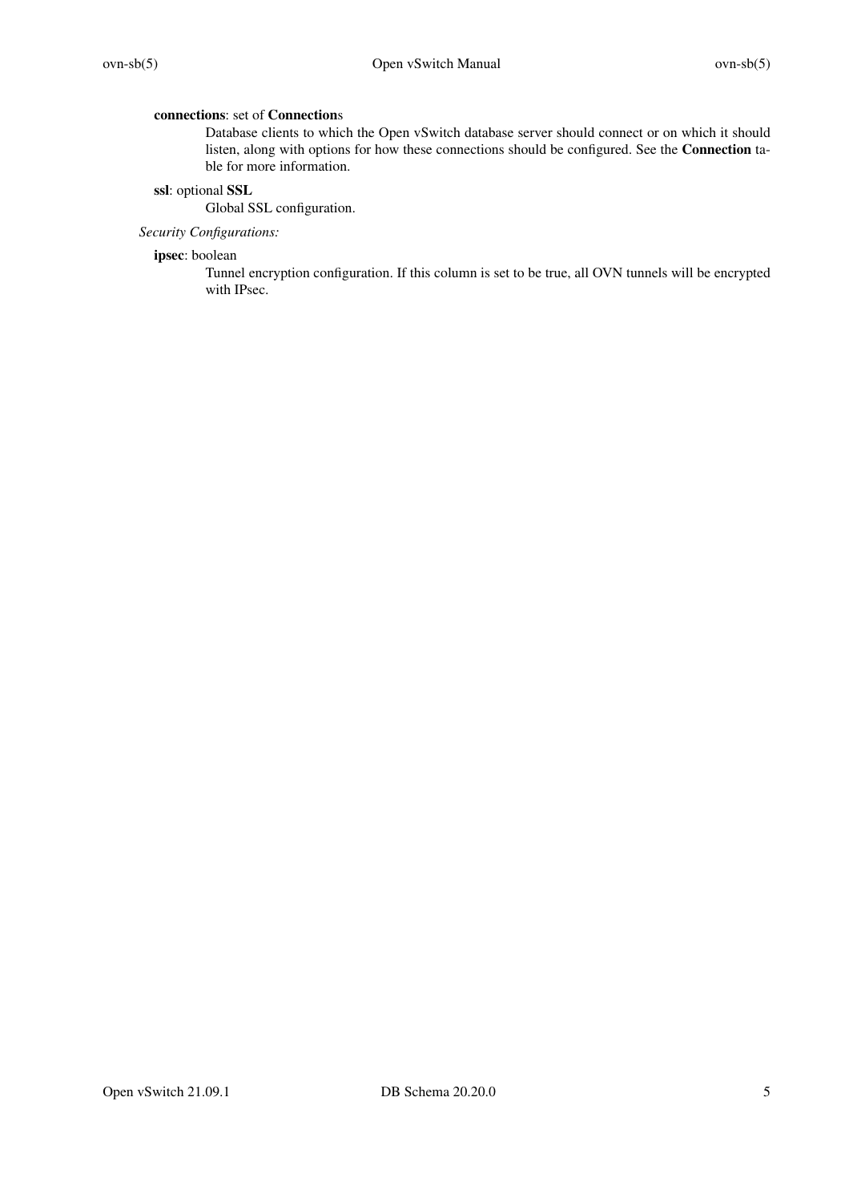**connections**: set of **Connection**s

Database clients to which the Open vSwitch database server should connect or on which it should listen, along with options for how these connections should be configured. See the **Connection** table for more information.

**ssl**: optional **SSL**

Global SSL configuration.

*Security Configurations:*

**ipsec**: boolean

Tunnel encryption configuration. If this column is set to be true, all OVN tunnels will be encrypted with IPsec.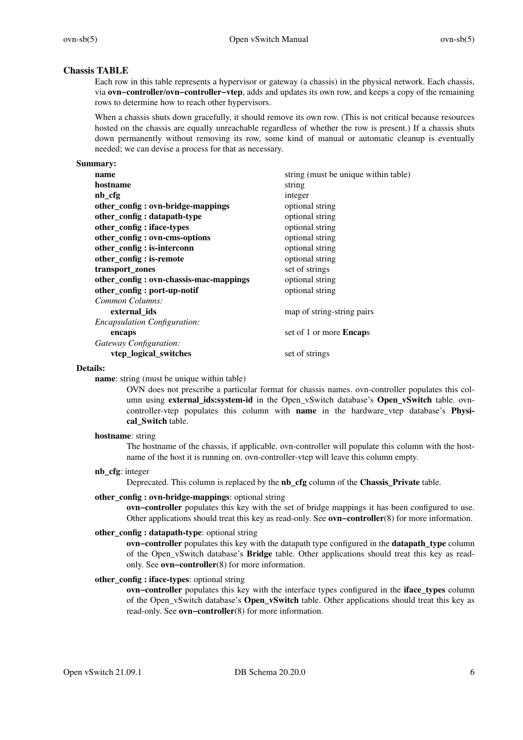## Chassis TABLE

Each row in this table represents a hypervisor or gateway (a chassis) in the physical network. Each chassis, via **ovn−controller/ovn−controller−vtep**, adds and updates its own row, and keeps a copy of the remaining rows to determine how to reach other hypervisors.

When a chassis shuts down gracefully, it should remove its own row. (This is not critical because resources hosted on the chassis are equally unreachable regardless of whether the row is present.) If a chassis shuts down permanently without removing its row, some kind of manual or automatic cleanup is eventually needed; we can devise a process for that as necessary.

### Summary:

| | |
|---|---|
| **name** | string (must be unique within table) |
| **hostname** | string |
| **nb_cfg** | integer |
| **other_config : ovn-bridge-mappings** | optional string |
| **other_config : datapath-type** | optional string |
| **other_config : iface-types** | optional string |
| **other_config : ovn-cms-options** | optional string |
| **other_config : is-interconn** | optional string |
| **other_config : is-remote** | optional string |
| **transport_zones** | set of strings |
| **other_config : ovn-chassis-mac-mappings** | optional string |
| **other_config : port-up-notif** | optional string |
| *Common Columns:* | |
| **external_ids** | map of string-string pairs |
| *Encapsulation Configuration:* | |
| **encaps** | set of 1 or more **Encap**s |
| *Gateway Configuration:* | |
| **vtep_logical_switches** | set of strings |

### Details:

**name**: string (must be unique within table)

OVN does not prescribe a particular format for chassis names. ovn-controller populates this column using **external_ids:system-id** in the Open_vSwitch database's **Open_vSwitch** table. ovn-controller-vtep populates this column with **name** in the hardware_vtep database's **Physical_Switch** table.

**hostname**: string

The hostname of the chassis, if applicable. ovn-controller will populate this column with the hostname of the host it is running on. ovn-controller-vtep will leave this column empty.

**nb_cfg**: integer

Deprecated. This column is replaced by the **nb_cfg** column of the **Chassis_Private** table.

**other_config : ovn-bridge-mappings**: optional string

**ovn−controller** populates this key with the set of bridge mappings it has been configured to use. Other applications should treat this key as read-only. See **ovn−controller**(8) for more information.

**other_config : datapath-type**: optional string

**ovn−controller** populates this key with the datapath type configured in the **datapath_type** column of the Open_vSwitch database's **Bridge** table. Other applications should treat this key as read-only. See **ovn−controller**(8) for more information.

**other_config : iface-types**: optional string

**ovn−controller** populates this key with the interface types configured in the **iface_types** column of the Open_vSwitch database's **Open_vSwitch** table. Other applications should treat this key as read-only. See **ovn−controller**(8) for more information.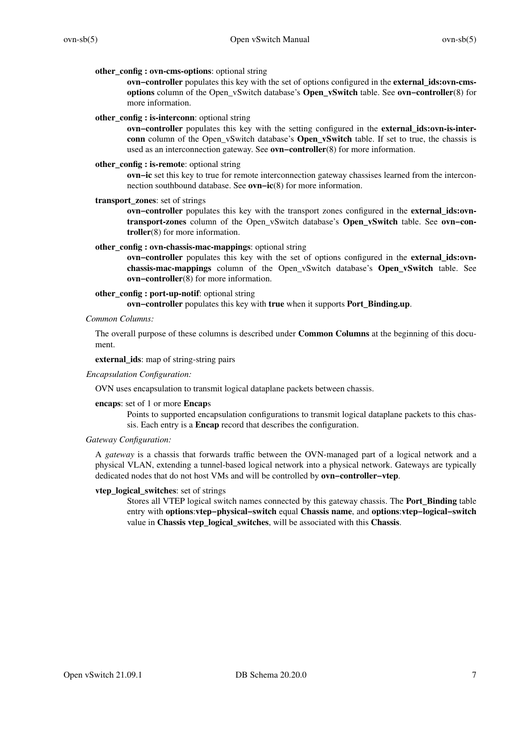**other_config : ovn-cms-options**: optional string

> **ovn−controller** populates this key with the set of options configured in the **external_ids:ovn-cms-options** column of the Open_vSwitch database's **Open_vSwitch** table. See **ovn−controller**(8) for more information.

**other_config : is-interconn**: optional string

> **ovn−controller** populates this key with the setting configured in the **external_ids:ovn-is-interconn** column of the Open_vSwitch database's **Open_vSwitch** table. If set to true, the chassis is used as an interconnection gateway. See **ovn−controller**(8) for more information.

**other_config : is-remote**: optional string

> **ovn−ic** set this key to true for remote interconnection gateway chassises learned from the interconnection southbound database. See **ovn−ic**(8) for more information.

**transport_zones**: set of strings

> **ovn−controller** populates this key with the transport zones configured in the **external_ids:ovn-transport-zones** column of the Open_vSwitch database's **Open_vSwitch** table. See **ovn−controller**(8) for more information.

**other_config : ovn-chassis-mac-mappings**: optional string

> **ovn−controller** populates this key with the set of options configured in the **external_ids:ovn-chassis-mac-mappings** column of the Open_vSwitch database's **Open_vSwitch** table. See **ovn−controller**(8) for more information.

**other_config : port-up-notif**: optional string

> **ovn−controller** populates this key with **true** when it supports **Port_Binding.up**.

*Common Columns:*

The overall purpose of these columns is described under **Common Columns** at the beginning of this document.

**external_ids**: map of string-string pairs

*Encapsulation Configuration:*

OVN uses encapsulation to transmit logical dataplane packets between chassis.

**encaps**: set of 1 or more **Encap**s

> Points to supported encapsulation configurations to transmit logical dataplane packets to this chassis. Each entry is a **Encap** record that describes the configuration.

*Gateway Configuration:*

A *gateway* is a chassis that forwards traffic between the OVN-managed part of a logical network and a physical VLAN, extending a tunnel-based logical network into a physical network. Gateways are typically dedicated nodes that do not host VMs and will be controlled by **ovn−controller−vtep**.

**vtep_logical_switches**: set of strings

> Stores all VTEP logical switch names connected by this gateway chassis. The **Port_Binding** table entry with **options**:**vtep−physical−switch** equal **Chassis name**, and **options**:**vtep−logical−switch** value in **Chassis vtep_logical_switches**, will be associated with this **Chassis**.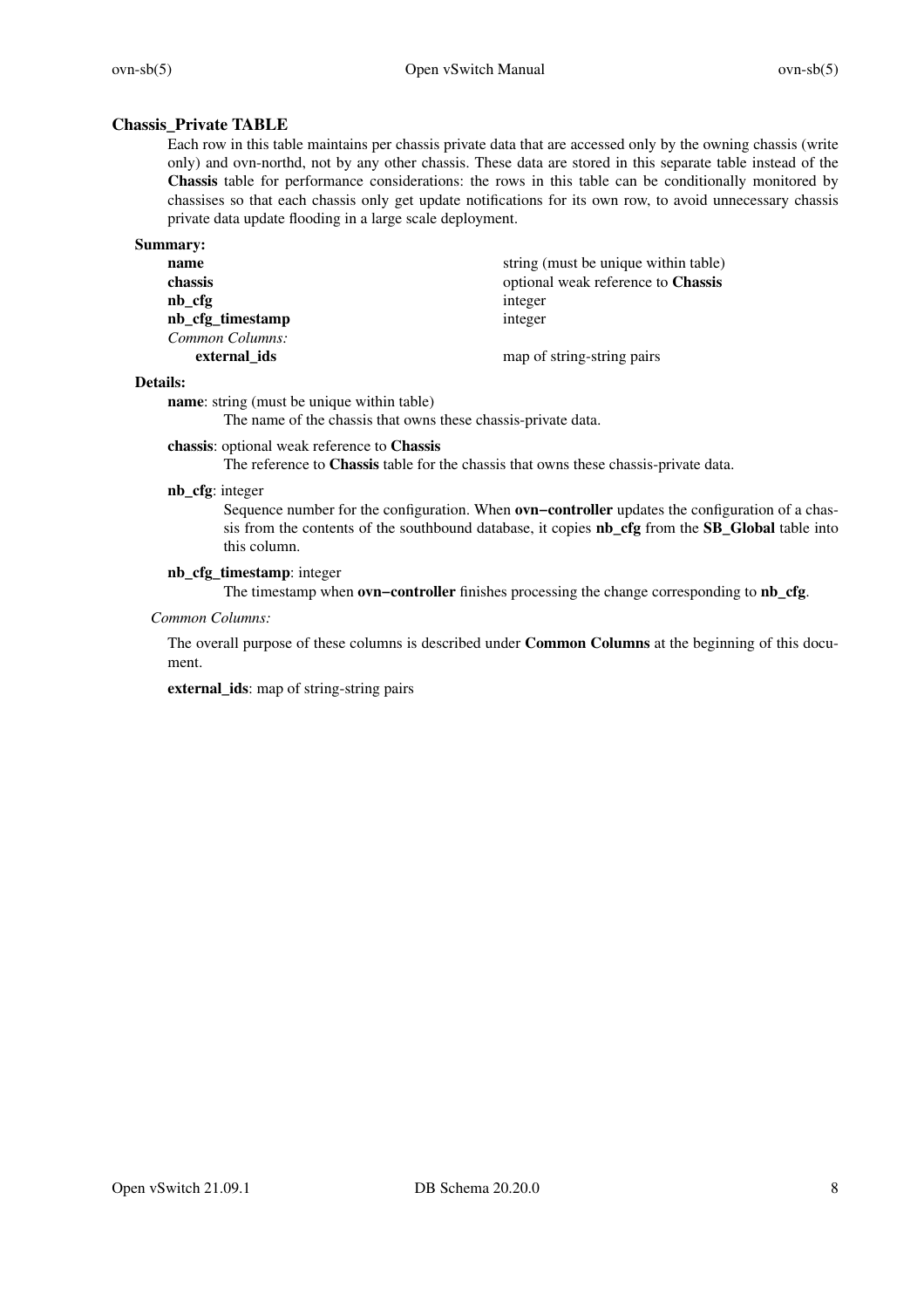## Chassis_Private TABLE

Each row in this table maintains per chassis private data that are accessed only by the owning chassis (write only) and ovn-northd, not by any other chassis. These data are stored in this separate table instead of the **Chassis** table for performance considerations: the rows in this table can be conditionally monitored by chassises so that each chassis only get update notifications for its own row, to avoid unnecessary chassis private data update flooding in a large scale deployment.

### Summary:

| | |
|---|---|
| **name** | string (must be unique within table) |
| **chassis** | optional weak reference to **Chassis** |
| **nb_cfg** | integer |
| **nb_cfg_timestamp** | integer |
| *Common Columns:* | |
| **external_ids** | map of string-string pairs |

### Details:

**name**: string (must be unique within table)

The name of the chassis that owns these chassis-private data.

**chassis**: optional weak reference to **Chassis**

The reference to **Chassis** table for the chassis that owns these chassis-private data.

**nb_cfg**: integer

Sequence number for the configuration. When **ovn−controller** updates the configuration of a chassis from the contents of the southbound database, it copies **nb_cfg** from the **SB_Global** table into this column.

**nb_cfg_timestamp**: integer

The timestamp when **ovn−controller** finishes processing the change corresponding to **nb_cfg**.

*Common Columns:*

The overall purpose of these columns is described under **Common Columns** at the beginning of this document.

**external_ids**: map of string-string pairs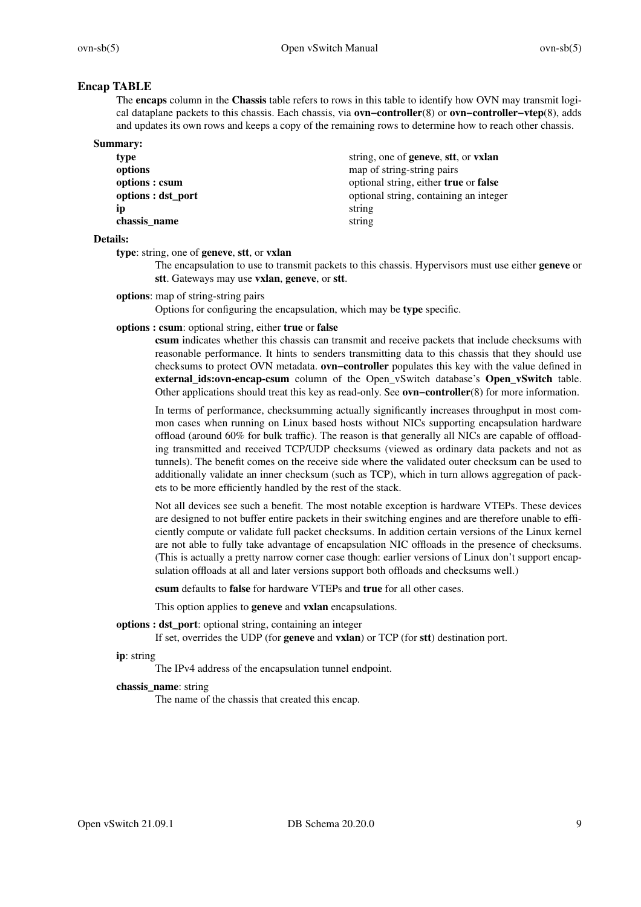## Encap TABLE

The **encaps** column in the **Chassis** table refers to rows in this table to identify how OVN may transmit logical dataplane packets to this chassis. Each chassis, via **ovn−controller**(8) or **ovn−controller−vtep**(8), adds and updates its own rows and keeps a copy of the remaining rows to determine how to reach other chassis.

### Summary:

| | |
|---|---|
| **type** | string, one of **geneve**, **stt**, or **vxlan** |
| **options** | map of string-string pairs |
| **options : csum** | optional string, either **true** or **false** |
| **options : dst_port** | optional string, containing an integer |
| **ip** | string |
| **chassis_name** | string |

### Details:

**type**: string, one of **geneve**, **stt**, or **vxlan**

The encapsulation to use to transmit packets to this chassis. Hypervisors must use either **geneve** or **stt**. Gateways may use **vxlan**, **geneve**, or **stt**.

**options**: map of string-string pairs

Options for configuring the encapsulation, which may be **type** specific.

**options : csum**: optional string, either **true** or **false**

**csum** indicates whether this chassis can transmit and receive packets that include checksums with reasonable performance. It hints to senders transmitting data to this chassis that they should use checksums to protect OVN metadata. **ovn−controller** populates this key with the value defined in **external_ids:ovn-encap-csum** column of the Open_vSwitch database's **Open_vSwitch** table. Other applications should treat this key as read-only. See **ovn−controller**(8) for more information.

In terms of performance, checksumming actually significantly increases throughput in most common cases when running on Linux based hosts without NICs supporting encapsulation hardware offload (around 60% for bulk traffic). The reason is that generally all NICs are capable of offloading transmitted and received TCP/UDP checksums (viewed as ordinary data packets and not as tunnels). The benefit comes on the receive side where the validated outer checksum can be used to additionally validate an inner checksum (such as TCP), which in turn allows aggregation of packets to be more efficiently handled by the rest of the stack.

Not all devices see such a benefit. The most notable exception is hardware VTEPs. These devices are designed to not buffer entire packets in their switching engines and are therefore unable to efficiently compute or validate full packet checksums. In addition certain versions of the Linux kernel are not able to fully take advantage of encapsulation NIC offloads in the presence of checksums. (This is actually a pretty narrow corner case though: earlier versions of Linux don't support encapsulation offloads at all and later versions support both offloads and checksums well.)

**csum** defaults to **false** for hardware VTEPs and **true** for all other cases.

This option applies to **geneve** and **vxlan** encapsulations.

**options : dst_port**: optional string, containing an integer

If set, overrides the UDP (for **geneve** and **vxlan**) or TCP (for **stt**) destination port.

**ip**: string

The IPv4 address of the encapsulation tunnel endpoint.

**chassis_name**: string

The name of the chassis that created this encap.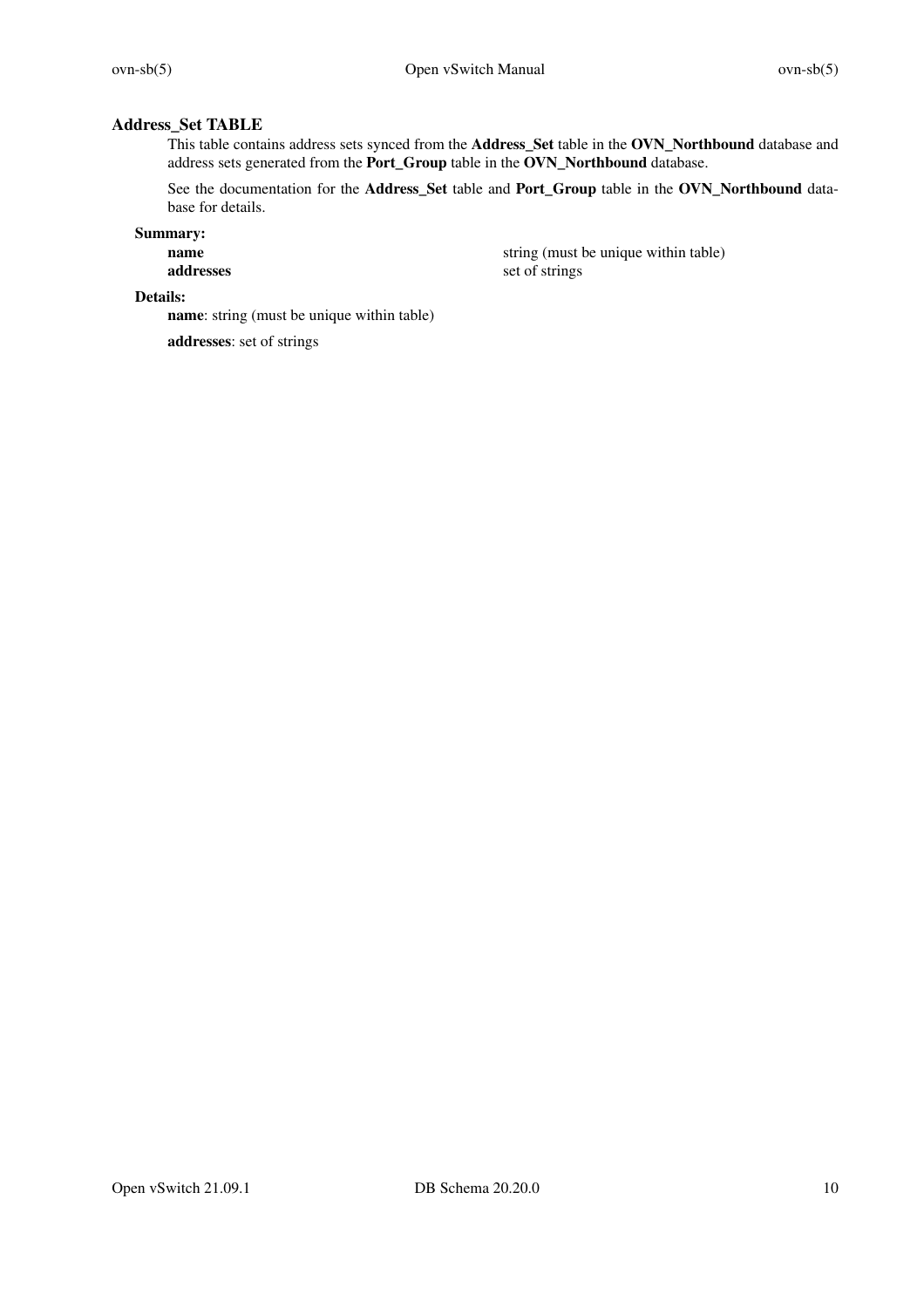## Address_Set TABLE

This table contains address sets synced from the **Address_Set** table in the **OVN_Northbound** database and address sets generated from the **Port_Group** table in the **OVN_Northbound** database.

See the documentation for the **Address_Set** table and **Port_Group** table in the **OVN_Northbound** database for details.

### Summary:

| | |
|---|---|
| **name** | string (must be unique within table) |
| **addresses** | set of strings |

### Details:

**name**: string (must be unique within table)

**addresses**: set of strings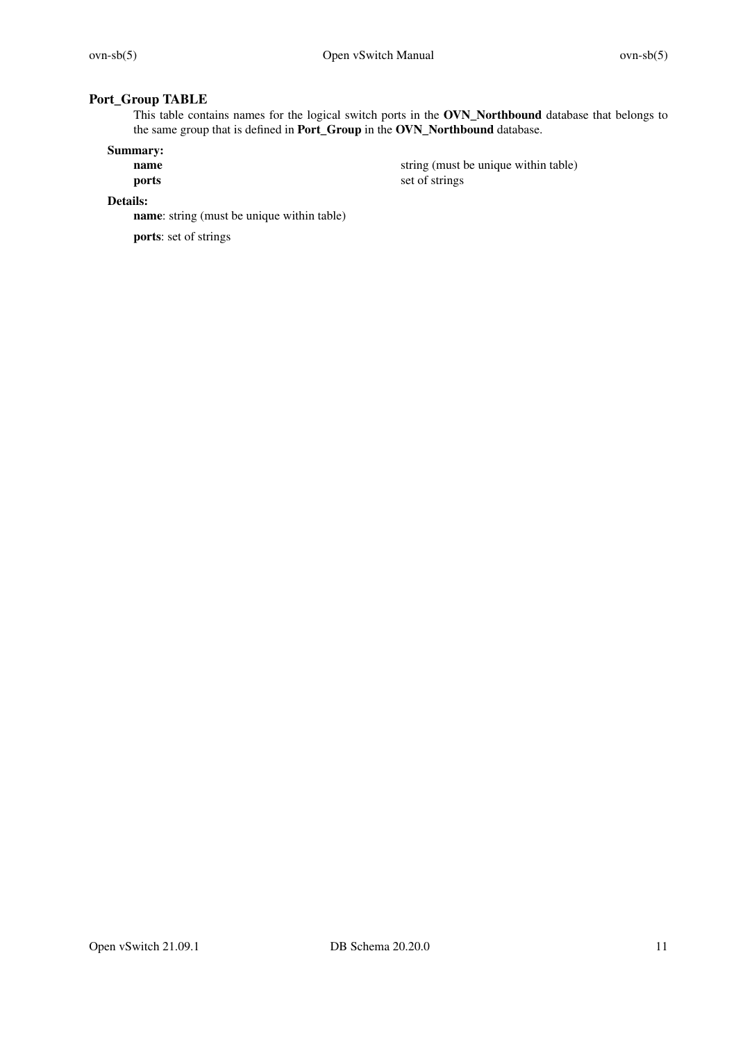## Port_Group TABLE

This table contains names for the logical switch ports in the **OVN_Northbound** database that belongs to the same group that is defined in **Port_Group** in the **OVN_Northbound** database.

### Summary:

| | |
|---|---|
| **name** | string (must be unique within table) |
| **ports** | set of strings |

### Details:

**name**: string (must be unique within table)

**ports**: set of strings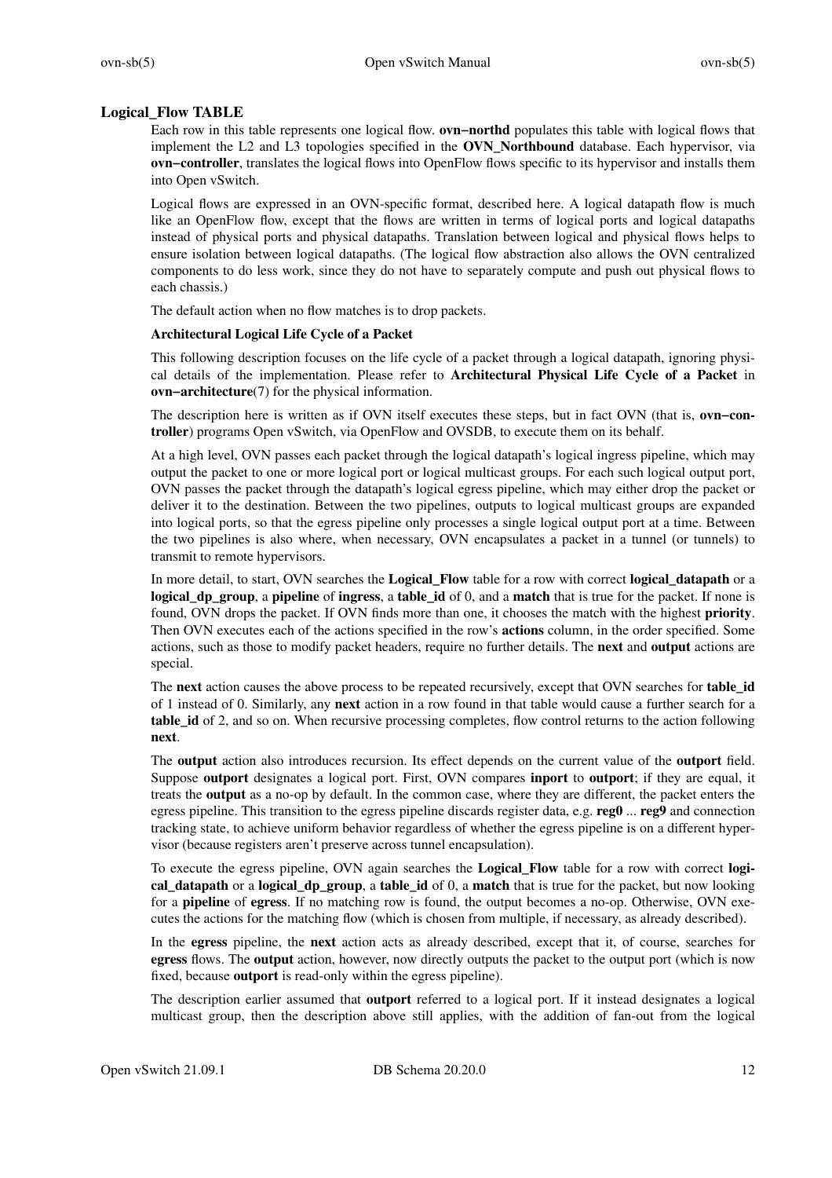## Logical_Flow TABLE

Each row in this table represents one logical flow. **ovn−northd** populates this table with logical flows that implement the L2 and L3 topologies specified in the **OVN_Northbound** database. Each hypervisor, via **ovn−controller**, translates the logical flows into OpenFlow flows specific to its hypervisor and installs them into Open vSwitch.

Logical flows are expressed in an OVN-specific format, described here. A logical datapath flow is much like an OpenFlow flow, except that the flows are written in terms of logical ports and logical datapaths instead of physical ports and physical datapaths. Translation between logical and physical flows helps to ensure isolation between logical datapaths. (The logical flow abstraction also allows the OVN centralized components to do less work, since they do not have to separately compute and push out physical flows to each chassis.)

The default action when no flow matches is to drop packets.

**Architectural Logical Life Cycle of a Packet**

This following description focuses on the life cycle of a packet through a logical datapath, ignoring physical details of the implementation. Please refer to **Architectural Physical Life Cycle of a Packet** in **ovn−architecture**(7) for the physical information.

The description here is written as if OVN itself executes these steps, but in fact OVN (that is, **ovn−controller**) programs Open vSwitch, via OpenFlow and OVSDB, to execute them on its behalf.

At a high level, OVN passes each packet through the logical datapath's logical ingress pipeline, which may output the packet to one or more logical port or logical multicast groups. For each such logical output port, OVN passes the packet through the datapath's logical egress pipeline, which may either drop the packet or deliver it to the destination. Between the two pipelines, outputs to logical multicast groups are expanded into logical ports, so that the egress pipeline only processes a single logical output port at a time. Between the two pipelines is also where, when necessary, OVN encapsulates a packet in a tunnel (or tunnels) to transmit to remote hypervisors.

In more detail, to start, OVN searches the **Logical_Flow** table for a row with correct **logical_datapath** or a **logical_dp_group**, a **pipeline** of **ingress**, a **table_id** of 0, and a **match** that is true for the packet. If none is found, OVN drops the packet. If OVN finds more than one, it chooses the match with the highest **priority**. Then OVN executes each of the actions specified in the row's **actions** column, in the order specified. Some actions, such as those to modify packet headers, require no further details. The **next** and **output** actions are special.

The **next** action causes the above process to be repeated recursively, except that OVN searches for **table_id** of 1 instead of 0. Similarly, any **next** action in a row found in that table would cause a further search for a **table_id** of 2, and so on. When recursive processing completes, flow control returns to the action following **next**.

The **output** action also introduces recursion. Its effect depends on the current value of the **outport** field. Suppose **outport** designates a logical port. First, OVN compares **inport** to **outport**; if they are equal, it treats the **output** as a no-op by default. In the common case, where they are different, the packet enters the egress pipeline. This transition to the egress pipeline discards register data, e.g. **reg0** ... **reg9** and connection tracking state, to achieve uniform behavior regardless of whether the egress pipeline is on a different hypervisor (because registers aren't preserve across tunnel encapsulation).

To execute the egress pipeline, OVN again searches the **Logical_Flow** table for a row with correct **logical_datapath** or a **logical_dp_group**, a **table_id** of 0, a **match** that is true for the packet, but now looking for a **pipeline** of **egress**. If no matching row is found, the output becomes a no-op. Otherwise, OVN executes the actions for the matching flow (which is chosen from multiple, if necessary, as already described).

In the **egress** pipeline, the **next** action acts as already described, except that it, of course, searches for **egress** flows. The **output** action, however, now directly outputs the packet to the output port (which is now fixed, because **outport** is read-only within the egress pipeline).

The description earlier assumed that **outport** referred to a logical port. If it instead designates a logical multicast group, then the description above still applies, with the addition of fan-out from the logical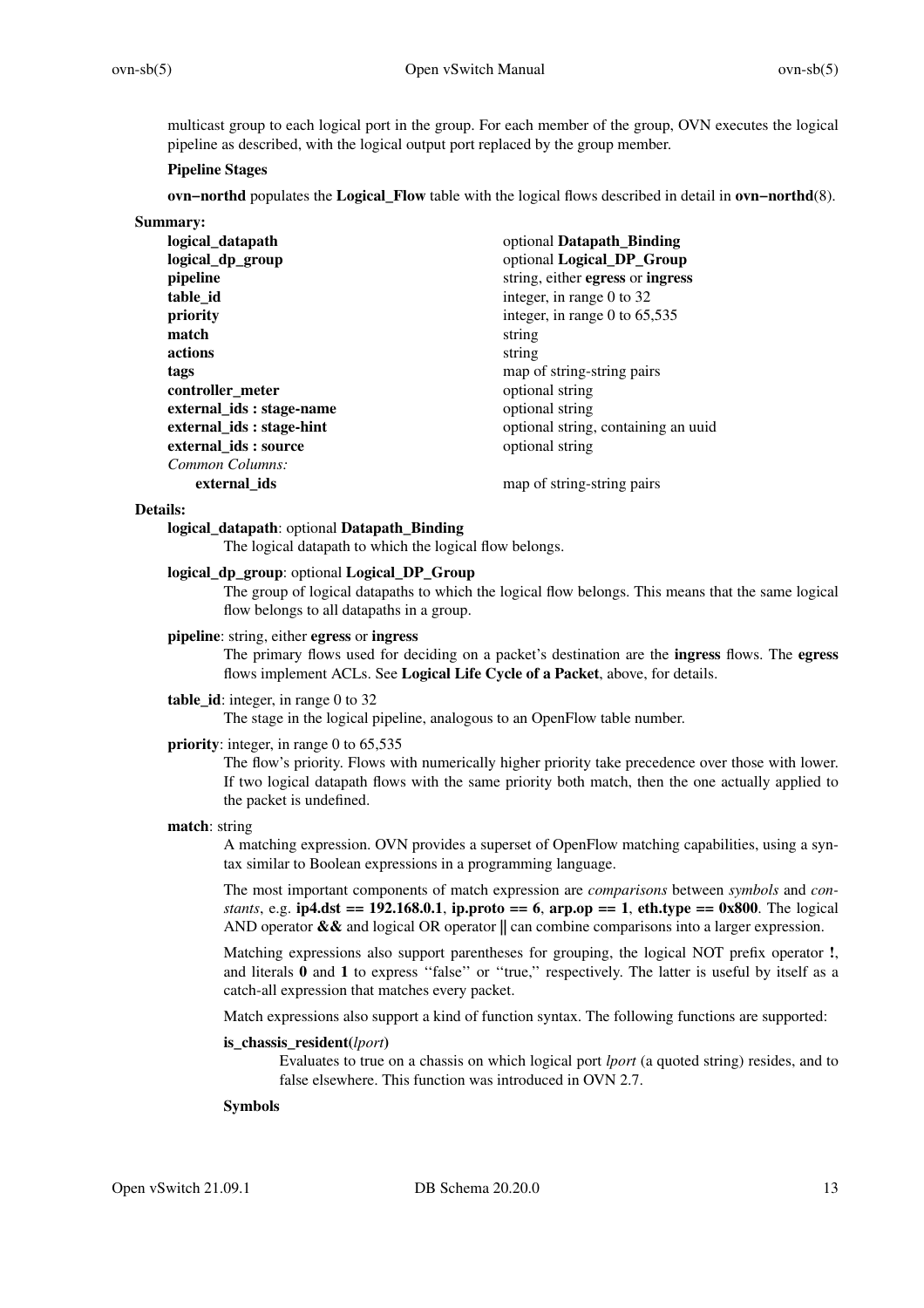multicast group to each logical port in the group. For each member of the group, OVN executes the logical pipeline as described, with the logical output port replaced by the group member.

**Pipeline Stages**

**ovn−northd** populates the **Logical_Flow** table with the logical flows described in detail in **ovn−northd**(8).

**Summary:**

| | |
|---|---|
| **logical_datapath** | optional **Datapath_Binding** |
| **logical_dp_group** | optional **Logical_DP_Group** |
| **pipeline** | string, either **egress** or **ingress** |
| **table_id** | integer, in range 0 to 32 |
| **priority** | integer, in range 0 to 65,535 |
| **match** | string |
| **actions** | string |
| **tags** | map of string-string pairs |
| **controller_meter** | optional string |
| **external_ids : stage-name** | optional string |
| **external_ids : stage-hint** | optional string, containing an uuid |
| **external_ids : source** | optional string |
| *Common Columns:* | |
| **external_ids** | map of string-string pairs |

**Details:**

**logical_datapath**: optional **Datapath_Binding**

The logical datapath to which the logical flow belongs.

**logical_dp_group**: optional **Logical_DP_Group**

The group of logical datapaths to which the logical flow belongs. This means that the same logical flow belongs to all datapaths in a group.

**pipeline**: string, either **egress** or **ingress**

The primary flows used for deciding on a packet's destination are the **ingress** flows. The **egress** flows implement ACLs. See **Logical Life Cycle of a Packet**, above, for details.

**table_id**: integer, in range 0 to 32

The stage in the logical pipeline, analogous to an OpenFlow table number.

**priority**: integer, in range 0 to 65,535

The flow's priority. Flows with numerically higher priority take precedence over those with lower. If two logical datapath flows with the same priority both match, then the one actually applied to the packet is undefined.

**match**: string

A matching expression. OVN provides a superset of OpenFlow matching capabilities, using a syntax similar to Boolean expressions in a programming language.

The most important components of match expression are *comparisons* between *symbols* and *constants*, e.g. **ip4.dst == 192.168.0.1**, **ip.proto == 6**, **arp.op == 1**, **eth.type == 0x800**. The logical AND operator **&&** and logical OR operator **||** can combine comparisons into a larger expression.

Matching expressions also support parentheses for grouping, the logical NOT prefix operator **!**, and literals **0** and **1** to express ''false'' or ''true,'' respectively. The latter is useful by itself as a catch-all expression that matches every packet.

Match expressions also support a kind of function syntax. The following functions are supported:

**is_chassis_resident(***lport***)**

Evaluates to true on a chassis on which logical port *lport* (a quoted string) resides, and to false elsewhere. This function was introduced in OVN 2.7.

**Symbols**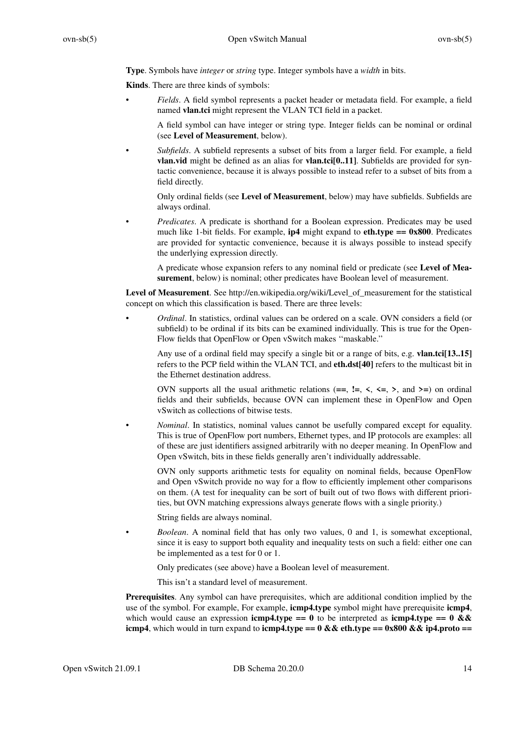**Type**. Symbols have *integer* or *string* type. Integer symbols have a *width* in bits.

**Kinds**. There are three kinds of symbols:

- *Fields*. A field symbol represents a packet header or metadata field. For example, a field named **vlan.tci** might represent the VLAN TCI field in a packet.

  A field symbol can have integer or string type. Integer fields can be nominal or ordinal (see **Level of Measurement**, below).

- *Subfields*. A subfield represents a subset of bits from a larger field. For example, a field **vlan.vid** might be defined as an alias for **vlan.tci[0..11]**. Subfields are provided for syntactic convenience, because it is always possible to instead refer to a subset of bits from a field directly.

  Only ordinal fields (see **Level of Measurement**, below) may have subfields. Subfields are always ordinal.

- *Predicates*. A predicate is shorthand for a Boolean expression. Predicates may be used much like 1-bit fields. For example, **ip4** might expand to **eth.type == 0x800**. Predicates are provided for syntactic convenience, because it is always possible to instead specify the underlying expression directly.

  A predicate whose expansion refers to any nominal field or predicate (see **Level of Measurement**, below) is nominal; other predicates have Boolean level of measurement.

**Level of Measurement**. See http://en.wikipedia.org/wiki/Level_of_measurement for the statistical concept on which this classification is based. There are three levels:

- *Ordinal*. In statistics, ordinal values can be ordered on a scale. OVN considers a field (or subfield) to be ordinal if its bits can be examined individually. This is true for the OpenFlow fields that OpenFlow or Open vSwitch makes ''maskable.''

  Any use of a ordinal field may specify a single bit or a range of bits, e.g. **vlan.tci[13..15]** refers to the PCP field within the VLAN TCI, and **eth.dst[40]** refers to the multicast bit in the Ethernet destination address.

  OVN supports all the usual arithmetic relations (**==**, **!=**, **<**, **<=**, **>**, and **>=**) on ordinal fields and their subfields, because OVN can implement these in OpenFlow and Open vSwitch as collections of bitwise tests.

- *Nominal*. In statistics, nominal values cannot be usefully compared except for equality. This is true of OpenFlow port numbers, Ethernet types, and IP protocols are examples: all of these are just identifiers assigned arbitrarily with no deeper meaning. In OpenFlow and Open vSwitch, bits in these fields generally aren't individually addressable.

  OVN only supports arithmetic tests for equality on nominal fields, because OpenFlow and Open vSwitch provide no way for a flow to efficiently implement other comparisons on them. (A test for inequality can be sort of built out of two flows with different priorities, but OVN matching expressions always generate flows with a single priority.)

  String fields are always nominal.

- *Boolean*. A nominal field that has only two values, 0 and 1, is somewhat exceptional, since it is easy to support both equality and inequality tests on such a field: either one can be implemented as a test for 0 or 1.

  Only predicates (see above) have a Boolean level of measurement.

  This isn't a standard level of measurement.

**Prerequisites**. Any symbol can have prerequisites, which are additional condition implied by the use of the symbol. For example, For example, **icmp4.type** symbol might have prerequisite **icmp4**, which would cause an expression **icmp4.type == 0** to be interpreted as **icmp4.type == 0 && icmp4**, which would in turn expand to **icmp4.type == 0 && eth.type == 0x800 && ip4.proto ==**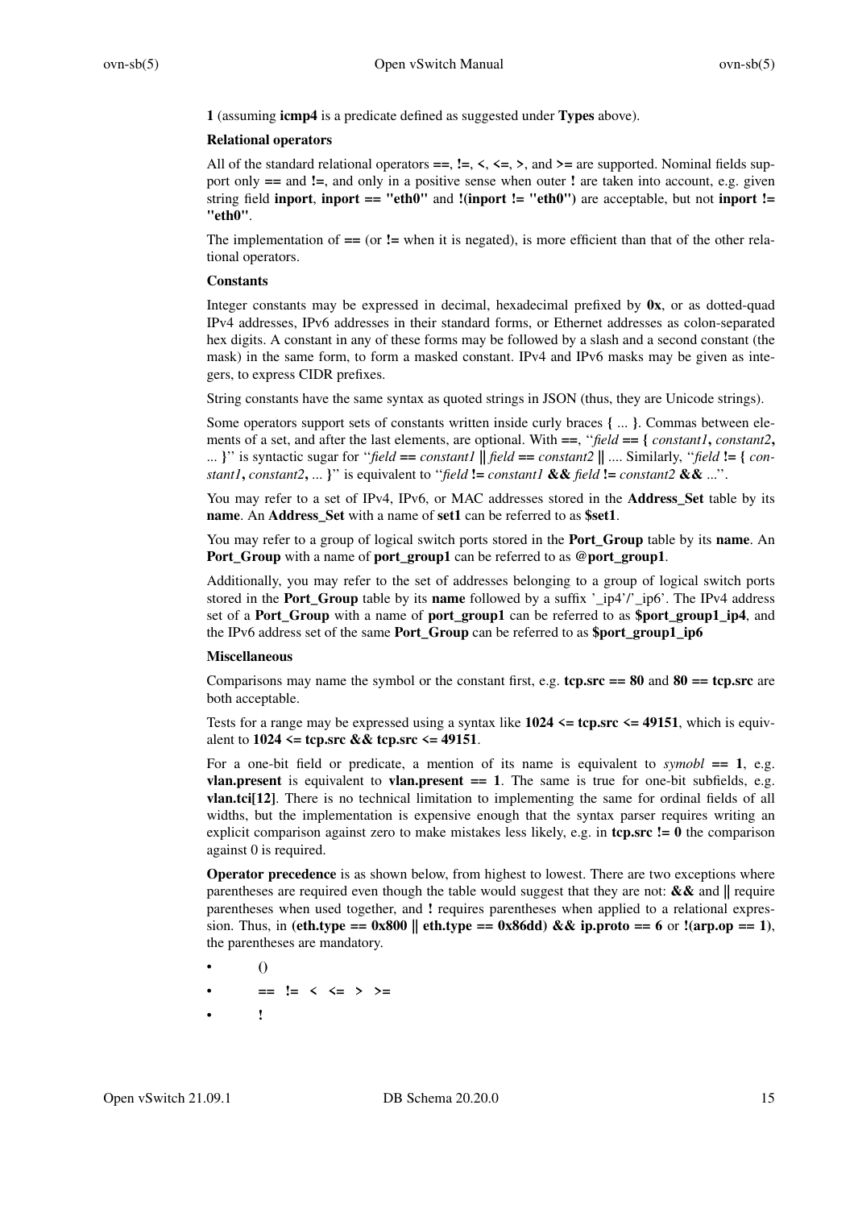**1** (assuming **icmp4** is a predicate defined as suggested under **Types** above).

**Relational operators**

All of the standard relational operators **==**, **!=**, **<**, **<=**, **>**, and **>=** are supported. Nominal fields support only **==** and **!=**, and only in a positive sense when outer **!** are taken into account, e.g. given string field **inport**, **inport == "eth0"** and **!(inport != "eth0")** are acceptable, but not **inport != "eth0"**.

The implementation of **==** (or **!=** when it is negated), is more efficient than that of the other relational operators.

**Constants**

Integer constants may be expressed in decimal, hexadecimal prefixed by **0x**, or as dotted-quad IPv4 addresses, IPv6 addresses in their standard forms, or Ethernet addresses as colon-separated hex digits. A constant in any of these forms may be followed by a slash and a second constant (the mask) in the same form, to form a masked constant. IPv4 and IPv6 masks may be given as integers, to express CIDR prefixes.

String constants have the same syntax as quoted strings in JSON (thus, they are Unicode strings).

Some operators support sets of constants written inside curly braces **{** ... **}**. Commas between elements of a set, and after the last elements, are optional. With **==**, ‘‘*field* **== {** *constant1***,** *constant2***,** ... **}**’’ is syntactic sugar for ‘‘*field* **==** *constant1* **||** *field* **==** *constant2* **||** .... Similarly, ‘‘*field* **!= {** *constant1***,** *constant2***,** ... **}**’’ is equivalent to ‘‘*field* **!=** *constant1* **&&** *field* **!=** *constant2* **&&** ...’’.

You may refer to a set of IPv4, IPv6, or MAC addresses stored in the **Address_Set** table by its **name**. An **Address_Set** with a name of **set1** can be referred to as **$set1**.

You may refer to a group of logical switch ports stored in the **Port_Group** table by its **name**. An **Port_Group** with a name of **port_group1** can be referred to as **@port_group1**.

Additionally, you may refer to the set of addresses belonging to a group of logical switch ports stored in the **Port_Group** table by its **name** followed by a suffix '_ip4'/'_ip6'. The IPv4 address set of a **Port_Group** with a name of **port_group1** can be referred to as **$port_group1_ip4**, and the IPv6 address set of the same **Port_Group** can be referred to as **$port_group1_ip6**

**Miscellaneous**

Comparisons may name the symbol or the constant first, e.g. **tcp.src == 80** and **80 == tcp.src** are both acceptable.

Tests for a range may be expressed using a syntax like **1024 <= tcp.src <= 49151**, which is equivalent to **1024 <= tcp.src && tcp.src <= 49151**.

For a one-bit field or predicate, a mention of its name is equivalent to *symobl* **== 1**, e.g. **vlan.present** is equivalent to **vlan.present == 1**. The same is true for one-bit subfields, e.g. **vlan.tci[12]**. There is no technical limitation to implementing the same for ordinal fields of all widths, but the implementation is expensive enough that the syntax parser requires writing an explicit comparison against zero to make mistakes less likely, e.g. in **tcp.src != 0** the comparison against 0 is required.

**Operator precedence** is as shown below, from highest to lowest. There are two exceptions where parentheses are required even though the table would suggest that they are not: **&&** and **||** require parentheses when used together, and **!** requires parentheses when applied to a relational expression. Thus, in **(eth.type == 0x800 || eth.type == 0x86dd) && ip.proto == 6** or **!(arp.op == 1)**, the parentheses are mandatory.

- **()**
- **== != < <= > >=**
- **!**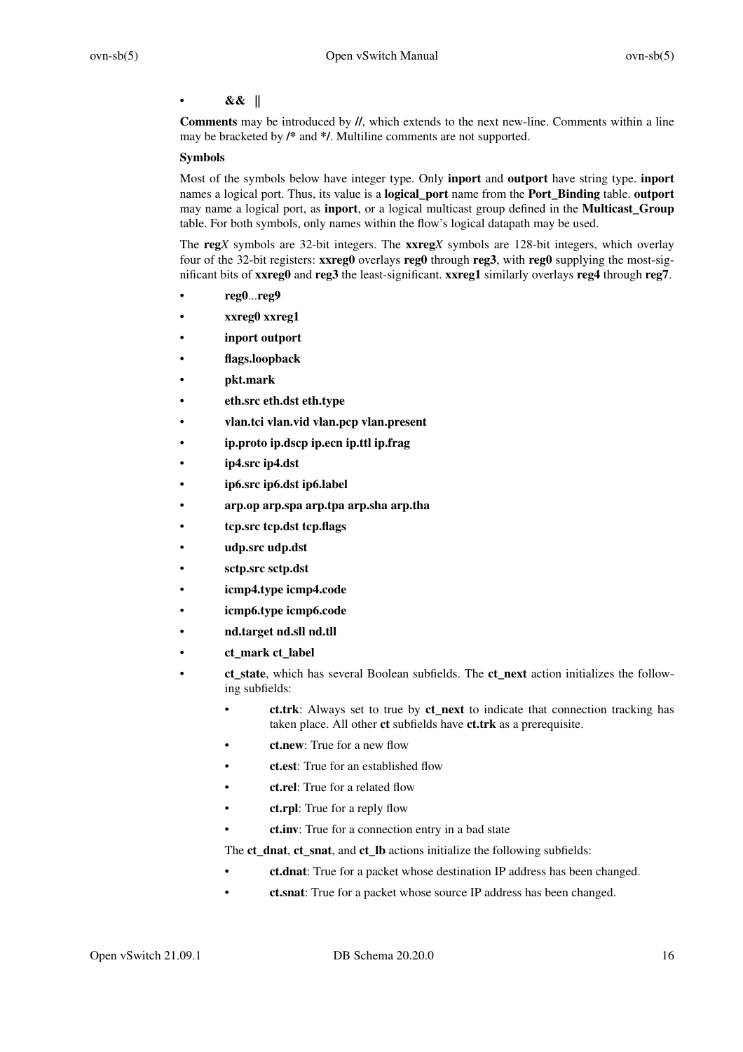- **&& ||**

**Comments** may be introduced by **//**, which extends to the next new-line. Comments within a line may be bracketed by **/*** and ***/**. Multiline comments are not supported.

**Symbols**

Most of the symbols below have integer type. Only **inport** and **outport** have string type. **inport** names a logical port. Thus, its value is a **logical_port** name from the **Port_Binding** table. **outport** may name a logical port, as **inport**, or a logical multicast group defined in the **Multicast_Group** table. For both symbols, only names within the flow's logical datapath may be used.

The **reg***X* symbols are 32-bit integers. The **xxreg***X* symbols are 128-bit integers, which overlay four of the 32-bit registers: **xxreg0** overlays **reg0** through **reg3**, with **reg0** supplying the most-significant bits of **xxreg0** and **reg3** the least-significant. **xxreg1** similarly overlays **reg4** through **reg7**.

- **reg0**...**reg9**
- **xxreg0 xxreg1**
- **inport outport**
- **flags.loopback**
- **pkt.mark**
- **eth.src eth.dst eth.type**
- **vlan.tci vlan.vid vlan.pcp vlan.present**
- **ip.proto ip.dscp ip.ecn ip.ttl ip.frag**
- **ip4.src ip4.dst**
- **ip6.src ip6.dst ip6.label**
- **arp.op arp.spa arp.tpa arp.sha arp.tha**
- **tcp.src tcp.dst tcp.flags**
- **udp.src udp.dst**
- **sctp.src sctp.dst**
- **icmp4.type icmp4.code**
- **icmp6.type icmp6.code**
- **nd.target nd.sll nd.tll**
- **ct_mark ct_label**
- **ct_state**, which has several Boolean subfields. The **ct_next** action initializes the following subfields:
  - **ct.trk**: Always set to true by **ct_next** to indicate that connection tracking has taken place. All other **ct** subfields have **ct.trk** as a prerequisite.
  - **ct.new**: True for a new flow
  - **ct.est**: True for an established flow
  - **ct.rel**: True for a related flow
  - **ct.rpl**: True for a reply flow
  - **ct.inv**: True for a connection entry in a bad state

  The **ct_dnat**, **ct_snat**, and **ct_lb** actions initialize the following subfields:

  - **ct.dnat**: True for a packet whose destination IP address has been changed.
  - **ct.snat**: True for a packet whose source IP address has been changed.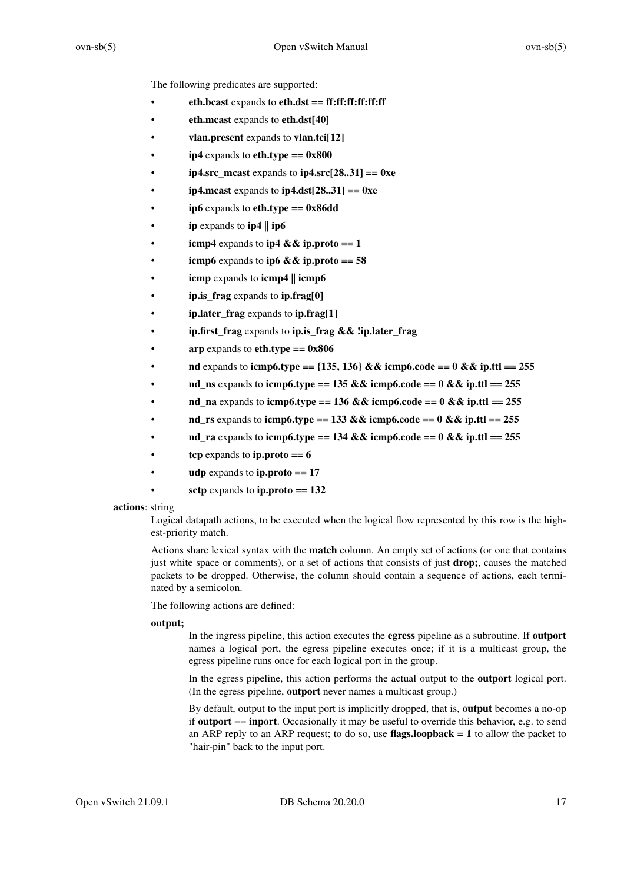The following predicates are supported:

- **eth.bcast** expands to **eth.dst == ff:ff:ff:ff:ff:ff**
- **eth.mcast** expands to **eth.dst[40]**
- **vlan.present** expands to **vlan.tci[12]**
- **ip4** expands to **eth.type == 0x800**
- **ip4.src_mcast** expands to **ip4.src[28..31] == 0xe**
- **ip4.mcast** expands to **ip4.dst[28..31] == 0xe**
- **ip6** expands to **eth.type == 0x86dd**
- **ip** expands to **ip4 || ip6**
- **icmp4** expands to **ip4 && ip.proto == 1**
- **icmp6** expands to **ip6 && ip.proto == 58**
- **icmp** expands to **icmp4 || icmp6**
- **ip.is_frag** expands to **ip.frag[0]**
- **ip.later_frag** expands to **ip.frag[1]**
- **ip.first_frag** expands to **ip.is_frag && !ip.later_frag**
- **arp** expands to **eth.type == 0x806**
- **nd** expands to **icmp6.type == {135, 136} && icmp6.code == 0 && ip.ttl == 255**
- **nd_ns** expands to **icmp6.type == 135 && icmp6.code == 0 && ip.ttl == 255**
- **nd_na** expands to **icmp6.type == 136 && icmp6.code == 0 && ip.ttl == 255**
- **nd_rs** expands to **icmp6.type == 133 && icmp6.code == 0 && ip.ttl == 255**
- **nd_ra** expands to **icmp6.type == 134 && icmp6.code == 0 && ip.ttl == 255**
- **tcp** expands to **ip.proto == 6**
- **udp** expands to **ip.proto == 17**
- **sctp** expands to **ip.proto == 132**

**actions**: string

Logical datapath actions, to be executed when the logical flow represented by this row is the highest-priority match.

Actions share lexical syntax with the **match** column. An empty set of actions (or one that contains just white space or comments), or a set of actions that consists of just **drop;**, causes the matched packets to be dropped. Otherwise, the column should contain a sequence of actions, each terminated by a semicolon.

The following actions are defined:

**output;**

In the ingress pipeline, this action executes the **egress** pipeline as a subroutine. If **outport** names a logical port, the egress pipeline executes once; if it is a multicast group, the egress pipeline runs once for each logical port in the group.

In the egress pipeline, this action performs the actual output to the **outport** logical port. (In the egress pipeline, **outport** never names a multicast group.)

By default, output to the input port is implicitly dropped, that is, **output** becomes a no-op if **outport == inport**. Occasionally it may be useful to override this behavior, e.g. to send an ARP reply to an ARP request; to do so, use **flags.loopback = 1** to allow the packet to "hair-pin" back to the input port.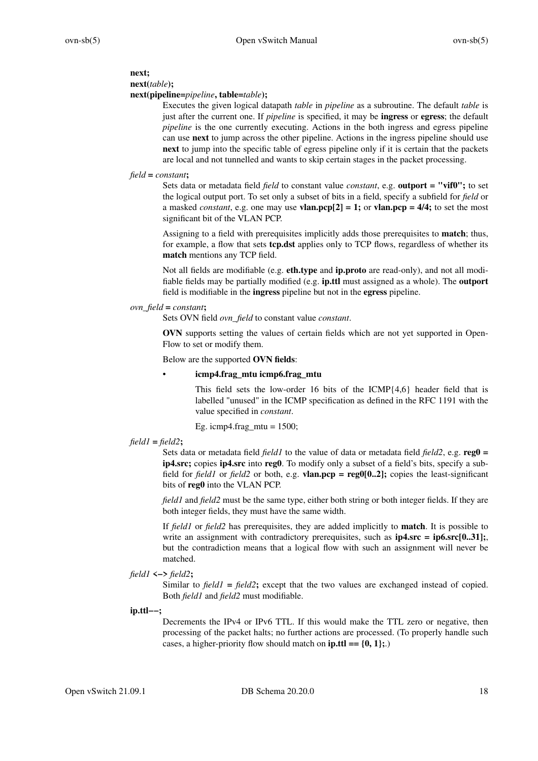**next;**
**next(**_table_**);**
**next(pipeline=**_pipeline_**, table=**_table_**);**

Executes the given logical datapath _table_ in _pipeline_ as a subroutine. The default _table_ is just after the current one. If _pipeline_ is specified, it may be **ingress** or **egress**; the default _pipeline_ is the one currently executing. Actions in the both ingress and egress pipeline can use **next** to jump across the other pipeline. Actions in the ingress pipeline should use **next** to jump into the specific table of egress pipeline only if it is certain that the packets are local and not tunnelled and wants to skip certain stages in the packet processing.

_field_ **=** _constant_**;**

Sets data or metadata field _field_ to constant value _constant_, e.g. **outport = "vif0";** to set the logical output port. To set only a subset of bits in a field, specify a subfield for _field_ or a masked _constant_, e.g. one may use **vlan.pcp[2] = 1;** or **vlan.pcp = 4/4;** to set the most significant bit of the VLAN PCP.

Assigning to a field with prerequisites implicitly adds those prerequisites to **match**; thus, for example, a flow that sets **tcp.dst** applies only to TCP flows, regardless of whether its **match** mentions any TCP field.

Not all fields are modifiable (e.g. **eth.type** and **ip.proto** are read-only), and not all modifiable fields may be partially modified (e.g. **ip.ttl** must assigned as a whole). The **outport** field is modifiable in the **ingress** pipeline but not in the **egress** pipeline.

_ovn_field_ **=** _constant_**;**

Sets OVN field _ovn_field_ to constant value _constant_.

**OVN** supports setting the values of certain fields which are not yet supported in OpenFlow to set or modify them.

Below are the supported **OVN fields**:

- **icmp4.frag_mtu icmp6.frag_mtu**

  This field sets the low-order 16 bits of the ICMP{4,6} header field that is labelled "unused" in the ICMP specification as defined in the RFC 1191 with the value specified in _constant_.

  Eg. icmp4.frag_mtu = 1500;

_field1_ **=** _field2_**;**

Sets data or metadata field _field1_ to the value of data or metadata field _field2_, e.g. **reg0 = ip4.src;** copies **ip4.src** into **reg0**. To modify only a subset of a field's bits, specify a subfield for _field1_ or _field2_ or both, e.g. **vlan.pcp = reg0[0..2];** copies the least-significant bits of **reg0** into the VLAN PCP.

_field1_ and _field2_ must be the same type, either both string or both integer fields. If they are both integer fields, they must have the same width.

If _field1_ or _field2_ has prerequisites, they are added implicitly to **match**. It is possible to write an assignment with contradictory prerequisites, such as **ip4.src = ip6.src[0..31];**, but the contradiction means that a logical flow with such an assignment will never be matched.

_field1_ **<->** _field2_**;**

Similar to _field1_ **=** _field2_**;** except that the two values are exchanged instead of copied. Both _field1_ and _field2_ must modifiable.

**ip.ttl--;**

Decrements the IPv4 or IPv6 TTL. If this would make the TTL zero or negative, then processing of the packet halts; no further actions are processed. (To properly handle such cases, a higher-priority flow should match on **ip.ttl == {0, 1};**.)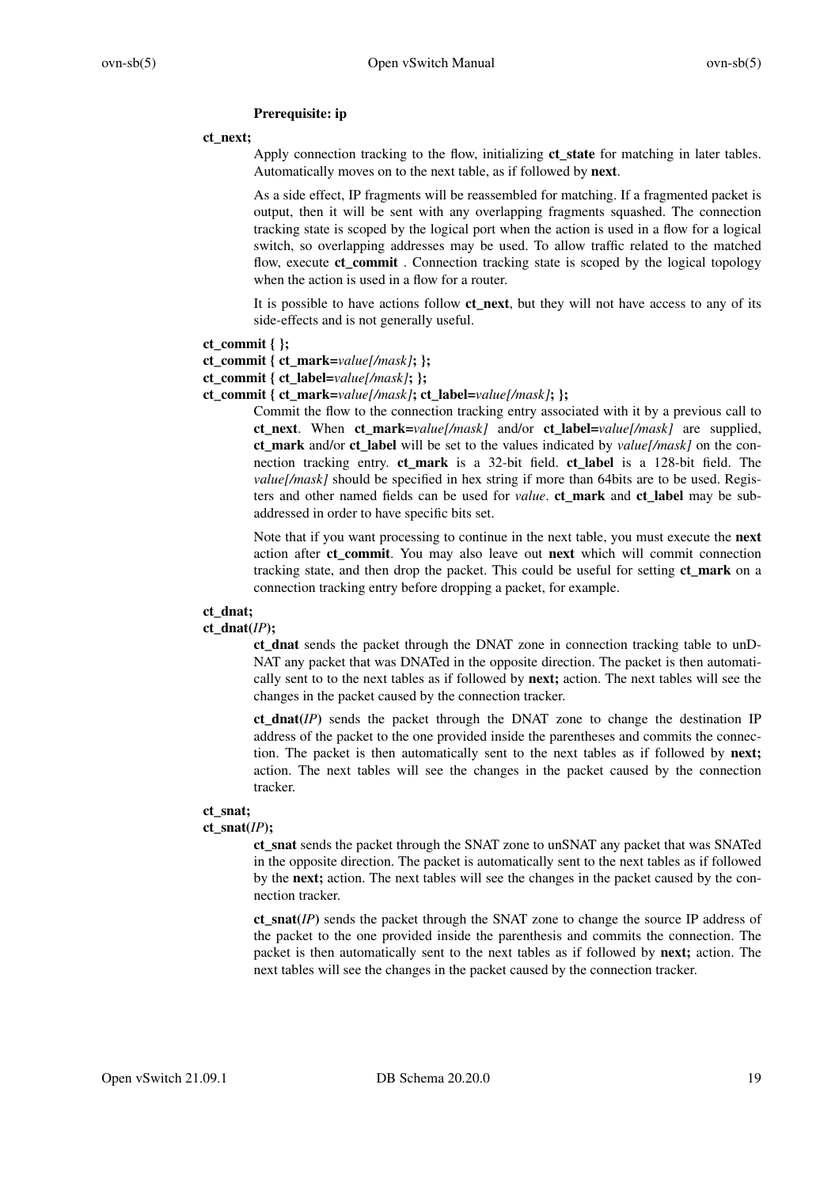**Prerequisite: ip**

**ct_next;**

Apply connection tracking to the flow, initializing **ct_state** for matching in later tables. Automatically moves on to the next table, as if followed by **next**.

As a side effect, IP fragments will be reassembled for matching. If a fragmented packet is output, then it will be sent with any overlapping fragments squashed. The connection tracking state is scoped by the logical port when the action is used in a flow for a logical switch, so overlapping addresses may be used. To allow traffic related to the matched flow, execute **ct_commit** . Connection tracking state is scoped by the logical topology when the action is used in a flow for a router.

It is possible to have actions follow **ct_next**, but they will not have access to any of its side-effects and is not generally useful.

**ct_commit { };**
**ct_commit { ct_mark=***value[/mask]***; };**
**ct_commit { ct_label=***value[/mask]***; };**
**ct_commit { ct_mark=***value[/mask]***; ct_label=***value[/mask]***; };**

Commit the flow to the connection tracking entry associated with it by a previous call to **ct_next**. When **ct_mark=***value[/mask]* and/or **ct_label=***value[/mask]* are supplied, **ct_mark** and/or **ct_label** will be set to the values indicated by *value[/mask]* on the connection tracking entry. **ct_mark** is a 32-bit field. **ct_label** is a 128-bit field. The *value[/mask]* should be specified in hex string if more than 64bits are to be used. Registers and other named fields can be used for *value*. **ct_mark** and **ct_label** may be subaddressed in order to have specific bits set.

Note that if you want processing to continue in the next table, you must execute the **next** action after **ct_commit**. You may also leave out **next** which will commit connection tracking state, and then drop the packet. This could be useful for setting **ct_mark** on a connection tracking entry before dropping a packet, for example.

**ct_dnat;**
**ct_dnat(***IP***);**

**ct_dnat** sends the packet through the DNAT zone in connection tracking table to unDNAT any packet that was DNATed in the opposite direction. The packet is then automatically sent to to the next tables as if followed by **next;** action. The next tables will see the changes in the packet caused by the connection tracker.

**ct_dnat(***IP***)** sends the packet through the DNAT zone to change the destination IP address of the packet to the one provided inside the parentheses and commits the connection. The packet is then automatically sent to the next tables as if followed by **next;** action. The next tables will see the changes in the packet caused by the connection tracker.

**ct_snat;**
**ct_snat(***IP***);**

**ct_snat** sends the packet through the SNAT zone to unSNAT any packet that was SNATed in the opposite direction. The packet is automatically sent to the next tables as if followed by the **next;** action. The next tables will see the changes in the packet caused by the connection tracker.

**ct_snat(***IP***)** sends the packet through the SNAT zone to change the source IP address of the packet to the one provided inside the parenthesis and commits the connection. The packet is then automatically sent to the next tables as if followed by **next;** action. The next tables will see the changes in the packet caused by the connection tracker.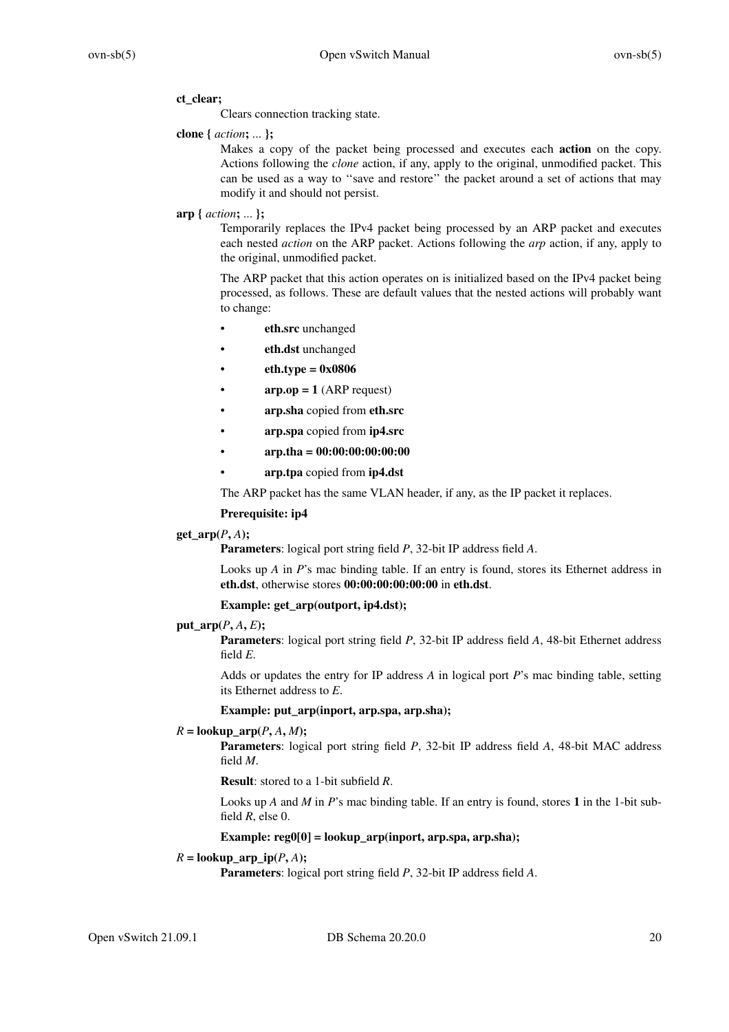**ct_clear;**

Clears connection tracking state.

**clone {** *action***; ... };**

Makes a copy of the packet being processed and executes each **action** on the copy. Actions following the *clone* action, if any, apply to the original, unmodified packet. This can be used as a way to ''save and restore'' the packet around a set of actions that may modify it and should not persist.

**arp {** *action***; ... };**

Temporarily replaces the IPv4 packet being processed by an ARP packet and executes each nested *action* on the ARP packet. Actions following the *arp* action, if any, apply to the original, unmodified packet.

The ARP packet that this action operates on is initialized based on the IPv4 packet being processed, as follows. These are default values that the nested actions will probably want to change:

- **eth.src** unchanged
- **eth.dst** unchanged
- **eth.type = 0x0806**
- **arp.op = 1** (ARP request)
- **arp.sha** copied from **eth.src**
- **arp.spa** copied from **ip4.src**
- **arp.tha = 00:00:00:00:00:00**
- **arp.tpa** copied from **ip4.dst**

The ARP packet has the same VLAN header, if any, as the IP packet it replaces.

**Prerequisite: ip4**

**get_arp(***P***,** *A***);**

**Parameters**: logical port string field *P*, 32-bit IP address field *A*.

Looks up *A* in *P*'s mac binding table. If an entry is found, stores its Ethernet address in **eth.dst**, otherwise stores **00:00:00:00:00:00** in **eth.dst**.

**Example: get_arp(outport, ip4.dst);**

**put_arp(***P***,** *A***,** *E***);**

**Parameters**: logical port string field *P*, 32-bit IP address field *A*, 48-bit Ethernet address field *E*.

Adds or updates the entry for IP address *A* in logical port *P*'s mac binding table, setting its Ethernet address to *E*.

**Example: put_arp(inport, arp.spa, arp.sha);**

*R* **= lookup_arp(***P***,** *A***,** *M***);**

**Parameters**: logical port string field *P*, 32-bit IP address field *A*, 48-bit MAC address field *M*.

**Result**: stored to a 1-bit subfield *R*.

Looks up *A* and *M* in *P*'s mac binding table. If an entry is found, stores **1** in the 1-bit subfield *R*, else 0.

**Example: reg0[0] = lookup_arp(inport, arp.spa, arp.sha);**

*R* **= lookup_arp_ip(***P***,** *A***);**

**Parameters**: logical port string field *P*, 32-bit IP address field *A*.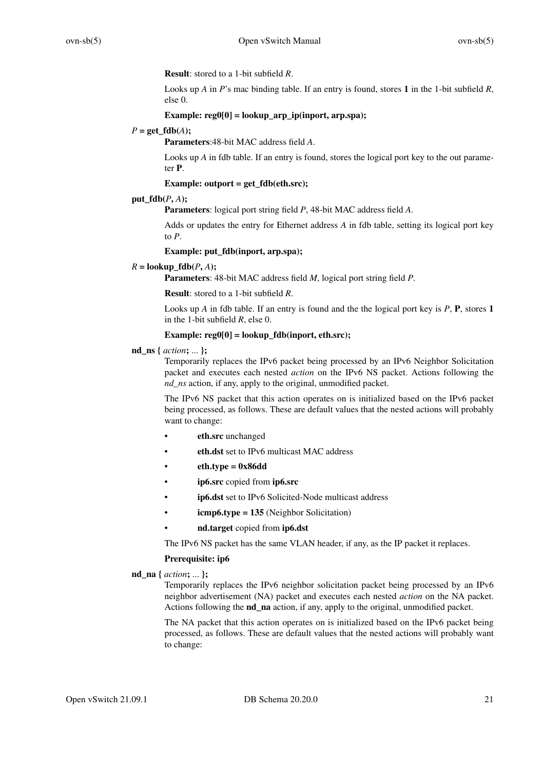**Result**: stored to a 1-bit subfield *R*.

Looks up *A* in *P*'s mac binding table. If an entry is found, stores **1** in the 1-bit subfield *R*, else 0.

**Example: reg0[0] = lookup_arp_ip(inport, arp.spa);**

*P* **= get_fdb(***A***);**

**Parameters**:48-bit MAC address field *A*.

Looks up *A* in fdb table. If an entry is found, stores the logical port key to the out parameter **P**.

**Example: outport = get_fdb(eth.src);**

**put_fdb(***P***,** *A***);**

**Parameters**: logical port string field *P*, 48-bit MAC address field *A*.

Adds or updates the entry for Ethernet address *A* in fdb table, setting its logical port key to *P*.

**Example: put_fdb(inport, arp.spa);**

*R* **= lookup_fdb(***P***,** *A***);**

**Parameters**: 48-bit MAC address field *M*, logical port string field *P*.

**Result**: stored to a 1-bit subfield *R*.

Looks up *A* in fdb table. If an entry is found and the the logical port key is *P*, **P**, stores **1** in the 1-bit subfield *R*, else 0.

**Example: reg0[0] = lookup_fdb(inport, eth.src);**

**nd_ns {** *action***;** *...* **};**

Temporarily replaces the IPv6 packet being processed by an IPv6 Neighbor Solicitation packet and executes each nested *action* on the IPv6 NS packet. Actions following the *nd_ns* action, if any, apply to the original, unmodified packet.

The IPv6 NS packet that this action operates on is initialized based on the IPv6 packet being processed, as follows. These are default values that the nested actions will probably want to change:

- **eth.src** unchanged
- **eth.dst** set to IPv6 multicast MAC address
- **eth.type = 0x86dd**
- **ip6.src** copied from **ip6.src**
- **ip6.dst** set to IPv6 Solicited-Node multicast address
- **icmp6.type = 135** (Neighbor Solicitation)
- **nd.target** copied from **ip6.dst**

The IPv6 NS packet has the same VLAN header, if any, as the IP packet it replaces.

**Prerequisite: ip6**

**nd_na {** *action***;** *...* **};**

Temporarily replaces the IPv6 neighbor solicitation packet being processed by an IPv6 neighbor advertisement (NA) packet and executes each nested *action* on the NA packet. Actions following the **nd_na** action, if any, apply to the original, unmodified packet.

The NA packet that this action operates on is initialized based on the IPv6 packet being processed, as follows. These are default values that the nested actions will probably want to change: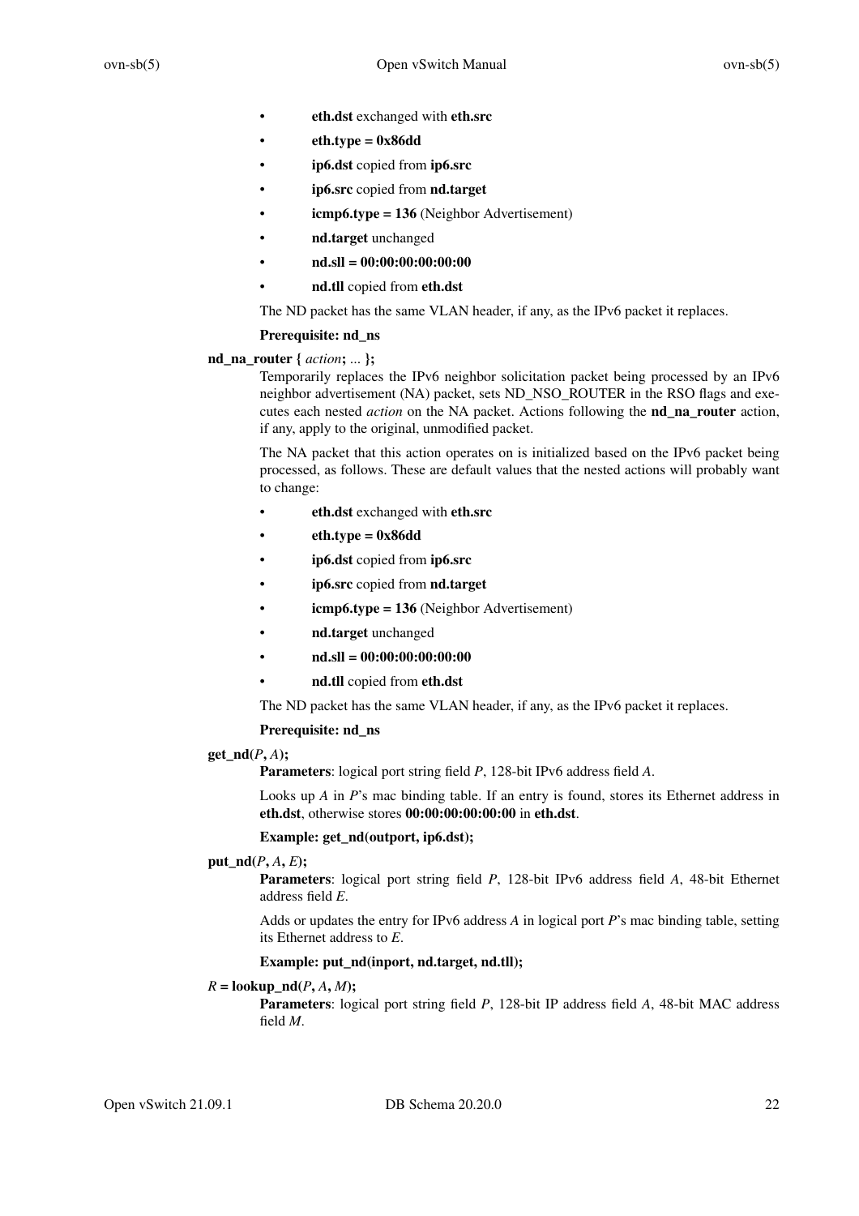- **eth.dst** exchanged with **eth.src**
- **eth.type = 0x86dd**
- **ip6.dst** copied from **ip6.src**
- **ip6.src** copied from **nd.target**
- **icmp6.type = 136** (Neighbor Advertisement)
- **nd.target** unchanged
- **nd.sll = 00:00:00:00:00:00**
- **nd.tll** copied from **eth.dst**

The ND packet has the same VLAN header, if any, as the IPv6 packet it replaces.

**Prerequisite: nd_ns**

**nd_na_router {** *action***;** ... **};**

Temporarily replaces the IPv6 neighbor solicitation packet being processed by an IPv6 neighbor advertisement (NA) packet, sets ND_NSO_ROUTER in the RSO flags and executes each nested *action* on the NA packet. Actions following the **nd_na_router** action, if any, apply to the original, unmodified packet.

The NA packet that this action operates on is initialized based on the IPv6 packet being processed, as follows. These are default values that the nested actions will probably want to change:

- **eth.dst** exchanged with **eth.src**
- **eth.type = 0x86dd**
- **ip6.dst** copied from **ip6.src**
- **ip6.src** copied from **nd.target**
- **icmp6.type = 136** (Neighbor Advertisement)
- **nd.target** unchanged
- **nd.sll = 00:00:00:00:00:00**
- **nd.tll** copied from **eth.dst**

The ND packet has the same VLAN header, if any, as the IPv6 packet it replaces.

**Prerequisite: nd_ns**

**get_nd(***P***,** *A***);**

**Parameters**: logical port string field *P*, 128-bit IPv6 address field *A*.

Looks up *A* in *P*'s mac binding table. If an entry is found, stores its Ethernet address in **eth.dst**, otherwise stores **00:00:00:00:00:00** in **eth.dst**.

**Example: get_nd(outport, ip6.dst);**

**put_nd(***P***,** *A***,** *E***);**

**Parameters**: logical port string field *P*, 128-bit IPv6 address field *A*, 48-bit Ethernet address field *E*.

Adds or updates the entry for IPv6 address *A* in logical port *P*'s mac binding table, setting its Ethernet address to *E*.

**Example: put_nd(inport, nd.target, nd.tll);**

*R* **= lookup_nd(***P***,** *A***,** *M***);**

**Parameters**: logical port string field *P*, 128-bit IP address field *A*, 48-bit MAC address field *M*.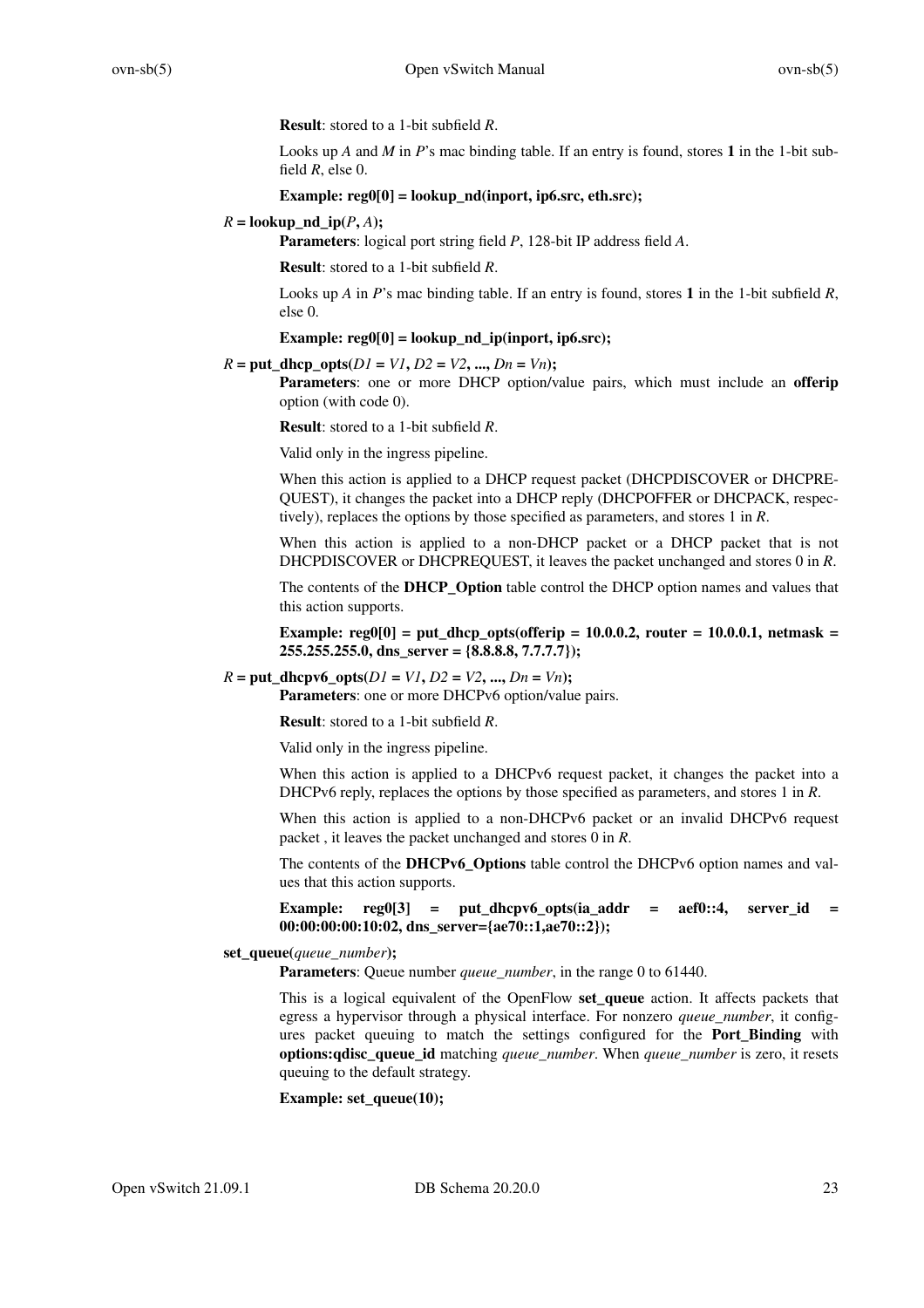**Result**: stored to a 1-bit subfield *R*.

Looks up *A* and *M* in *P*'s mac binding table. If an entry is found, stores **1** in the 1-bit subfield *R*, else 0.

**Example: reg0[0] = lookup_nd(inport, ip6.src, eth.src);**

*R* **= lookup_nd_ip(***P***,** *A***);**

**Parameters**: logical port string field *P*, 128-bit IP address field *A*.

**Result**: stored to a 1-bit subfield *R*.

Looks up *A* in *P*'s mac binding table. If an entry is found, stores **1** in the 1-bit subfield *R*, else 0.

**Example: reg0[0] = lookup_nd_ip(inport, ip6.src);**

*R* **= put_dhcp_opts(***D1* **=** *V1***,** *D2* **=** *V2***, ...,** *Dn* **=** *Vn***);**

**Parameters**: one or more DHCP option/value pairs, which must include an **offerip** option (with code 0).

**Result**: stored to a 1-bit subfield *R*.

Valid only in the ingress pipeline.

When this action is applied to a DHCP request packet (DHCPDISCOVER or DHCPREQUEST), it changes the packet into a DHCP reply (DHCPOFFER or DHCPACK, respectively), replaces the options by those specified as parameters, and stores 1 in *R*.

When this action is applied to a non-DHCP packet or a DHCP packet that is not DHCPDISCOVER or DHCPREQUEST, it leaves the packet unchanged and stores 0 in *R*.

The contents of the **DHCP_Option** table control the DHCP option names and values that this action supports.

**Example: reg0[0] = put_dhcp_opts(offerip = 10.0.0.2, router = 10.0.0.1, netmask = 255.255.255.0, dns_server = {8.8.8.8, 7.7.7.7});**

*R* **= put_dhcpv6_opts(***D1* **=** *V1***,** *D2* **=** *V2***, ...,** *Dn* **=** *Vn***);**

**Parameters**: one or more DHCPv6 option/value pairs.

**Result**: stored to a 1-bit subfield *R*.

Valid only in the ingress pipeline.

When this action is applied to a DHCPv6 request packet, it changes the packet into a DHCPv6 reply, replaces the options by those specified as parameters, and stores 1 in *R*.

When this action is applied to a non-DHCPv6 packet or an invalid DHCPv6 request packet , it leaves the packet unchanged and stores 0 in *R*.

The contents of the **DHCPv6_Options** table control the DHCPv6 option names and values that this action supports.

**Example: reg0[3] = put_dhcpv6_opts(ia_addr = aef0::4, server_id = 00:00:00:00:10:02, dns_server={ae70::1,ae70::2});**

**set_queue(***queue_number***);**

**Parameters**: Queue number *queue_number*, in the range 0 to 61440.

This is a logical equivalent of the OpenFlow **set_queue** action. It affects packets that egress a hypervisor through a physical interface. For nonzero *queue_number*, it configures packet queuing to match the settings configured for the **Port_Binding** with **options:qdisc_queue_id** matching *queue_number*. When *queue_number* is zero, it resets queuing to the default strategy.

**Example: set_queue(10);**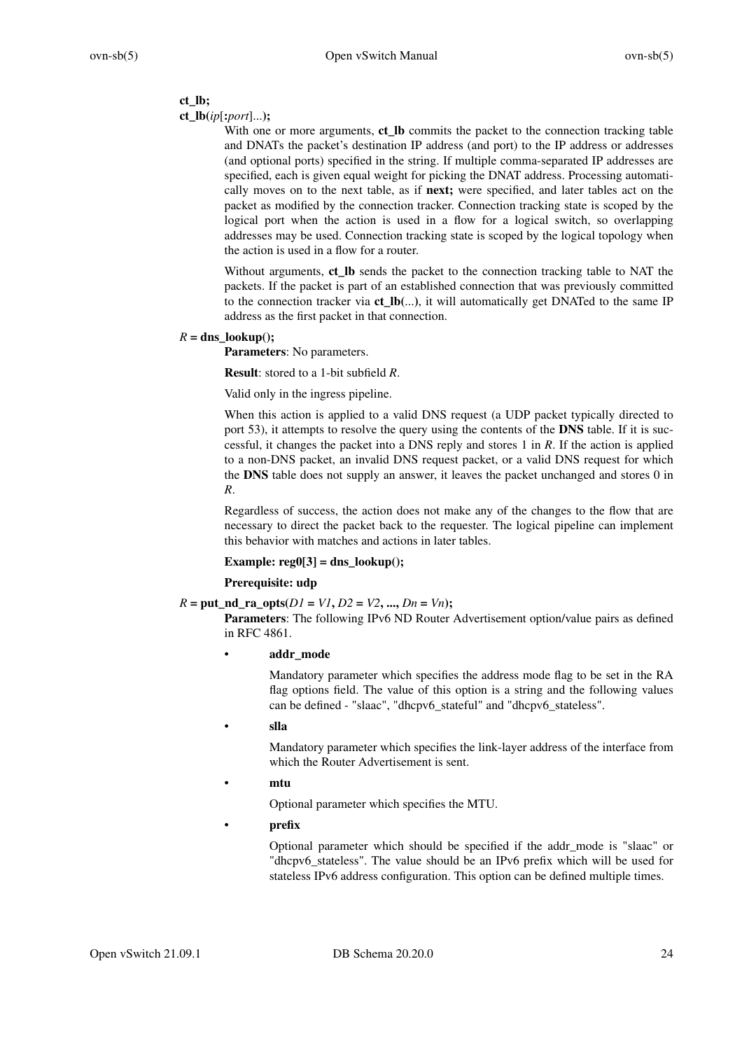**ct_lb;**
**ct_lb(**_ip_[**:**_port_]...**);**

With one or more arguments, **ct_lb** commits the packet to the connection tracking table and DNATs the packet's destination IP address (and port) to the IP address or addresses (and optional ports) specified in the string. If multiple comma-separated IP addresses are specified, each is given equal weight for picking the DNAT address. Processing automatically moves on to the next table, as if **next;** were specified, and later tables act on the packet as modified by the connection tracker. Connection tracking state is scoped by the logical port when the action is used in a flow for a logical switch, so overlapping addresses may be used. Connection tracking state is scoped by the logical topology when the action is used in a flow for a router.

Without arguments, **ct_lb** sends the packet to the connection tracking table to NAT the packets. If the packet is part of an established connection that was previously committed to the connection tracker via **ct_lb**(...), it will automatically get DNATed to the same IP address as the first packet in that connection.

_R_ **= dns_lookup();**

**Parameters**: No parameters.

**Result**: stored to a 1-bit subfield _R_.

Valid only in the ingress pipeline.

When this action is applied to a valid DNS request (a UDP packet typically directed to port 53), it attempts to resolve the query using the contents of the **DNS** table. If it is successful, it changes the packet into a DNS reply and stores 1 in _R_. If the action is applied to a non-DNS packet, an invalid DNS request packet, or a valid DNS request for which the **DNS** table does not supply an answer, it leaves the packet unchanged and stores 0 in _R_.

Regardless of success, the action does not make any of the changes to the flow that are necessary to direct the packet back to the requester. The logical pipeline can implement this behavior with matches and actions in later tables.

**Example: reg0[3] = dns_lookup();**

**Prerequisite: udp**

_R_ **= put_nd_ra_opts(**_D1_ **=** _V1_**,** _D2_ **=** _V2_**, ...,** _Dn_ **=** _Vn_**);**

**Parameters**: The following IPv6 ND Router Advertisement option/value pairs as defined in RFC 4861.

- **addr_mode**

  Mandatory parameter which specifies the address mode flag to be set in the RA flag options field. The value of this option is a string and the following values can be defined - "slaac", "dhcpv6_stateful" and "dhcpv6_stateless".

- **slla**

  Mandatory parameter which specifies the link-layer address of the interface from which the Router Advertisement is sent.

- **mtu**

  Optional parameter which specifies the MTU.

- **prefix**

  Optional parameter which should be specified if the addr_mode is "slaac" or "dhcpv6_stateless". The value should be an IPv6 prefix which will be used for stateless IPv6 address configuration. This option can be defined multiple times.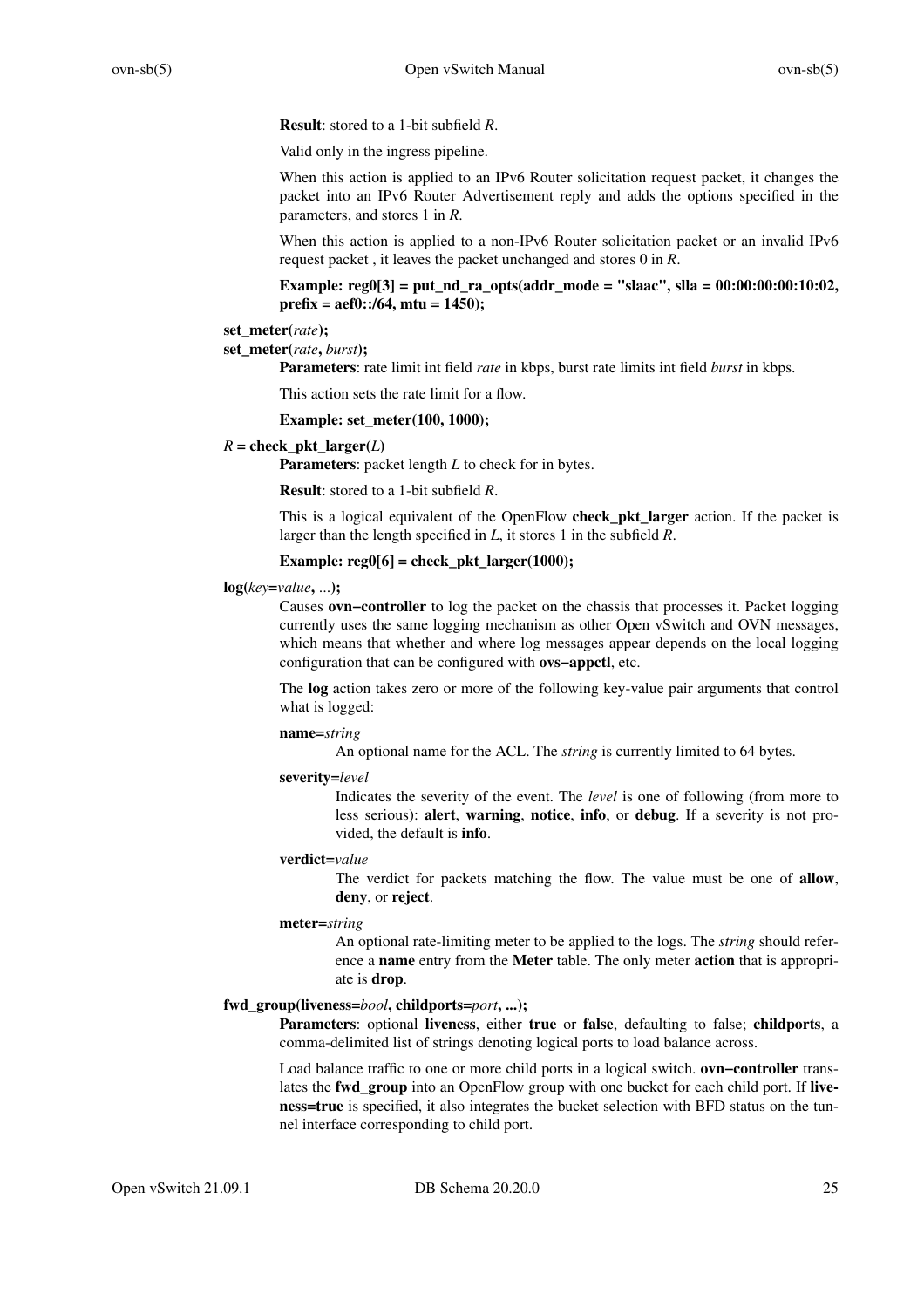**Result**: stored to a 1-bit subfield *R*.

Valid only in the ingress pipeline.

When this action is applied to an IPv6 Router solicitation request packet, it changes the packet into an IPv6 Router Advertisement reply and adds the options specified in the parameters, and stores 1 in *R*.

When this action is applied to a non-IPv6 Router solicitation packet or an invalid IPv6 request packet , it leaves the packet unchanged and stores 0 in *R*.

**Example: reg0[3] = put_nd_ra_opts(addr_mode = "slaac", slla = 00:00:00:00:10:02, prefix = aef0::/64, mtu = 1450);**

**set_meter(***rate***);**
**set_meter(***rate***,** *burst***);**

**Parameters**: rate limit int field *rate* in kbps, burst rate limits int field *burst* in kbps.

This action sets the rate limit for a flow.

**Example: set_meter(100, 1000);**

*R* **= check_pkt_larger(***L***)**

**Parameters**: packet length *L* to check for in bytes.

**Result**: stored to a 1-bit subfield *R*.

This is a logical equivalent of the OpenFlow **check_pkt_larger** action. If the packet is larger than the length specified in *L*, it stores 1 in the subfield *R*.

**Example: reg0[6] = check_pkt_larger(1000);**

**log(***key***=***value***,** *...***);**

Causes **ovn−controller** to log the packet on the chassis that processes it. Packet logging currently uses the same logging mechanism as other Open vSwitch and OVN messages, which means that whether and where log messages appear depends on the local logging configuration that can be configured with **ovs−appctl**, etc.

The **log** action takes zero or more of the following key-value pair arguments that control what is logged:

**name=***string*

An optional name for the ACL. The *string* is currently limited to 64 bytes.

**severity=***level*

Indicates the severity of the event. The *level* is one of following (from more to less serious): **alert**, **warning**, **notice**, **info**, or **debug**. If a severity is not provided, the default is **info**.

**verdict=***value*

The verdict for packets matching the flow. The value must be one of **allow**, **deny**, or **reject**.

**meter=***string*

An optional rate-limiting meter to be applied to the logs. The *string* should reference a **name** entry from the **Meter** table. The only meter **action** that is appropriate is **drop**.

**fwd_group(liveness=***bool***, childports=***port***, ...);**

**Parameters**: optional **liveness**, either **true** or **false**, defaulting to false; **childports**, a comma-delimited list of strings denoting logical ports to load balance across.

Load balance traffic to one or more child ports in a logical switch. **ovn−controller** translates the **fwd_group** into an OpenFlow group with one bucket for each child port. If **liveness=true** is specified, it also integrates the bucket selection with BFD status on the tunnel interface corresponding to child port.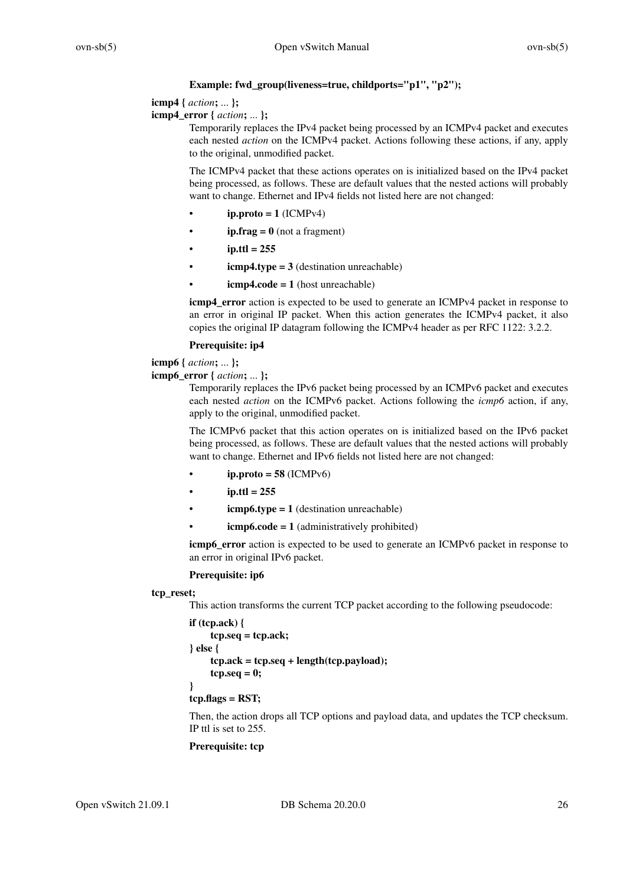**Example: fwd_group(liveness=true, childports="p1", "p2");**

**icmp4 {** *action***;** ... **};**
**icmp4_error {** *action***;** ... **};**

Temporarily replaces the IPv4 packet being processed by an ICMPv4 packet and executes each nested *action* on the ICMPv4 packet. Actions following these actions, if any, apply to the original, unmodified packet.

The ICMPv4 packet that these actions operates on is initialized based on the IPv4 packet being processed, as follows. These are default values that the nested actions will probably want to change. Ethernet and IPv4 fields not listed here are not changed:

- **ip.proto = 1** (ICMPv4)
- **ip.frag = 0** (not a fragment)
- **ip.ttl = 255**
- **icmp4.type = 3** (destination unreachable)
- **icmp4.code = 1** (host unreachable)

**icmp4_error** action is expected to be used to generate an ICMPv4 packet in response to an error in original IP packet. When this action generates the ICMPv4 packet, it also copies the original IP datagram following the ICMPv4 header as per RFC 1122: 3.2.2.

**Prerequisite: ip4**

**icmp6 {** *action***;** ... **};**
**icmp6_error {** *action***;** ... **};**

Temporarily replaces the IPv6 packet being processed by an ICMPv6 packet and executes each nested *action* on the ICMPv6 packet. Actions following the *icmp6* action, if any, apply to the original, unmodified packet.

The ICMPv6 packet that this action operates on is initialized based on the IPv6 packet being processed, as follows. These are default values that the nested actions will probably want to change. Ethernet and IPv6 fields not listed here are not changed:

- **ip.proto = 58** (ICMPv6)
- **ip.ttl = 255**
- **icmp6.type = 1** (destination unreachable)
- **icmp6.code = 1** (administratively prohibited)

**icmp6_error** action is expected to be used to generate an ICMPv6 packet in response to an error in original IPv6 packet.

**Prerequisite: ip6**

**tcp_reset;**

This action transforms the current TCP packet according to the following pseudocode:

```
if (tcp.ack) {
      tcp.seq = tcp.ack;
} else {
      tcp.ack = tcp.seq + length(tcp.payload);
      tcp.seq = 0;
}
tcp.flags = RST;
```

Then, the action drops all TCP options and payload data, and updates the TCP checksum. IP ttl is set to 255.

**Prerequisite: tcp**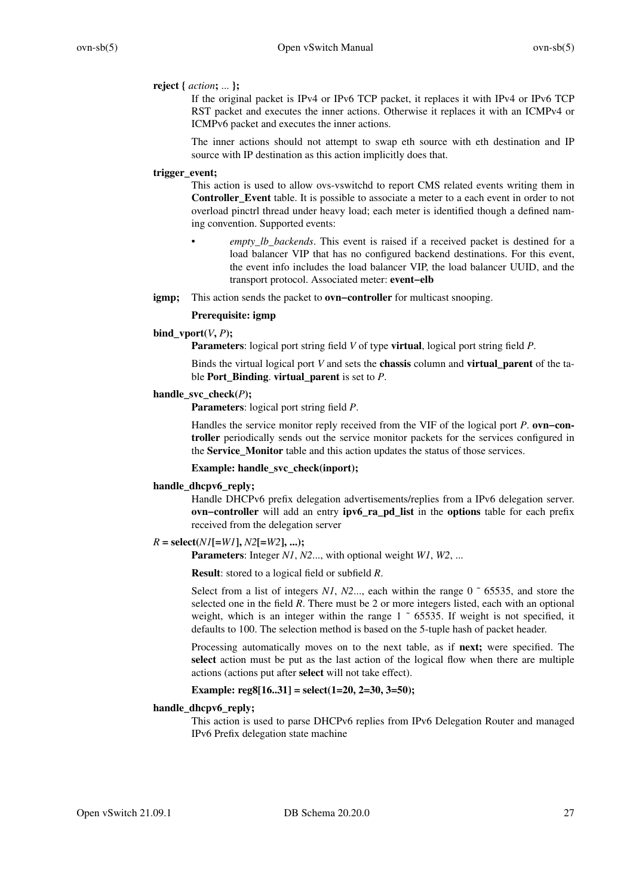**reject {** *action***;** ... **};**

If the original packet is IPv4 or IPv6 TCP packet, it replaces it with IPv4 or IPv6 TCP RST packet and executes the inner actions. Otherwise it replaces it with an ICMPv4 or ICMPv6 packet and executes the inner actions.

The inner actions should not attempt to swap eth source with eth destination and IP source with IP destination as this action implicitly does that.

**trigger_event;**

This action is used to allow ovs-vswitchd to report CMS related events writing them in **Controller_Event** table. It is possible to associate a meter to a each event in order to not overload pinctrl thread under heavy load; each meter is identified though a defined naming convention. Supported events:

- *empty_lb_backends*. This event is raised if a received packet is destined for a load balancer VIP that has no configured backend destinations. For this event, the event info includes the load balancer VIP, the load balancer UUID, and the transport protocol. Associated meter: **event−elb**

**igmp;** This action sends the packet to **ovn−controller** for multicast snooping.

**Prerequisite: igmp**

**bind_vport(***V***,** *P***);**

**Parameters**: logical port string field *V* of type **virtual**, logical port string field *P*.

Binds the virtual logical port *V* and sets the **chassis** column and **virtual_parent** of the table **Port_Binding**. **virtual_parent** is set to *P*.

**handle_svc_check(***P***);**

**Parameters**: logical port string field *P*.

Handles the service monitor reply received from the VIF of the logical port *P*. **ovn−controller** periodically sends out the service monitor packets for the services configured in the **Service_Monitor** table and this action updates the status of those services.

**Example: handle_svc_check(inport);**

**handle_dhcpv6_reply;**

Handle DHCPv6 prefix delegation advertisements/replies from a IPv6 delegation server. **ovn−controller** will add an entry **ipv6_ra_pd_list** in the **options** table for each prefix received from the delegation server

*R* **= select(***N1***[=***W1***],** *N2***[=***W2***], ...);**

**Parameters**: Integer *N1*, *N2*..., with optional weight *W1*, *W2*, ...

**Result**: stored to a logical field or subfield *R*.

Select from a list of integers *N1*, *N2*..., each within the range 0 ~ 65535, and store the selected one in the field *R*. There must be 2 or more integers listed, each with an optional weight, which is an integer within the range 1 ~ 65535. If weight is not specified, it defaults to 100. The selection method is based on the 5-tuple hash of packet header.

Processing automatically moves on to the next table, as if **next;** were specified. The **select** action must be put as the last action of the logical flow when there are multiple actions (actions put after **select** will not take effect).

**Example: reg8[16..31] = select(1=20, 2=30, 3=50);**

**handle_dhcpv6_reply;**

This action is used to parse DHCPv6 replies from IPv6 Delegation Router and managed IPv6 Prefix delegation state machine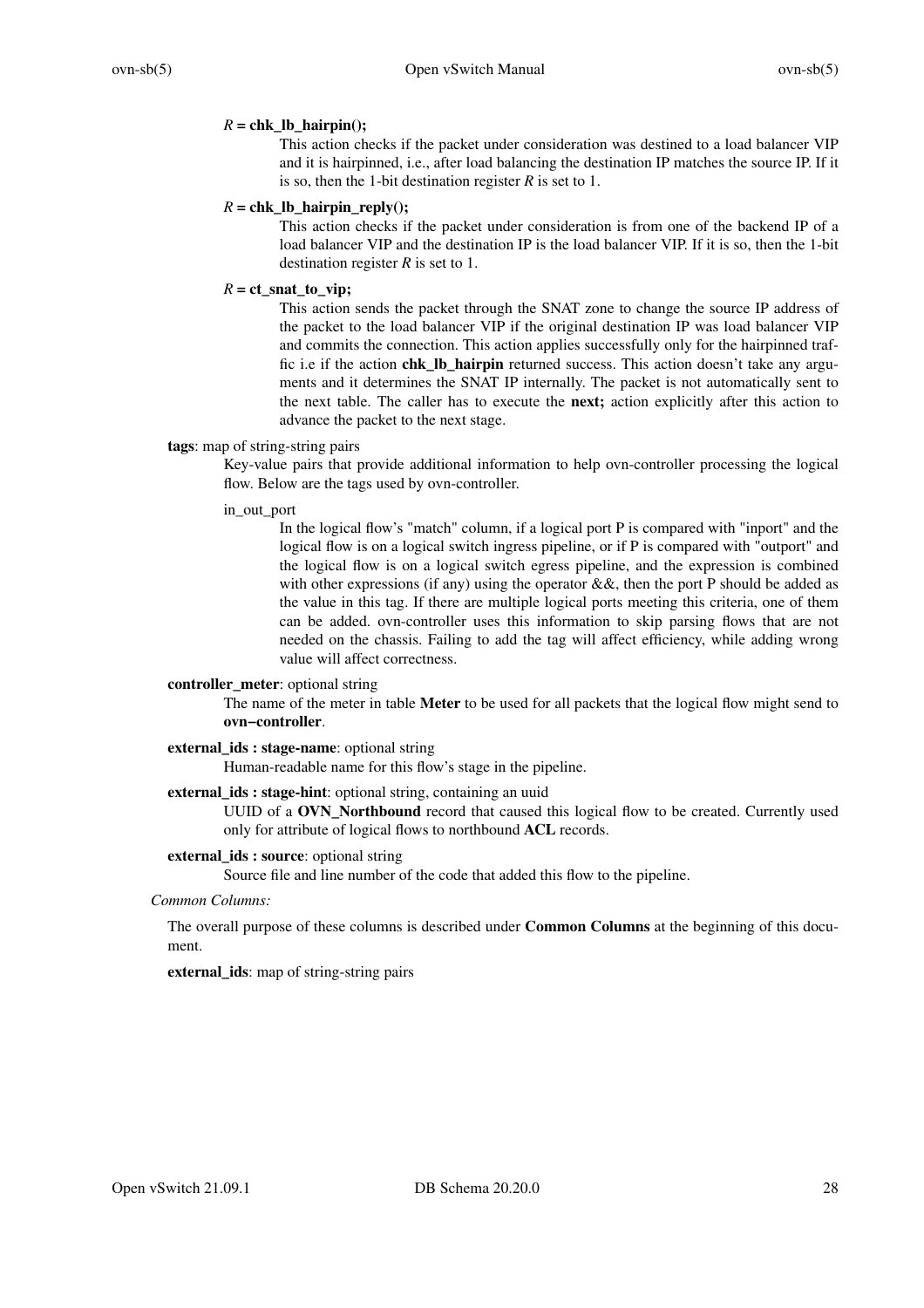*R* = **chk_lb_hairpin();**

This action checks if the packet under consideration was destined to a load balancer VIP and it is hairpinned, i.e., after load balancing the destination IP matches the source IP. If it is so, then the 1-bit destination register *R* is set to 1.

*R* = **chk_lb_hairpin_reply();**

This action checks if the packet under consideration is from one of the backend IP of a load balancer VIP and the destination IP is the load balancer VIP. If it is so, then the 1-bit destination register *R* is set to 1.

*R* = **ct_snat_to_vip;**

This action sends the packet through the SNAT zone to change the source IP address of the packet to the load balancer VIP if the original destination IP was load balancer VIP and commits the connection. This action applies successfully only for the hairpinned traffic i.e if the action **chk_lb_hairpin** returned success. This action doesn't take any arguments and it determines the SNAT IP internally. The packet is not automatically sent to the next table. The caller has to execute the **next;** action explicitly after this action to advance the packet to the next stage.

**tags**: map of string-string pairs

Key-value pairs that provide additional information to help ovn-controller processing the logical flow. Below are the tags used by ovn-controller.

in_out_port

In the logical flow's "match" column, if a logical port P is compared with "inport" and the logical flow is on a logical switch ingress pipeline, or if P is compared with "outport" and the logical flow is on a logical switch egress pipeline, and the expression is combined with other expressions (if any) using the operator &&, then the port P should be added as the value in this tag. If there are multiple logical ports meeting this criteria, one of them can be added. ovn-controller uses this information to skip parsing flows that are not needed on the chassis. Failing to add the tag will affect efficiency, while adding wrong value will affect correctness.

**controller_meter**: optional string

The name of the meter in table **Meter** to be used for all packets that the logical flow might send to **ovn−controller**.

**external_ids : stage-name**: optional string

Human-readable name for this flow's stage in the pipeline.

**external_ids : stage-hint**: optional string, containing an uuid

UUID of a **OVN_Northbound** record that caused this logical flow to be created. Currently used only for attribute of logical flows to northbound **ACL** records.

**external_ids : source**: optional string

Source file and line number of the code that added this flow to the pipeline.

*Common Columns:*

The overall purpose of these columns is described under **Common Columns** at the beginning of this document.

**external_ids**: map of string-string pairs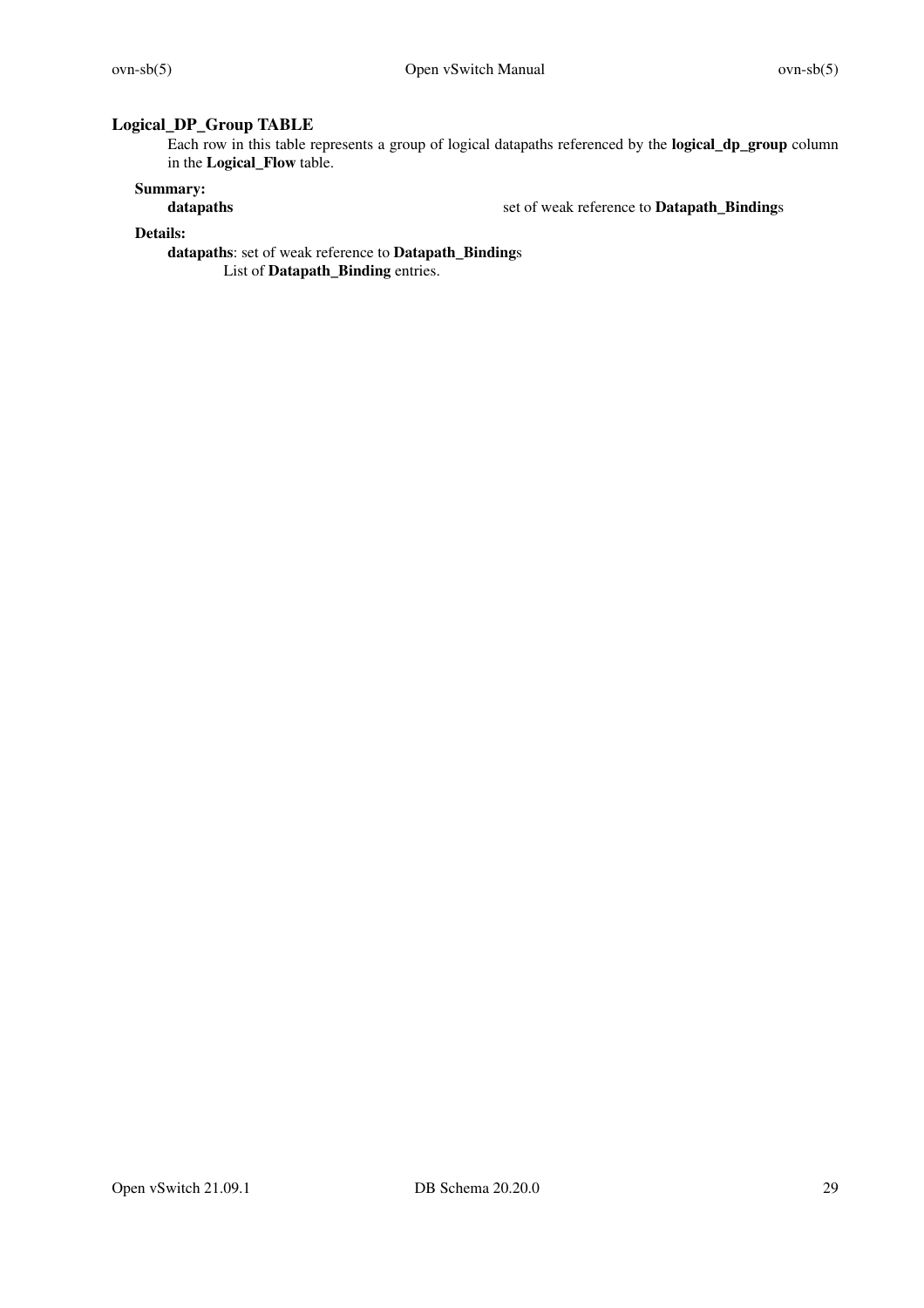## Logical_DP_Group TABLE

Each row in this table represents a group of logical datapaths referenced by the **logical_dp_group** column in the **Logical_Flow** table.

### Summary:

| | |
|---|---|
| **datapaths** | set of weak reference to **Datapath_Binding**s |

### Details:

**datapaths**: set of weak reference to **Datapath_Binding**s

List of **Datapath_Binding** entries.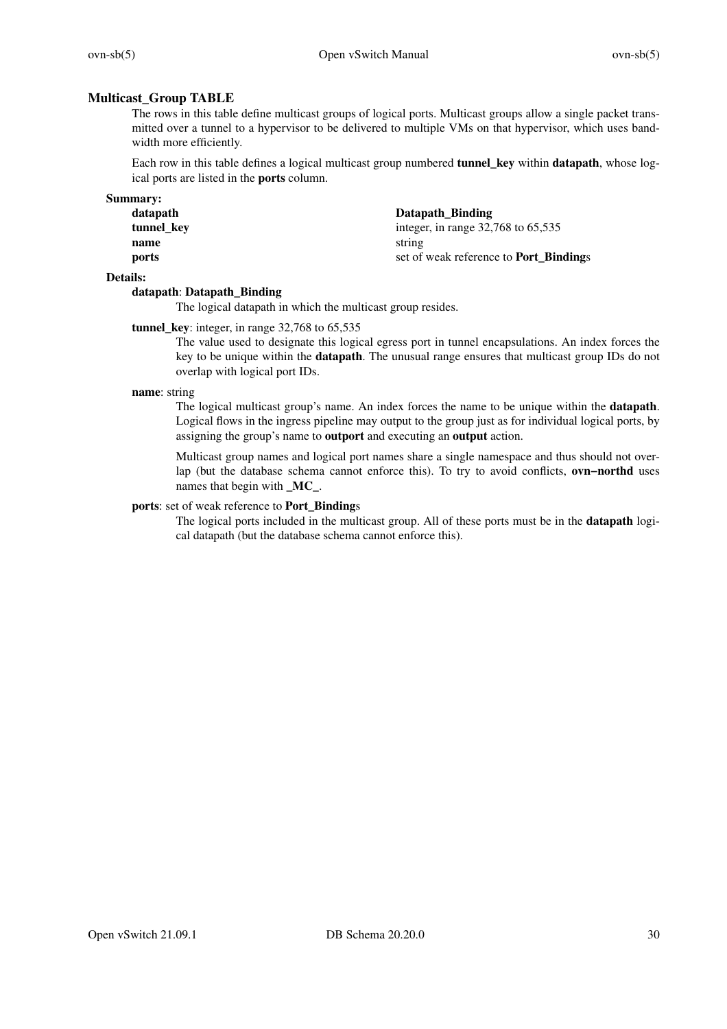## Multicast_Group TABLE

The rows in this table define multicast groups of logical ports. Multicast groups allow a single packet transmitted over a tunnel to a hypervisor to be delivered to multiple VMs on that hypervisor, which uses bandwidth more efficiently.

Each row in this table defines a logical multicast group numbered **tunnel_key** within **datapath**, whose logical ports are listed in the **ports** column.

### Summary:

| | |
|---|---|
| **datapath** | **Datapath_Binding** |
| **tunnel_key** | integer, in range 32,768 to 65,535 |
| **name** | string |
| **ports** | set of weak reference to **Port_Binding**s |

### Details:

**datapath**: **Datapath_Binding**

The logical datapath in which the multicast group resides.

**tunnel_key**: integer, in range 32,768 to 65,535

The value used to designate this logical egress port in tunnel encapsulations. An index forces the key to be unique within the **datapath**. The unusual range ensures that multicast group IDs do not overlap with logical port IDs.

**name**: string

The logical multicast group's name. An index forces the name to be unique within the **datapath**. Logical flows in the ingress pipeline may output to the group just as for individual logical ports, by assigning the group's name to **outport** and executing an **output** action.

Multicast group names and logical port names share a single namespace and thus should not overlap (but the database schema cannot enforce this). To try to avoid conflicts, **ovn−northd** uses names that begin with **_MC_**.

**ports**: set of weak reference to **Port_Binding**s

The logical ports included in the multicast group. All of these ports must be in the **datapath** logical datapath (but the database schema cannot enforce this).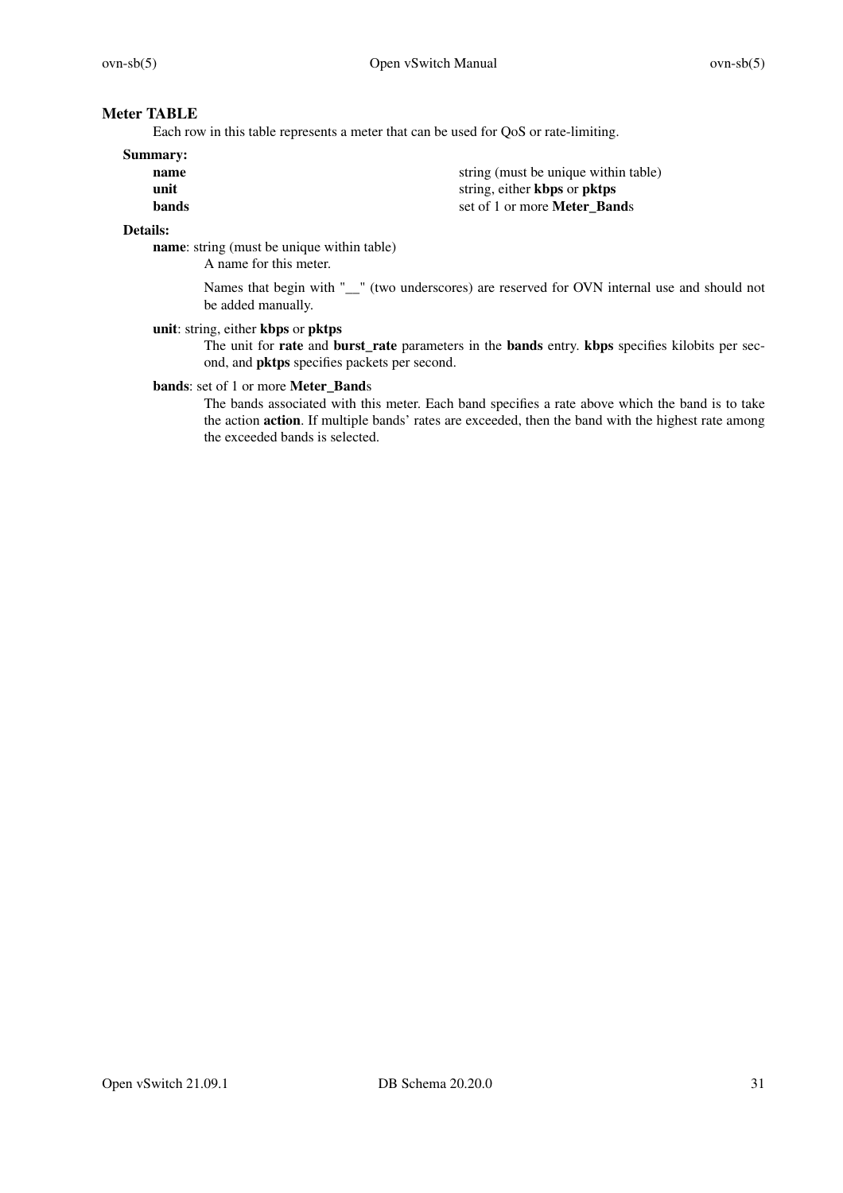## Meter TABLE

Each row in this table represents a meter that can be used for QoS or rate-limiting.

**Summary:**

| | |
|---|---|
| **name** | string (must be unique within table) |
| **unit** | string, either **kbps** or **pktps** |
| **bands** | set of 1 or more **Meter_Band**s |

**Details:**

**name**: string (must be unique within table)

A name for this meter.

Names that begin with "__" (two underscores) are reserved for OVN internal use and should not be added manually.

**unit**: string, either **kbps** or **pktps**

The unit for **rate** and **burst_rate** parameters in the **bands** entry. **kbps** specifies kilobits per second, and **pktps** specifies packets per second.

**bands**: set of 1 or more **Meter_Band**s

The bands associated with this meter. Each band specifies a rate above which the band is to take the action **action**. If multiple bands' rates are exceeded, then the band with the highest rate among the exceeded bands is selected.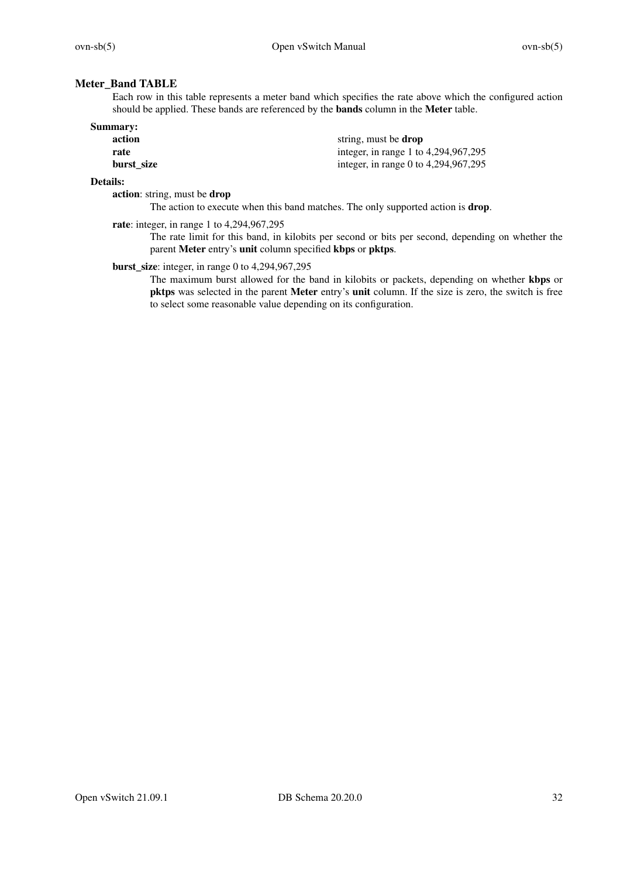## Meter_Band TABLE

Each row in this table represents a meter band which specifies the rate above which the configured action should be applied. These bands are referenced by the **bands** column in the **Meter** table.

### Summary:

| | |
|---|---|
| **action** | string, must be **drop** |
| **rate** | integer, in range 1 to 4,294,967,295 |
| **burst_size** | integer, in range 0 to 4,294,967,295 |

### Details:

**action**: string, must be **drop**

The action to execute when this band matches. The only supported action is **drop**.

**rate**: integer, in range 1 to 4,294,967,295

The rate limit for this band, in kilobits per second or bits per second, depending on whether the parent **Meter** entry's **unit** column specified **kbps** or **pktps**.

**burst_size**: integer, in range 0 to 4,294,967,295

The maximum burst allowed for the band in kilobits or packets, depending on whether **kbps** or **pktps** was selected in the parent **Meter** entry's **unit** column. If the size is zero, the switch is free to select some reasonable value depending on its configuration.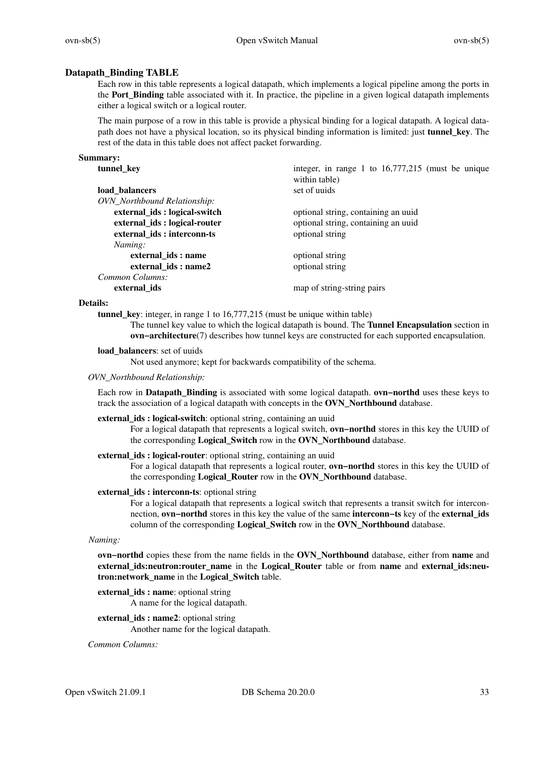## Datapath_Binding TABLE

Each row in this table represents a logical datapath, which implements a logical pipeline among the ports in the **Port_Binding** table associated with it. In practice, the pipeline in a given logical datapath implements either a logical switch or a logical router.

The main purpose of a row in this table is provide a physical binding for a logical datapath. A logical datapath does not have a physical location, so its physical binding information is limited: just **tunnel_key**. The rest of the data in this table does not affect packet forwarding.

### Summary:

| | |
|---|---|
| **tunnel_key** | integer, in range 1 to 16,777,215 (must be unique within table) |
| **load_balancers** | set of uuids |
| *OVN_Northbound Relationship:* | |
| **external_ids : logical-switch** | optional string, containing an uuid |
| **external_ids : logical-router** | optional string, containing an uuid |
| **external_ids : interconn-ts** | optional string |
| *Naming:* | |
| **external_ids : name** | optional string |
| **external_ids : name2** | optional string |
| *Common Columns:* | |
| **external_ids** | map of string-string pairs |

### Details:

**tunnel_key**: integer, in range 1 to 16,777,215 (must be unique within table)

The tunnel key value to which the logical datapath is bound. The **Tunnel Encapsulation** section in **ovn−architecture**(7) describes how tunnel keys are constructed for each supported encapsulation.

**load_balancers**: set of uuids

Not used anymore; kept for backwards compatibility of the schema.

*OVN_Northbound Relationship:*

Each row in **Datapath_Binding** is associated with some logical datapath. **ovn−northd** uses these keys to track the association of a logical datapath with concepts in the **OVN_Northbound** database.

**external_ids : logical-switch**: optional string, containing an uuid

For a logical datapath that represents a logical switch, **ovn−northd** stores in this key the UUID of the corresponding **Logical_Switch** row in the **OVN_Northbound** database.

**external_ids : logical-router**: optional string, containing an uuid

For a logical datapath that represents a logical router, **ovn−northd** stores in this key the UUID of the corresponding **Logical_Router** row in the **OVN_Northbound** database.

**external_ids : interconn-ts**: optional string

For a logical datapath that represents a logical switch that represents a transit switch for interconnection, **ovn−northd** stores in this key the value of the same **interconn−ts** key of the **external_ids** column of the corresponding **Logical_Switch** row in the **OVN_Northbound** database.

*Naming:*

**ovn−northd** copies these from the name fields in the **OVN_Northbound** database, either from **name** and **external_ids:neutron:router_name** in the **Logical_Router** table or from **name** and **external_ids:neutron:network_name** in the **Logical_Switch** table.

**external_ids : name**: optional string

A name for the logical datapath.

**external_ids : name2**: optional string

Another name for the logical datapath.

*Common Columns:*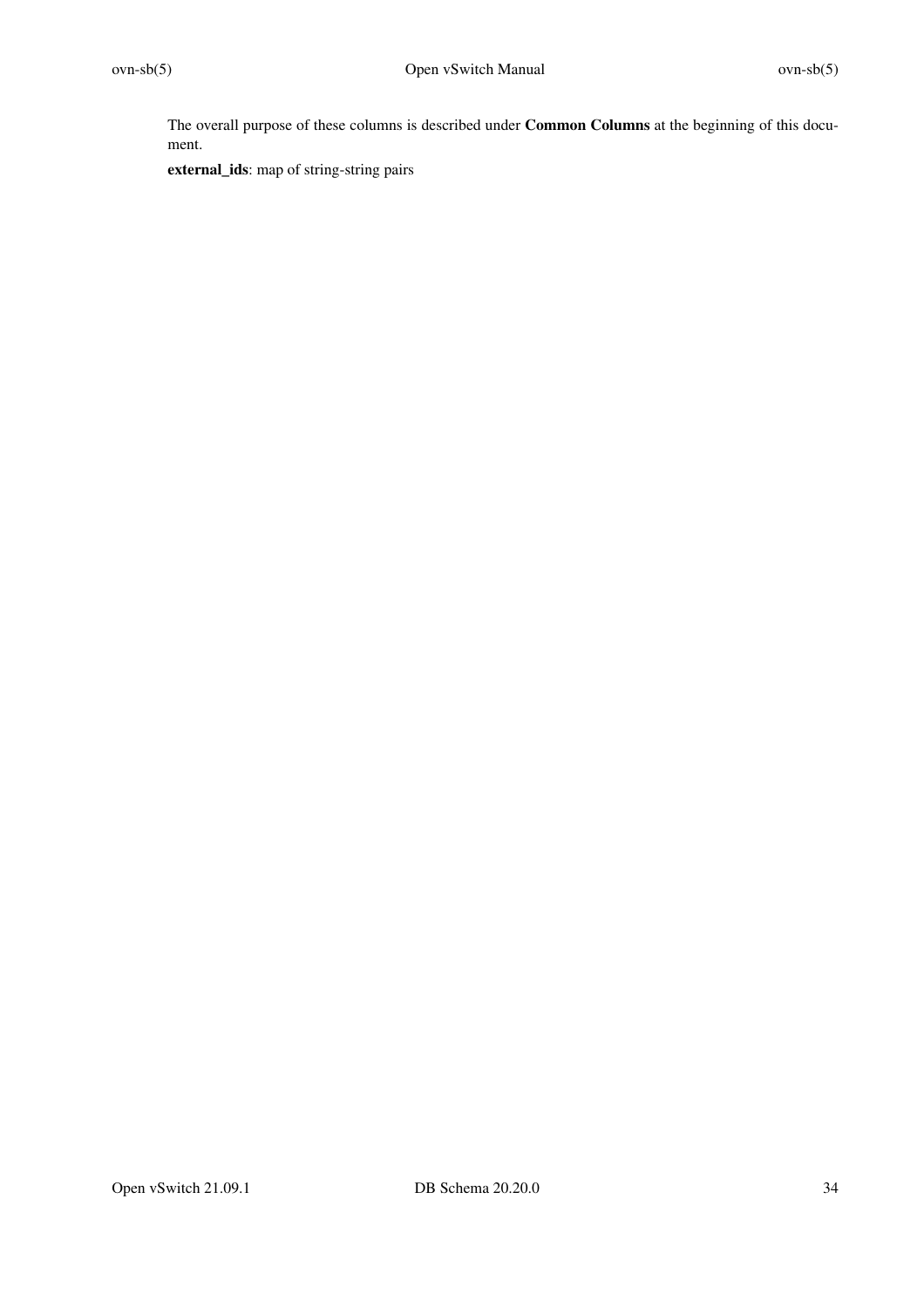The overall purpose of these columns is described under **Common Columns** at the beginning of this document.

**external_ids**: map of string-string pairs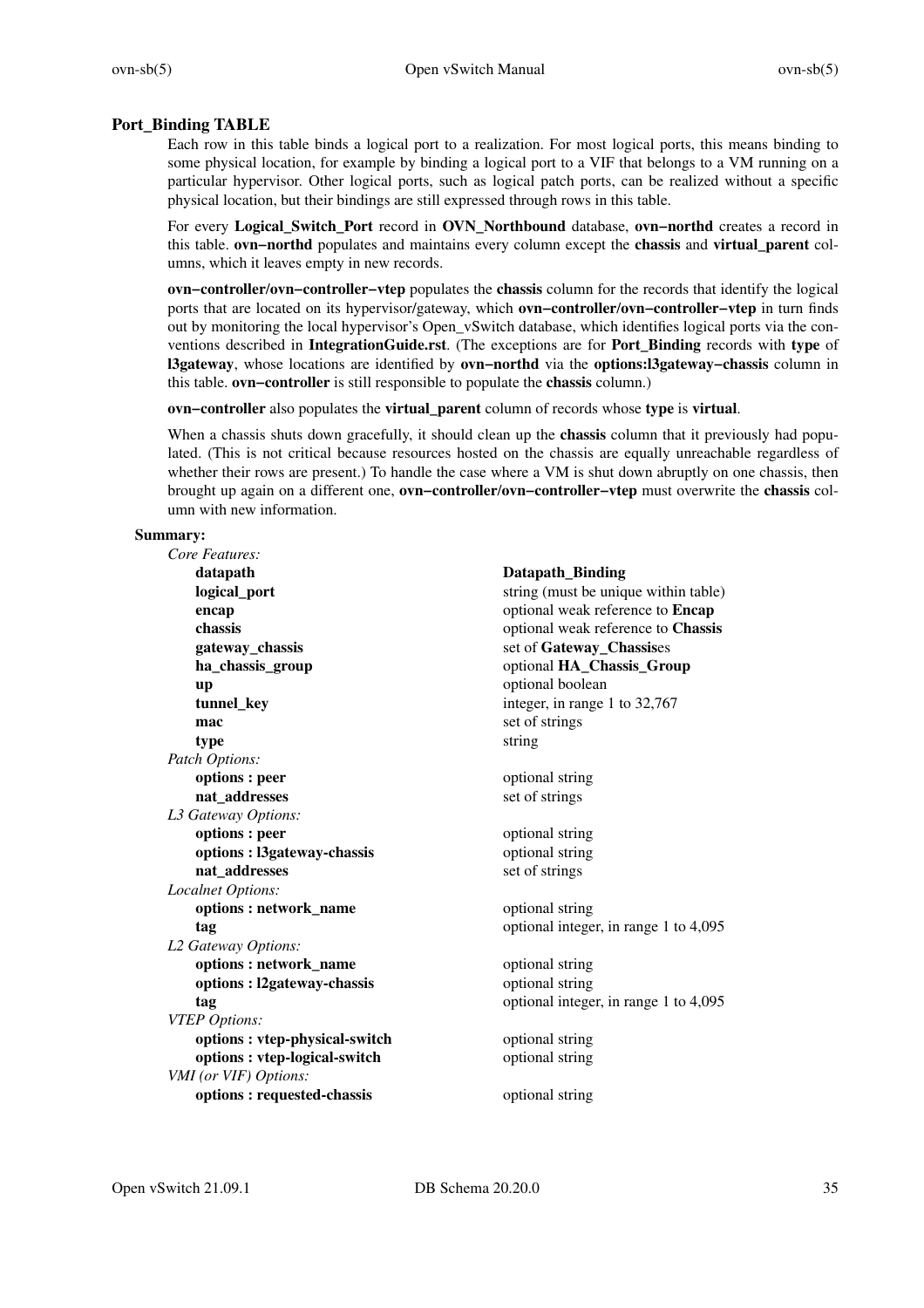## Port_Binding TABLE

Each row in this table binds a logical port to a realization. For most logical ports, this means binding to some physical location, for example by binding a logical port to a VIF that belongs to a VM running on a particular hypervisor. Other logical ports, such as logical patch ports, can be realized without a specific physical location, but their bindings are still expressed through rows in this table.

For every **Logical_Switch_Port** record in **OVN_Northbound** database, **ovn−northd** creates a record in this table. **ovn−northd** populates and maintains every column except the **chassis** and **virtual_parent** columns, which it leaves empty in new records.

**ovn−controller/ovn−controller−vtep** populates the **chassis** column for the records that identify the logical ports that are located on its hypervisor/gateway, which **ovn−controller/ovn−controller−vtep** in turn finds out by monitoring the local hypervisor's Open_vSwitch database, which identifies logical ports via the conventions described in **IntegrationGuide.rst**. (The exceptions are for **Port_Binding** records with **type** of **l3gateway**, whose locations are identified by **ovn−northd** via the **options:l3gateway−chassis** column in this table. **ovn−controller** is still responsible to populate the **chassis** column.)

**ovn−controller** also populates the **virtual_parent** column of records whose **type** is **virtual**.

When a chassis shuts down gracefully, it should clean up the **chassis** column that it previously had populated. (This is not critical because resources hosted on the chassis are equally unreachable regardless of whether their rows are present.) To handle the case where a VM is shut down abruptly on one chassis, then brought up again on a different one, **ovn−controller/ovn−controller−vtep** must overwrite the **chassis** column with new information.

### Summary:

| | |
|---|---|
| *Core Features:* | |
| **datapath** | **Datapath_Binding** |
| **logical_port** | string (must be unique within table) |
| **encap** | optional weak reference to **Encap** |
| **chassis** | optional weak reference to **Chassis** |
| **gateway_chassis** | set of **Gateway_Chassis**es |
| **ha_chassis_group** | optional **HA_Chassis_Group** |
| **up** | optional boolean |
| **tunnel_key** | integer, in range 1 to 32,767 |
| **mac** | set of strings |
| **type** | string |
| *Patch Options:* | |
| **options : peer** | optional string |
| **nat_addresses** | set of strings |
| *L3 Gateway Options:* | |
| **options : peer** | optional string |
| **options : l3gateway-chassis** | optional string |
| **nat_addresses** | set of strings |
| *Localnet Options:* | |
| **options : network_name** | optional string |
| **tag** | optional integer, in range 1 to 4,095 |
| *L2 Gateway Options:* | |
| **options : network_name** | optional string |
| **options : l2gateway-chassis** | optional string |
| **tag** | optional integer, in range 1 to 4,095 |
| *VTEP Options:* | |
| **options : vtep-physical-switch** | optional string |
| **options : vtep-logical-switch** | optional string |
| *VMI (or VIF) Options:* | |
| **options : requested-chassis** | optional string |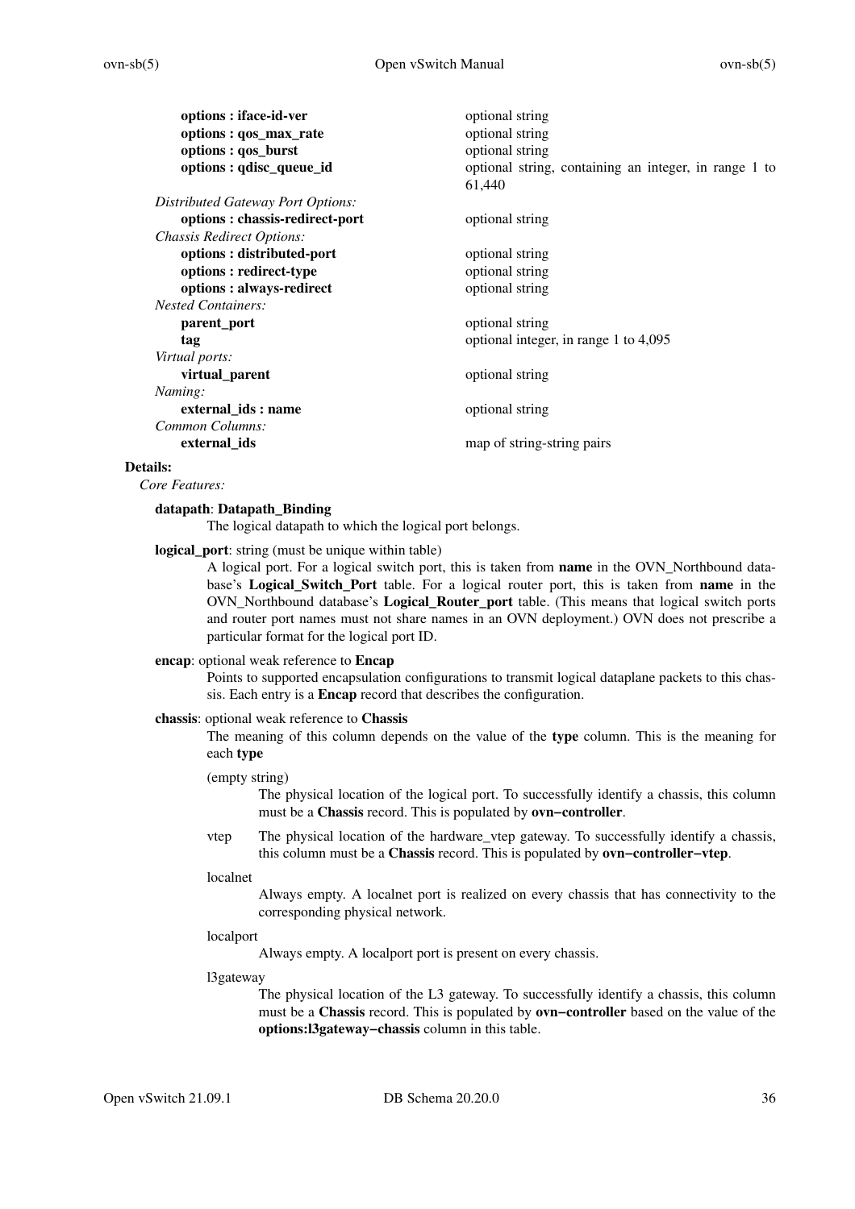| | |
|---|---|
| **options : iface-id-ver** | optional string |
| **options : qos_max_rate** | optional string |
| **options : qos_burst** | optional string |
| **options : qdisc_queue_id** | optional string, containing an integer, in range 1 to 61,440 |
| *Distributed Gateway Port Options:* | |
| **options : chassis-redirect-port** | optional string |
| *Chassis Redirect Options:* | |
| **options : distributed-port** | optional string |
| **options : redirect-type** | optional string |
| **options : always-redirect** | optional string |
| *Nested Containers:* | |
| **parent_port** | optional string |
| **tag** | optional integer, in range 1 to 4,095 |
| *Virtual ports:* | |
| **virtual_parent** | optional string |
| *Naming:* | |
| **external_ids : name** | optional string |
| *Common Columns:* | |
| **external_ids** | map of string-string pairs |

**Details:**

*Core Features:*

**datapath**: **Datapath_Binding**

The logical datapath to which the logical port belongs.

**logical_port**: string (must be unique within table)

A logical port. For a logical switch port, this is taken from **name** in the OVN_Northbound database's **Logical_Switch_Port** table. For a logical router port, this is taken from **name** in the OVN_Northbound database's **Logical_Router_port** table. (This means that logical switch ports and router port names must not share names in an OVN deployment.) OVN does not prescribe a particular format for the logical port ID.

**encap**: optional weak reference to **Encap**

Points to supported encapsulation configurations to transmit logical dataplane packets to this chassis. Each entry is a **Encap** record that describes the configuration.

**chassis**: optional weak reference to **Chassis**

The meaning of this column depends on the value of the **type** column. This is the meaning for each **type**

(empty string)
: The physical location of the logical port. To successfully identify a chassis, this column must be a **Chassis** record. This is populated by **ovn−controller**.

vtep
: The physical location of the hardware_vtep gateway. To successfully identify a chassis, this column must be a **Chassis** record. This is populated by **ovn−controller−vtep**.

localnet
: Always empty. A localnet port is realized on every chassis that has connectivity to the corresponding physical network.

localport
: Always empty. A localport port is present on every chassis.

l3gateway
: The physical location of the L3 gateway. To successfully identify a chassis, this column must be a **Chassis** record. This is populated by **ovn−controller** based on the value of the **options:l3gateway−chassis** column in this table.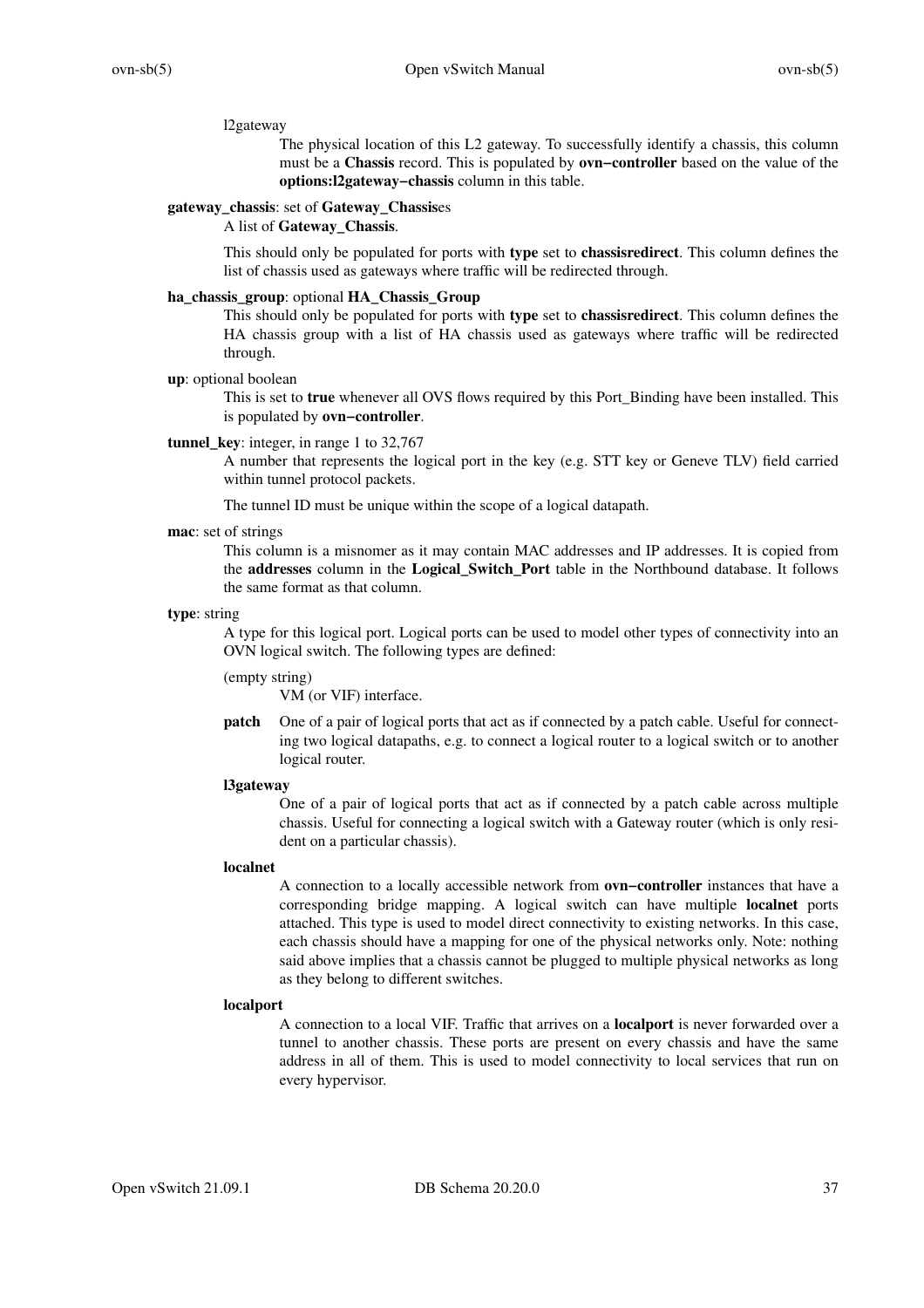l2gateway

The physical location of this L2 gateway. To successfully identify a chassis, this column must be a **Chassis** record. This is populated by **ovn−controller** based on the value of the **options:l2gateway−chassis** column in this table.

**gateway_chassis**: set of **Gateway_Chassis**es

A list of **Gateway_Chassis**.

This should only be populated for ports with **type** set to **chassisredirect**. This column defines the list of chassis used as gateways where traffic will be redirected through.

**ha_chassis_group**: optional **HA_Chassis_Group**

This should only be populated for ports with **type** set to **chassisredirect**. This column defines the HA chassis group with a list of HA chassis used as gateways where traffic will be redirected through.

**up**: optional boolean

This is set to **true** whenever all OVS flows required by this Port_Binding have been installed. This is populated by **ovn−controller**.

**tunnel_key**: integer, in range 1 to 32,767

A number that represents the logical port in the key (e.g. STT key or Geneve TLV) field carried within tunnel protocol packets.

The tunnel ID must be unique within the scope of a logical datapath.

**mac**: set of strings

This column is a misnomer as it may contain MAC addresses and IP addresses. It is copied from the **addresses** column in the **Logical_Switch_Port** table in the Northbound database. It follows the same format as that column.

**type**: string

A type for this logical port. Logical ports can be used to model other types of connectivity into an OVN logical switch. The following types are defined:

(empty string)

VM (or VIF) interface.

**patch**

One of a pair of logical ports that act as if connected by a patch cable. Useful for connecting two logical datapaths, e.g. to connect a logical router to a logical switch or to another logical router.

**l3gateway**

One of a pair of logical ports that act as if connected by a patch cable across multiple chassis. Useful for connecting a logical switch with a Gateway router (which is only resident on a particular chassis).

**localnet**

A connection to a locally accessible network from **ovn−controller** instances that have a corresponding bridge mapping. A logical switch can have multiple **localnet** ports attached. This type is used to model direct connectivity to existing networks. In this case, each chassis should have a mapping for one of the physical networks only. Note: nothing said above implies that a chassis cannot be plugged to multiple physical networks as long as they belong to different switches.

**localport**

A connection to a local VIF. Traffic that arrives on a **localport** is never forwarded over a tunnel to another chassis. These ports are present on every chassis and have the same address in all of them. This is used to model connectivity to local services that run on every hypervisor.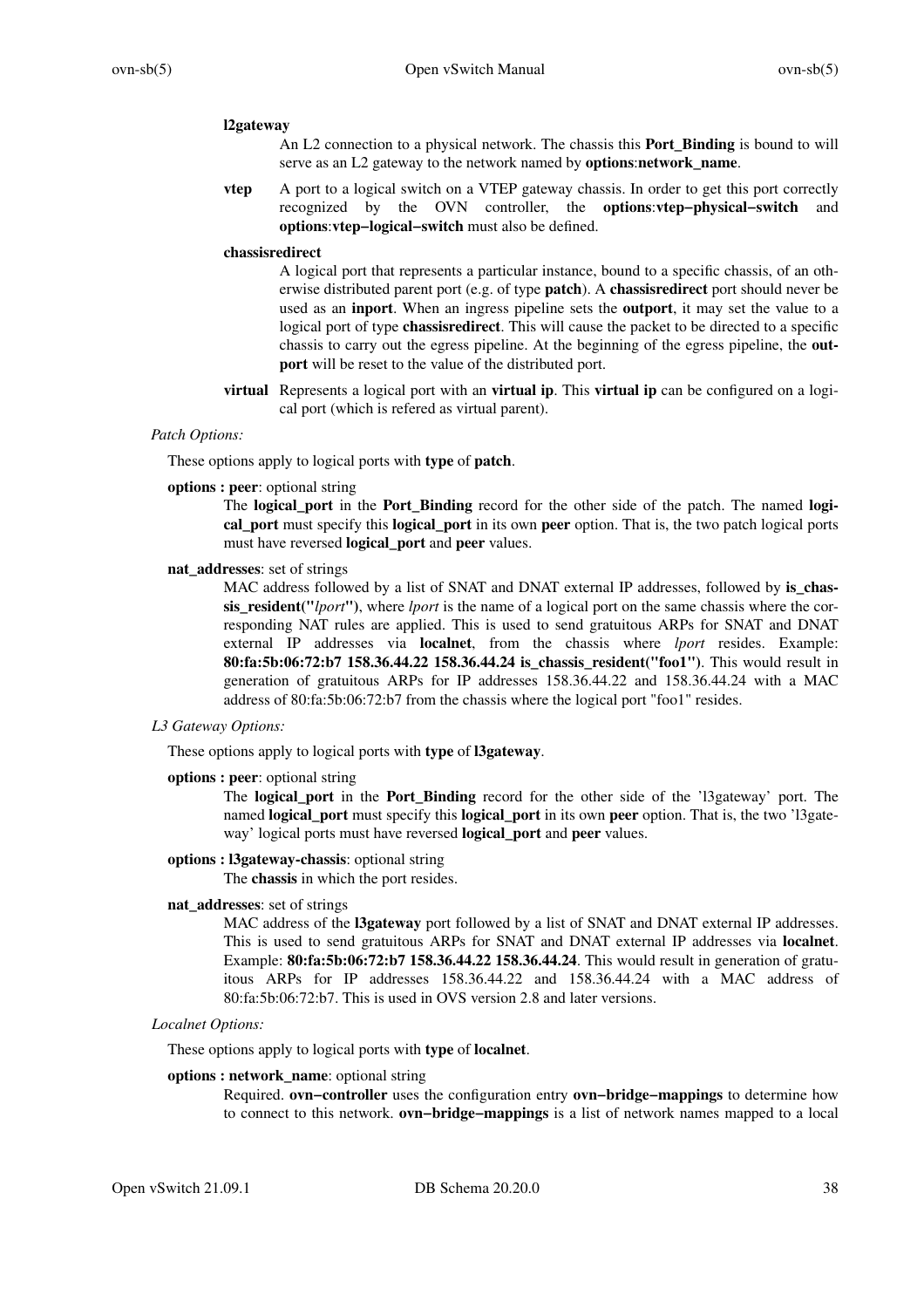**l2gateway**

An L2 connection to a physical network. The chassis this **Port_Binding** is bound to will serve as an L2 gateway to the network named by **options**:**network_name**.

**vtep**

A port to a logical switch on a VTEP gateway chassis. In order to get this port correctly recognized by the OVN controller, the **options**:**vtep−physical−switch** and **options**:**vtep−logical−switch** must also be defined.

**chassisredirect**

A logical port that represents a particular instance, bound to a specific chassis, of an otherwise distributed parent port (e.g. of type **patch**). A **chassisredirect** port should never be used as an **inport**. When an ingress pipeline sets the **outport**, it may set the value to a logical port of type **chassisredirect**. This will cause the packet to be directed to a specific chassis to carry out the egress pipeline. At the beginning of the egress pipeline, the **outport** will be reset to the value of the distributed port.

**virtual**

Represents a logical port with an **virtual ip**. This **virtual ip** can be configured on a logical port (which is refered as virtual parent).

*Patch Options:*

These options apply to logical ports with **type** of **patch**.

**options : peer**: optional string

The **logical_port** in the **Port_Binding** record for the other side of the patch. The named **logical_port** must specify this **logical_port** in its own **peer** option. That is, the two patch logical ports must have reversed **logical_port** and **peer** values.

**nat_addresses**: set of strings

MAC address followed by a list of SNAT and DNAT external IP addresses, followed by **is_chassis_resident("***lport***")**, where *lport* is the name of a logical port on the same chassis where the corresponding NAT rules are applied. This is used to send gratuitous ARPs for SNAT and DNAT external IP addresses via **localnet**, from the chassis where *lport* resides. Example: **80:fa:5b:06:72:b7 158.36.44.22 158.36.44.24 is_chassis_resident("foo1")**. This would result in generation of gratuitous ARPs for IP addresses 158.36.44.22 and 158.36.44.24 with a MAC address of 80:fa:5b:06:72:b7 from the chassis where the logical port "foo1" resides.

*L3 Gateway Options:*

These options apply to logical ports with **type** of **l3gateway**.

**options : peer**: optional string

The **logical_port** in the **Port_Binding** record for the other side of the 'l3gateway' port. The named **logical_port** must specify this **logical_port** in its own **peer** option. That is, the two 'l3gateway' logical ports must have reversed **logical_port** and **peer** values.

**options : l3gateway-chassis**: optional string

The **chassis** in which the port resides.

**nat_addresses**: set of strings

MAC address of the **l3gateway** port followed by a list of SNAT and DNAT external IP addresses. This is used to send gratuitous ARPs for SNAT and DNAT external IP addresses via **localnet**. Example: **80:fa:5b:06:72:b7 158.36.44.22 158.36.44.24**. This would result in generation of gratuitous ARPs for IP addresses 158.36.44.22 and 158.36.44.24 with a MAC address of 80:fa:5b:06:72:b7. This is used in OVS version 2.8 and later versions.

*Localnet Options:*

These options apply to logical ports with **type** of **localnet**.

**options : network_name**: optional string

Required. **ovn−controller** uses the configuration entry **ovn−bridge−mappings** to determine how to connect to this network. **ovn−bridge−mappings** is a list of network names mapped to a local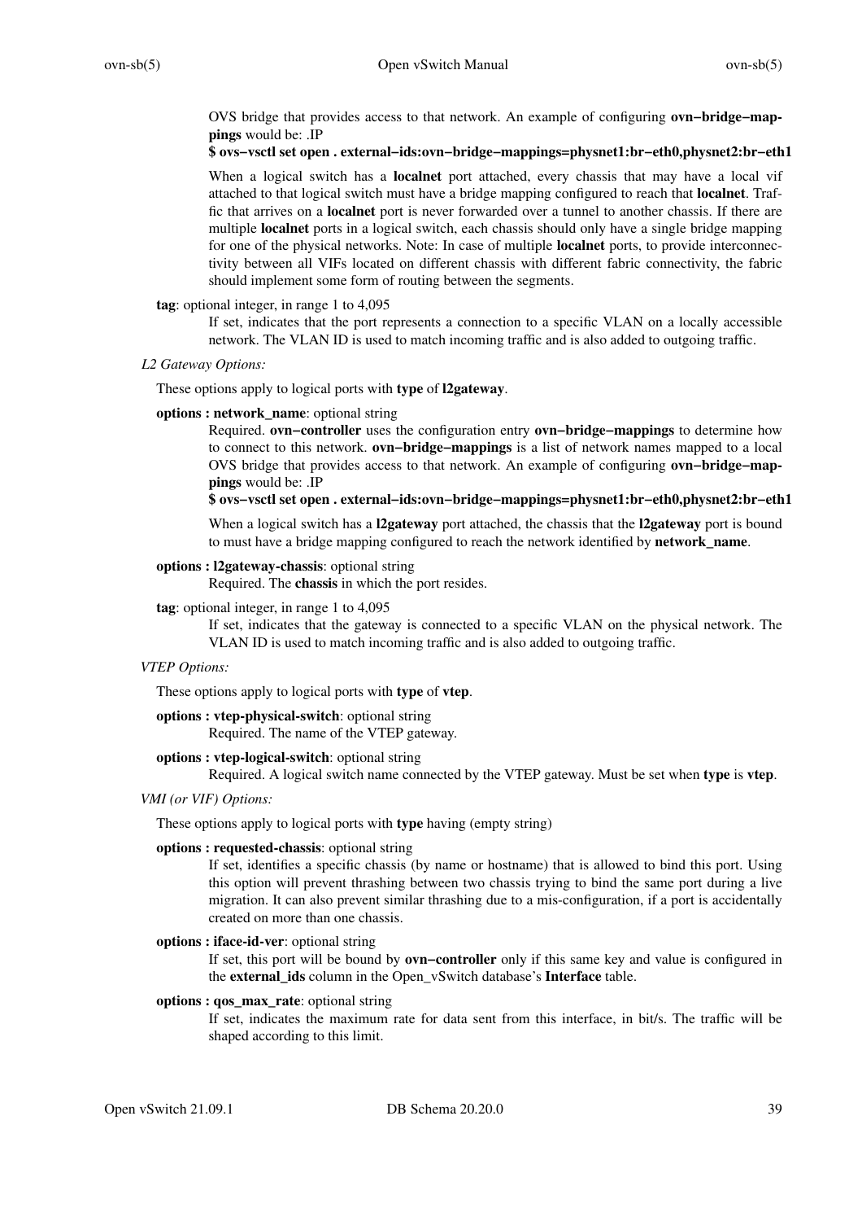OVS bridge that provides access to that network. An example of configuring **ovn−bridge−mappings** would be: .IP

**$ ovs−vsctl set open . external−ids:ovn−bridge−mappings=physnet1:br−eth0,physnet2:br−eth1**

When a logical switch has a **localnet** port attached, every chassis that may have a local vif attached to that logical switch must have a bridge mapping configured to reach that **localnet**. Traffic that arrives on a **localnet** port is never forwarded over a tunnel to another chassis. If there are multiple **localnet** ports in a logical switch, each chassis should only have a single bridge mapping for one of the physical networks. Note: In case of multiple **localnet** ports, to provide interconnectivity between all VIFs located on different chassis with different fabric connectivity, the fabric should implement some form of routing between the segments.

**tag**: optional integer, in range 1 to 4,095

If set, indicates that the port represents a connection to a specific VLAN on a locally accessible network. The VLAN ID is used to match incoming traffic and is also added to outgoing traffic.

*L2 Gateway Options:*

These options apply to logical ports with **type** of **l2gateway**.

**options : network_name**: optional string

Required. **ovn−controller** uses the configuration entry **ovn−bridge−mappings** to determine how to connect to this network. **ovn−bridge−mappings** is a list of network names mapped to a local OVS bridge that provides access to that network. An example of configuring **ovn−bridge−mappings** would be: .IP

**$ ovs−vsctl set open . external−ids:ovn−bridge−mappings=physnet1:br−eth0,physnet2:br−eth1**

When a logical switch has a **l2gateway** port attached, the chassis that the **l2gateway** port is bound to must have a bridge mapping configured to reach the network identified by **network_name**.

**options : l2gateway-chassis**: optional string

Required. The **chassis** in which the port resides.

**tag**: optional integer, in range 1 to 4,095

If set, indicates that the gateway is connected to a specific VLAN on the physical network. The VLAN ID is used to match incoming traffic and is also added to outgoing traffic.

*VTEP Options:*

These options apply to logical ports with **type** of **vtep**.

**options : vtep-physical-switch**: optional string

Required. The name of the VTEP gateway.

**options : vtep-logical-switch**: optional string

Required. A logical switch name connected by the VTEP gateway. Must be set when **type** is **vtep**.

*VMI (or VIF) Options:*

These options apply to logical ports with **type** having (empty string)

**options : requested-chassis**: optional string

If set, identifies a specific chassis (by name or hostname) that is allowed to bind this port. Using this option will prevent thrashing between two chassis trying to bind the same port during a live migration. It can also prevent similar thrashing due to a mis-configuration, if a port is accidentally created on more than one chassis.

**options : iface-id-ver**: optional string

If set, this port will be bound by **ovn−controller** only if this same key and value is configured in the **external_ids** column in the Open_vSwitch database's **Interface** table.

**options : qos_max_rate**: optional string

If set, indicates the maximum rate for data sent from this interface, in bit/s. The traffic will be shaped according to this limit.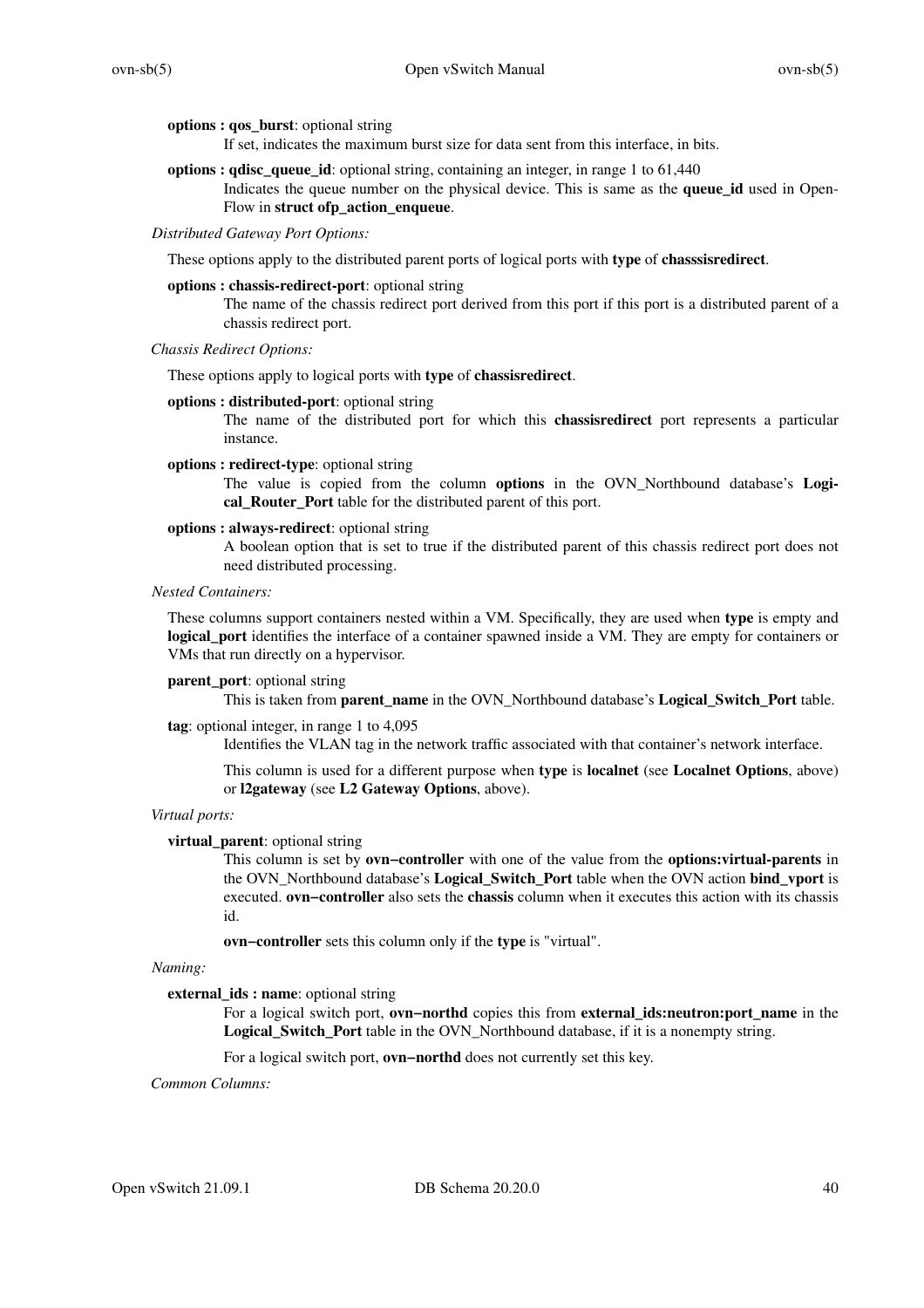**options : qos_burst**: optional string

If set, indicates the maximum burst size for data sent from this interface, in bits.

**options : qdisc_queue_id**: optional string, containing an integer, in range 1 to 61,440

Indicates the queue number on the physical device. This is same as the **queue_id** used in OpenFlow in **struct ofp_action_enqueue**.

*Distributed Gateway Port Options:*

These options apply to the distributed parent ports of logical ports with **type** of **chasssisredirect**.

**options : chassis-redirect-port**: optional string

The name of the chassis redirect port derived from this port if this port is a distributed parent of a chassis redirect port.

*Chassis Redirect Options:*

These options apply to logical ports with **type** of **chassisredirect**.

**options : distributed-port**: optional string

The name of the distributed port for which this **chassisredirect** port represents a particular instance.

**options : redirect-type**: optional string

The value is copied from the column **options** in the OVN_Northbound database's **Logical_Router_Port** table for the distributed parent of this port.

**options : always-redirect**: optional string

A boolean option that is set to true if the distributed parent of this chassis redirect port does not need distributed processing.

*Nested Containers:*

These columns support containers nested within a VM. Specifically, they are used when **type** is empty and **logical_port** identifies the interface of a container spawned inside a VM. They are empty for containers or VMs that run directly on a hypervisor.

**parent_port**: optional string

This is taken from **parent_name** in the OVN_Northbound database's **Logical_Switch_Port** table.

**tag**: optional integer, in range 1 to 4,095

Identifies the VLAN tag in the network traffic associated with that container's network interface.

This column is used for a different purpose when **type** is **localnet** (see **Localnet Options**, above) or **l2gateway** (see **L2 Gateway Options**, above).

*Virtual ports:*

**virtual_parent**: optional string

This column is set by **ovn−controller** with one of the value from the **options:virtual-parents** in the OVN_Northbound database's **Logical_Switch_Port** table when the OVN action **bind_vport** is executed. **ovn−controller** also sets the **chassis** column when it executes this action with its chassis id.

**ovn−controller** sets this column only if the **type** is "virtual".

*Naming:*

**external_ids : name**: optional string

For a logical switch port, **ovn−northd** copies this from **external_ids:neutron:port_name** in the **Logical_Switch_Port** table in the OVN_Northbound database, if it is a nonempty string.

For a logical switch port, **ovn−northd** does not currently set this key.

*Common Columns:*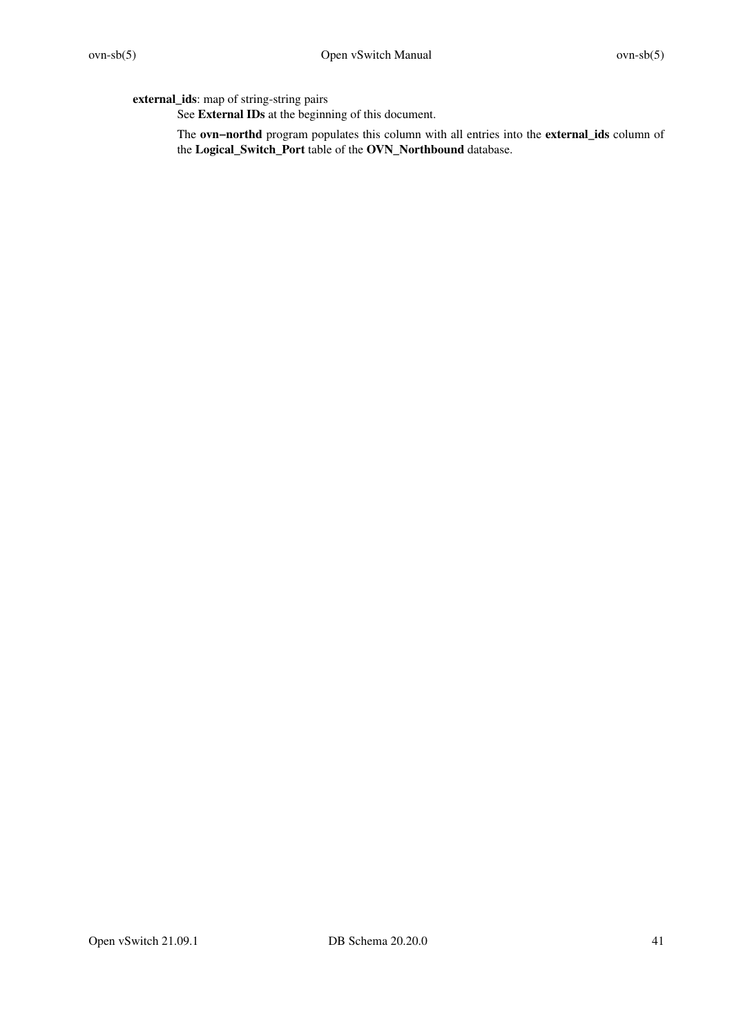**external_ids**: map of string-string pairs

See **External IDs** at the beginning of this document.

The **ovn−northd** program populates this column with all entries into the **external_ids** column of the **Logical_Switch_Port** table of the **OVN_Northbound** database.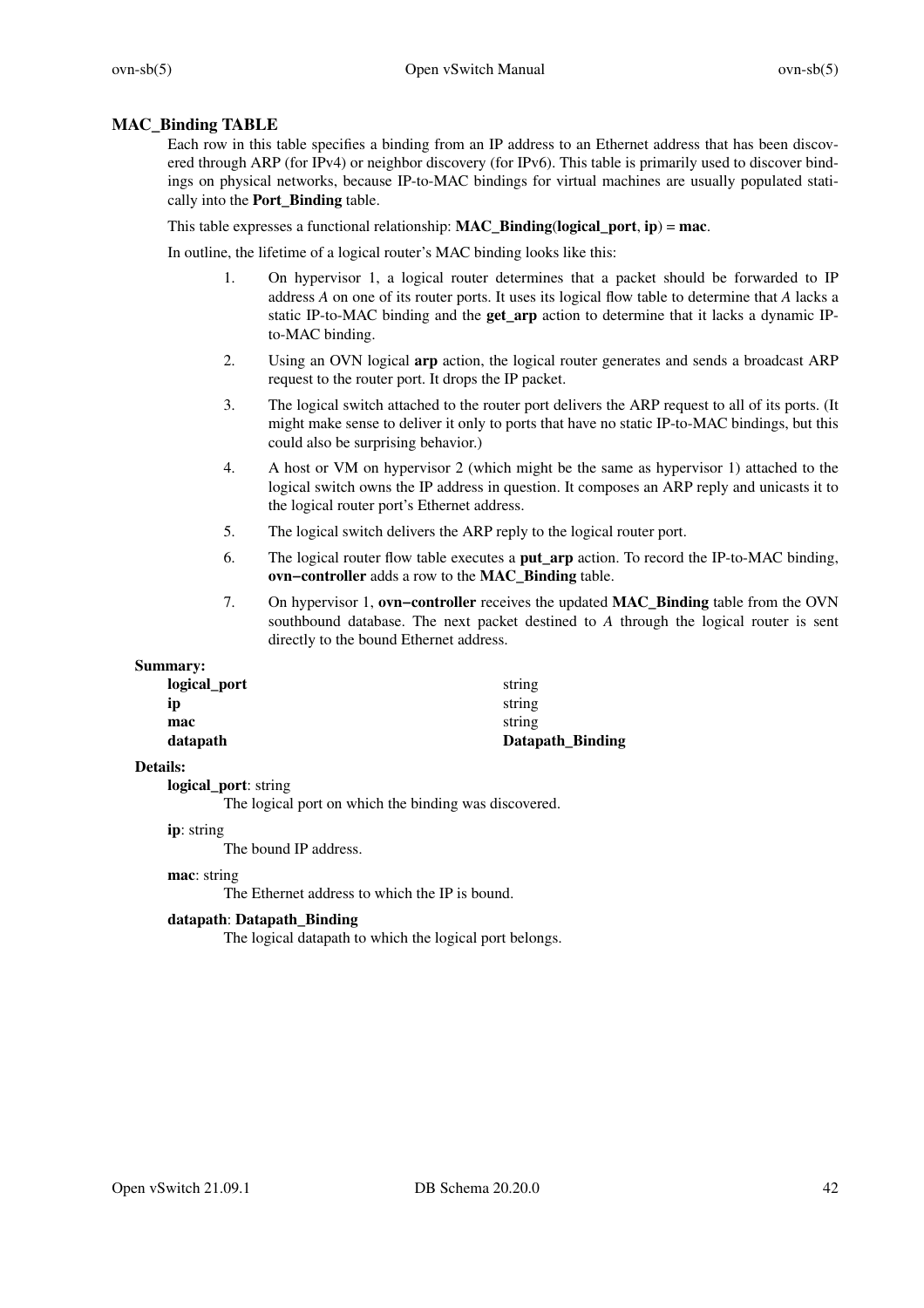## MAC_Binding TABLE

Each row in this table specifies a binding from an IP address to an Ethernet address that has been discovered through ARP (for IPv4) or neighbor discovery (for IPv6). This table is primarily used to discover bindings on physical networks, because IP-to-MAC bindings for virtual machines are usually populated statically into the **Port_Binding** table.

This table expresses a functional relationship: **MAC_Binding**(**logical_port**, **ip**) = **mac**.

In outline, the lifetime of a logical router's MAC binding looks like this:

1. On hypervisor 1, a logical router determines that a packet should be forwarded to IP address *A* on one of its router ports. It uses its logical flow table to determine that *A* lacks a static IP-to-MAC binding and the **get_arp** action to determine that it lacks a dynamic IP-to-MAC binding.
2. Using an OVN logical **arp** action, the logical router generates and sends a broadcast ARP request to the router port. It drops the IP packet.
3. The logical switch attached to the router port delivers the ARP request to all of its ports. (It might make sense to deliver it only to ports that have no static IP-to-MAC bindings, but this could also be surprising behavior.)
4. A host or VM on hypervisor 2 (which might be the same as hypervisor 1) attached to the logical switch owns the IP address in question. It composes an ARP reply and unicasts it to the logical router port's Ethernet address.
5. The logical switch delivers the ARP reply to the logical router port.
6. The logical router flow table executes a **put_arp** action. To record the IP-to-MAC binding, **ovn−controller** adds a row to the **MAC_Binding** table.
7. On hypervisor 1, **ovn−controller** receives the updated **MAC_Binding** table from the OVN southbound database. The next packet destined to *A* through the logical router is sent directly to the bound Ethernet address.

**Summary:**

| | |
|---|---|
| **logical_port** | string |
| **ip** | string |
| **mac** | string |
| **datapath** | **Datapath_Binding** |

**Details:**

**logical_port**: string

The logical port on which the binding was discovered.

**ip**: string

The bound IP address.

**mac**: string

The Ethernet address to which the IP is bound.

**datapath**: **Datapath_Binding**

The logical datapath to which the logical port belongs.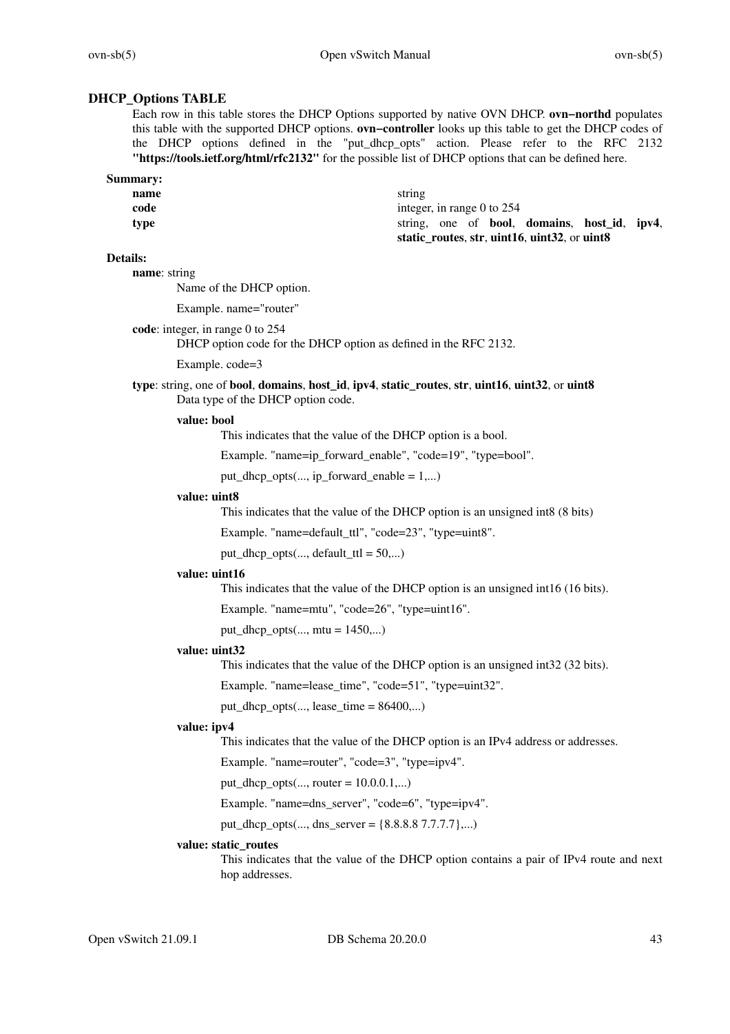## DHCP_Options TABLE

Each row in this table stores the DHCP Options supported by native OVN DHCP. **ovn−northd** populates this table with the supported DHCP options. **ovn−controller** looks up this table to get the DHCP codes of the DHCP options defined in the "put_dhcp_opts" action. Please refer to the RFC 2132 **"https://tools.ietf.org/html/rfc2132"** for the possible list of DHCP options that can be defined here.

### Summary:

| | |
|---|---|
| **name** | string |
| **code** | integer, in range 0 to 254 |
| **type** | string, one of **bool**, **domains**, **host_id**, **ipv4**, **static_routes**, **str**, **uint16**, **uint32**, or **uint8** |

### Details:

**name**: string

Name of the DHCP option.

Example. name="router"

**code**: integer, in range 0 to 254

DHCP option code for the DHCP option as defined in the RFC 2132.

Example. code=3

**type**: string, one of **bool**, **domains**, **host_id**, **ipv4**, **static_routes**, **str**, **uint16**, **uint32**, or **uint8**

Data type of the DHCP option code.

**value: bool**

This indicates that the value of the DHCP option is a bool.

Example. "name=ip_forward_enable", "code=19", "type=bool".

put_dhcp_opts(..., ip_forward_enable = 1,...)

**value: uint8**

This indicates that the value of the DHCP option is an unsigned int8 (8 bits)

Example. "name=default_ttl", "code=23", "type=uint8".

put_dhcp_opts(..., default_ttl = 50,...)

**value: uint16**

This indicates that the value of the DHCP option is an unsigned int16 (16 bits).

Example. "name=mtu", "code=26", "type=uint16".

put_dhcp_opts(..., mtu = 1450,...)

**value: uint32**

This indicates that the value of the DHCP option is an unsigned int32 (32 bits).

Example. "name=lease_time", "code=51", "type=uint32".

put_dhcp_opts(..., lease_time = 86400,...)

**value: ipv4**

This indicates that the value of the DHCP option is an IPv4 address or addresses.

Example. "name=router", "code=3", "type=ipv4".

put_dhcp_opts(..., router = 10.0.0.1,...)

Example. "name=dns_server", "code=6", "type=ipv4".

put_dhcp_opts(..., dns_server = {8.8.8.8 7.7.7.7},...)

**value: static_routes**

This indicates that the value of the DHCP option contains a pair of IPv4 route and next hop addresses.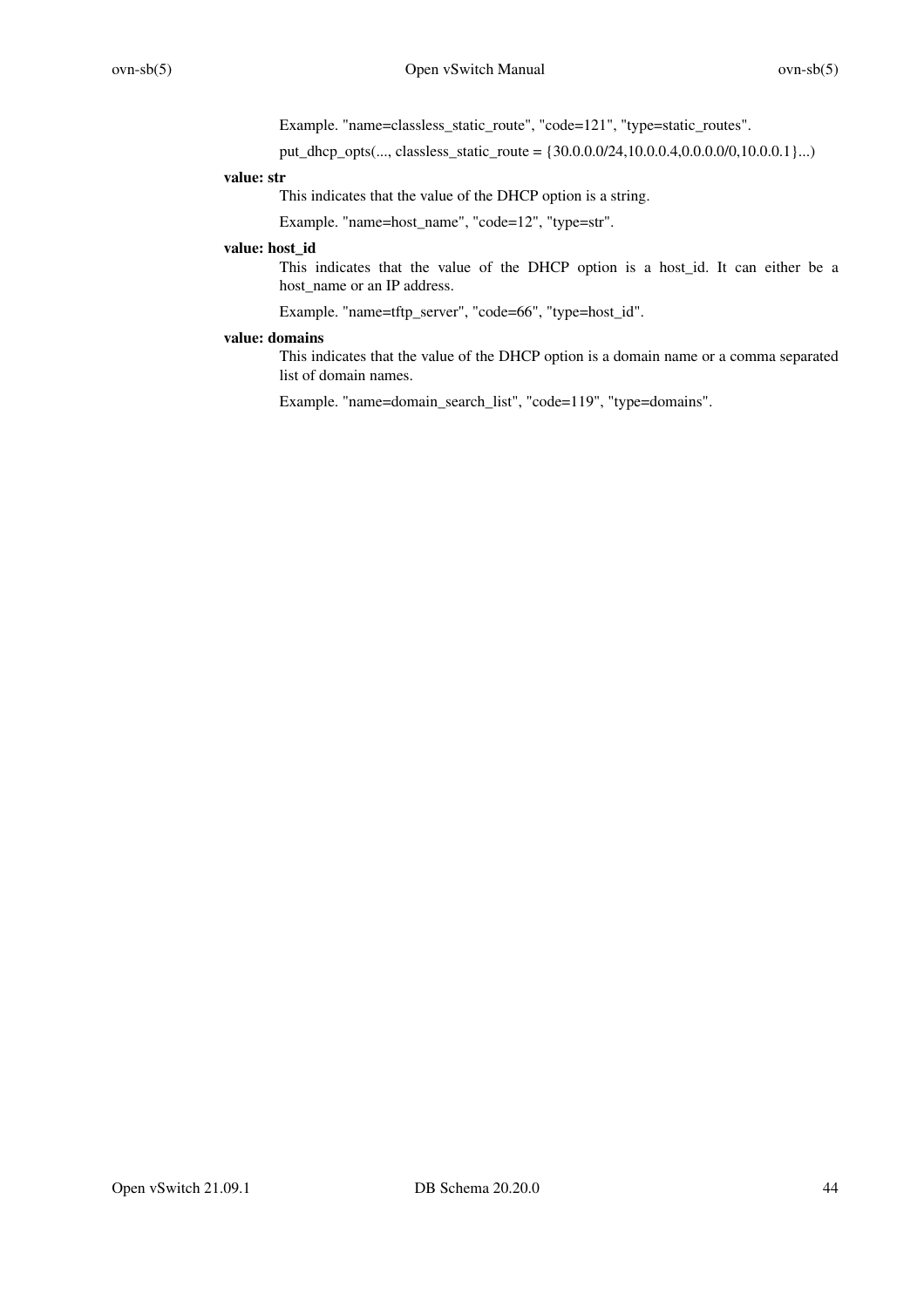Example. "name=classless_static_route", "code=121", "type=static_routes".

put_dhcp_opts(..., classless_static_route = {30.0.0.0/24,10.0.0.4,0.0.0.0/0,10.0.0.1}...)

**value: str**

This indicates that the value of the DHCP option is a string.

Example. "name=host_name", "code=12", "type=str".

**value: host_id**

This indicates that the value of the DHCP option is a host_id. It can either be a host_name or an IP address.

Example. "name=tftp_server", "code=66", "type=host_id".

**value: domains**

This indicates that the value of the DHCP option is a domain name or a comma separated list of domain names.

Example. "name=domain_search_list", "code=119", "type=domains".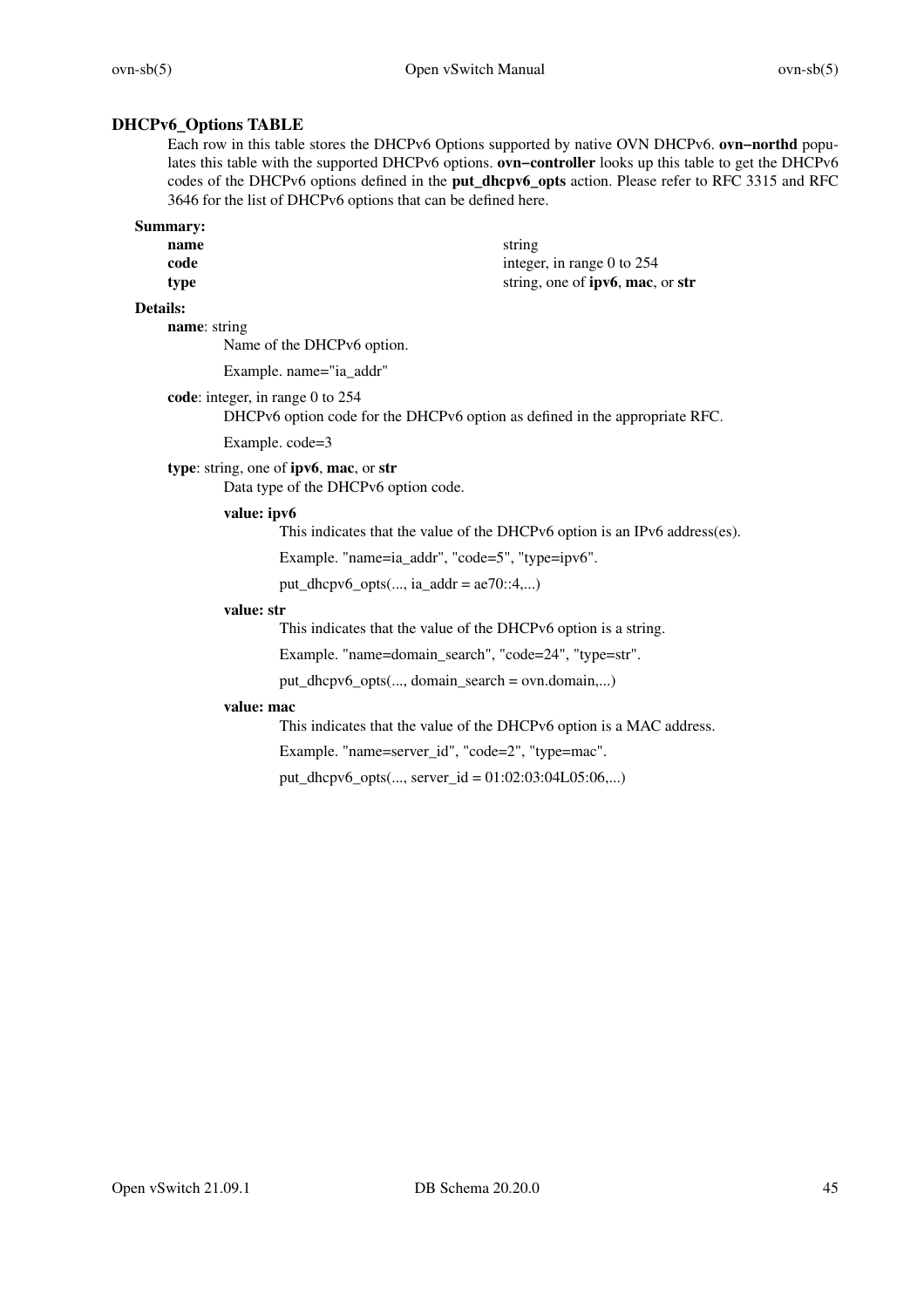## DHCPv6_Options TABLE

Each row in this table stores the DHCPv6 Options supported by native OVN DHCPv6. **ovn−northd** populates this table with the supported DHCPv6 options. **ovn−controller** looks up this table to get the DHCPv6 codes of the DHCPv6 options defined in the **put_dhcpv6_opts** action. Please refer to RFC 3315 and RFC 3646 for the list of DHCPv6 options that can be defined here.

### Summary:

| | |
|---|---|
| **name** | string |
| **code** | integer, in range 0 to 254 |
| **type** | string, one of **ipv6**, **mac**, or **str** |

### Details:

**name**: string

Name of the DHCPv6 option.

Example. name="ia_addr"

**code**: integer, in range 0 to 254

DHCPv6 option code for the DHCPv6 option as defined in the appropriate RFC.

Example. code=3

**type**: string, one of **ipv6**, **mac**, or **str**

Data type of the DHCPv6 option code.

**value: ipv6**

This indicates that the value of the DHCPv6 option is an IPv6 address(es).

Example. "name=ia_addr", "code=5", "type=ipv6".

put_dhcpv6_opts(..., ia_addr = ae70::4,...)

**value: str**

This indicates that the value of the DHCPv6 option is a string.

Example. "name=domain_search", "code=24", "type=str".

put_dhcpv6_opts(..., domain_search = ovn.domain,...)

**value: mac**

This indicates that the value of the DHCPv6 option is a MAC address.

Example. "name=server_id", "code=2", "type=mac".

put_dhcpv6_opts(..., server_id = 01:02:03:04L05:06,...)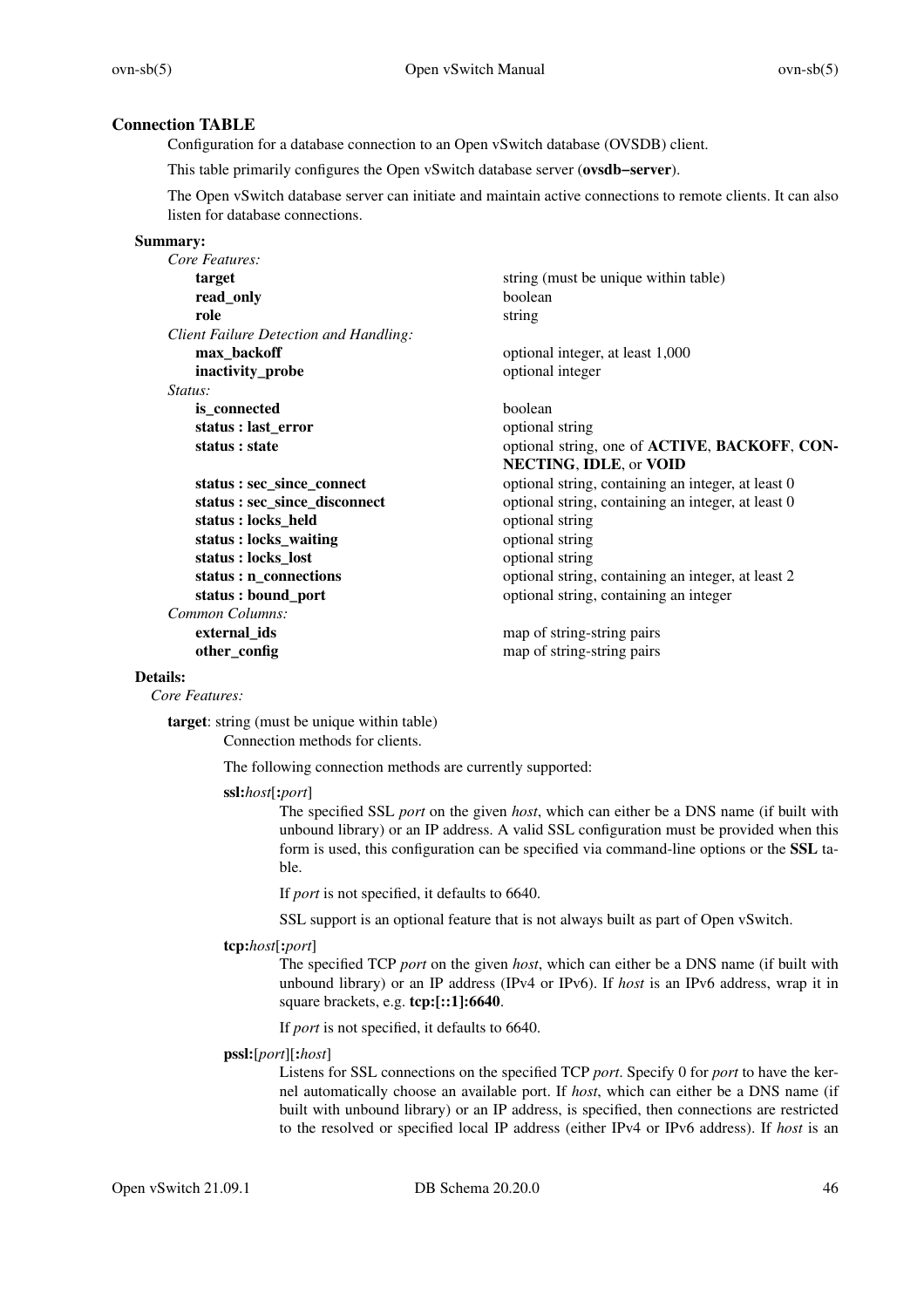## Connection TABLE

Configuration for a database connection to an Open vSwitch database (OVSDB) client.

This table primarily configures the Open vSwitch database server (**ovsdb−server**).

The Open vSwitch database server can initiate and maintain active connections to remote clients. It can also listen for database connections.

### Summary:

| | |
|---|---|
| *Core Features:* | |
| **target** | string (must be unique within table) |
| **read_only** | boolean |
| **role** | string |
| *Client Failure Detection and Handling:* | |
| **max_backoff** | optional integer, at least 1,000 |
| **inactivity_probe** | optional integer |
| *Status:* | |
| **is_connected** | boolean |
| **status : last_error** | optional string |
| **status : state** | optional string, one of **ACTIVE**, **BACKOFF**, **CONNECTING**, **IDLE**, or **VOID** |
| **status : sec_since_connect** | optional string, containing an integer, at least 0 |
| **status : sec_since_disconnect** | optional string, containing an integer, at least 0 |
| **status : locks_held** | optional string |
| **status : locks_waiting** | optional string |
| **status : locks_lost** | optional string |
| **status : n_connections** | optional string, containing an integer, at least 2 |
| **status : bound_port** | optional string, containing an integer |
| *Common Columns:* | |
| **external_ids** | map of string-string pairs |
| **other_config** | map of string-string pairs |

### Details:

*Core Features:*

**target**: string (must be unique within table)

Connection methods for clients.

The following connection methods are currently supported:

**ssl:***host*[**:***port*]

The specified SSL *port* on the given *host*, which can either be a DNS name (if built with unbound library) or an IP address. A valid SSL configuration must be provided when this form is used, this configuration can be specified via command-line options or the **SSL** table.

If *port* is not specified, it defaults to 6640.

SSL support is an optional feature that is not always built as part of Open vSwitch.

**tcp:***host*[**:***port*]

The specified TCP *port* on the given *host*, which can either be a DNS name (if built with unbound library) or an IP address (IPv4 or IPv6). If *host* is an IPv6 address, wrap it in square brackets, e.g. **tcp:[::1]:6640**.

If *port* is not specified, it defaults to 6640.

**pssl:**[*port*][**:***host*]

Listens for SSL connections on the specified TCP *port*. Specify 0 for *port* to have the kernel automatically choose an available port. If *host*, which can either be a DNS name (if built with unbound library) or an IP address, is specified, then connections are restricted to the resolved or specified local IP address (either IPv4 or IPv6 address). If *host* is an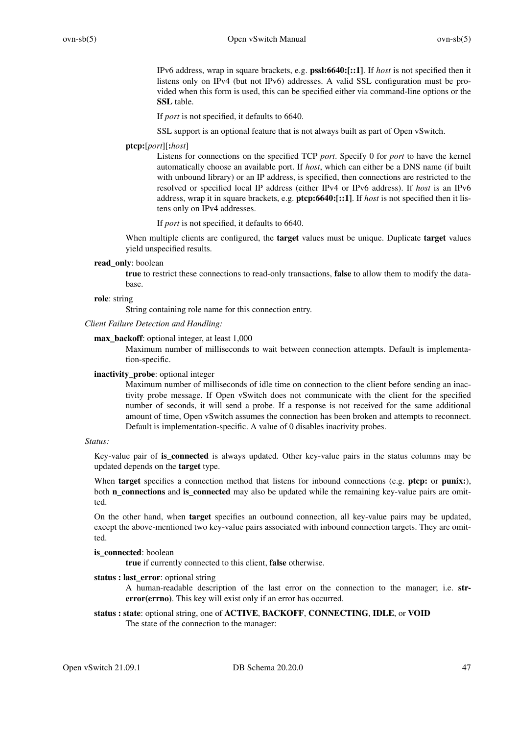IPv6 address, wrap in square brackets, e.g. **pssl:6640:[::1]**. If *host* is not specified then it listens only on IPv4 (but not IPv6) addresses. A valid SSL configuration must be provided when this form is used, this can be specified either via command-line options or the **SSL** table.

If *port* is not specified, it defaults to 6640.

SSL support is an optional feature that is not always built as part of Open vSwitch.

**ptcp:**[*port*][**:***host*]

Listens for connections on the specified TCP *port*. Specify 0 for *port* to have the kernel automatically choose an available port. If *host*, which can either be a DNS name (if built with unbound library) or an IP address, is specified, then connections are restricted to the resolved or specified local IP address (either IPv4 or IPv6 address). If *host* is an IPv6 address, wrap it in square brackets, e.g. **ptcp:6640:[::1]**. If *host* is not specified then it listens only on IPv4 addresses.

If *port* is not specified, it defaults to 6640.

When multiple clients are configured, the **target** values must be unique. Duplicate **target** values yield unspecified results.

**read_only**: boolean

**true** to restrict these connections to read-only transactions, **false** to allow them to modify the database.

**role**: string

String containing role name for this connection entry.

*Client Failure Detection and Handling:*

**max_backoff**: optional integer, at least 1,000

Maximum number of milliseconds to wait between connection attempts. Default is implementation-specific.

**inactivity_probe**: optional integer

Maximum number of milliseconds of idle time on connection to the client before sending an inactivity probe message. If Open vSwitch does not communicate with the client for the specified number of seconds, it will send a probe. If a response is not received for the same additional amount of time, Open vSwitch assumes the connection has been broken and attempts to reconnect. Default is implementation-specific. A value of 0 disables inactivity probes.

*Status:*

Key-value pair of **is_connected** is always updated. Other key-value pairs in the status columns may be updated depends on the **target** type.

When **target** specifies a connection method that listens for inbound connections (e.g. **ptcp:** or **punix:**), both **n_connections** and **is_connected** may also be updated while the remaining key-value pairs are omitted.

On the other hand, when **target** specifies an outbound connection, all key-value pairs may be updated, except the above-mentioned two key-value pairs associated with inbound connection targets. They are omitted.

**is_connected**: boolean

**true** if currently connected to this client, **false** otherwise.

**status : last_error**: optional string

A human-readable description of the last error on the connection to the manager; i.e. **strerror(errno)**. This key will exist only if an error has occurred.

**status : state**: optional string, one of **ACTIVE**, **BACKOFF**, **CONNECTING**, **IDLE**, or **VOID**

The state of the connection to the manager: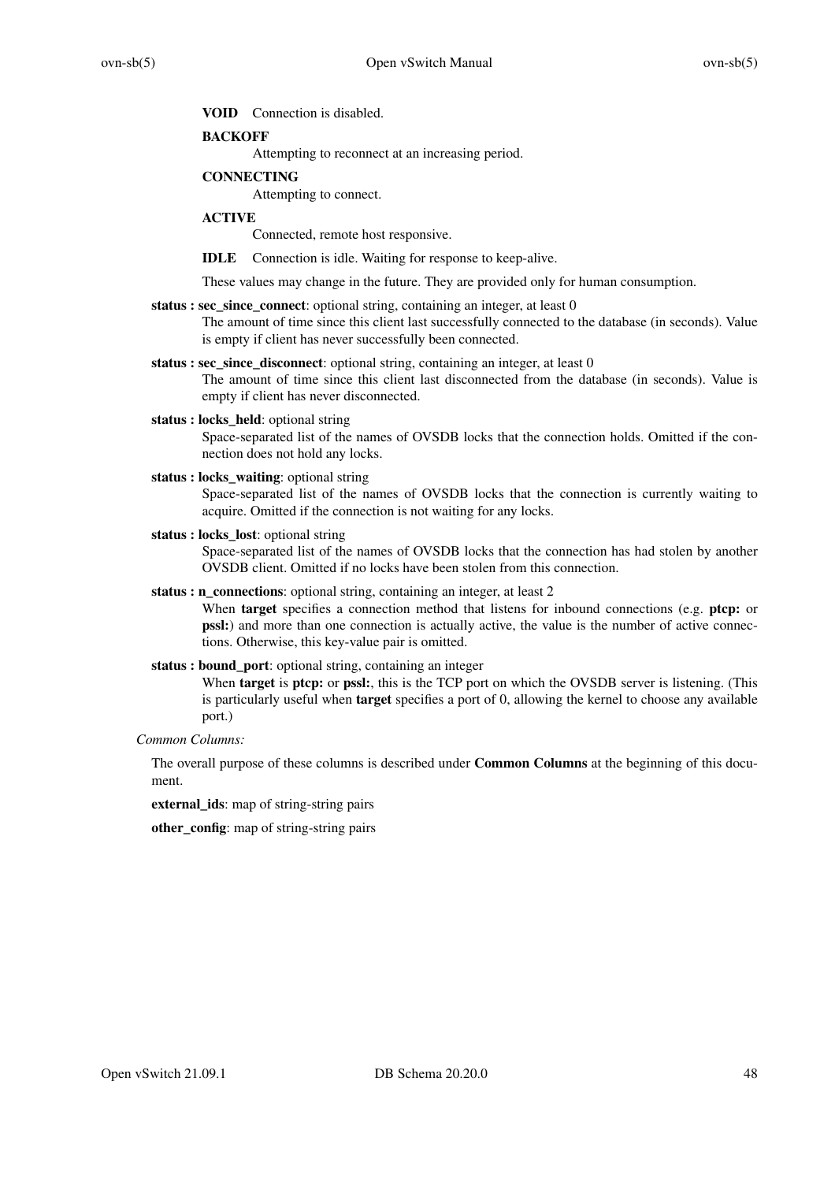**VOID** Connection is disabled.

**BACKOFF**
Attempting to reconnect at an increasing period.

**CONNECTING**
Attempting to connect.

**ACTIVE**
Connected, remote host responsive.

**IDLE** Connection is idle. Waiting for response to keep-alive.

These values may change in the future. They are provided only for human consumption.

**status : sec_since_connect**: optional string, containing an integer, at least 0
The amount of time since this client last successfully connected to the database (in seconds). Value is empty if client has never successfully been connected.

**status : sec_since_disconnect**: optional string, containing an integer, at least 0
The amount of time since this client last disconnected from the database (in seconds). Value is empty if client has never disconnected.

**status : locks_held**: optional string
Space-separated list of the names of OVSDB locks that the connection holds. Omitted if the connection does not hold any locks.

**status : locks_waiting**: optional string
Space-separated list of the names of OVSDB locks that the connection is currently waiting to acquire. Omitted if the connection is not waiting for any locks.

**status : locks_lost**: optional string
Space-separated list of the names of OVSDB locks that the connection has had stolen by another OVSDB client. Omitted if no locks have been stolen from this connection.

**status : n_connections**: optional string, containing an integer, at least 2
When **target** specifies a connection method that listens for inbound connections (e.g. **ptcp:** or **pssl:**) and more than one connection is actually active, the value is the number of active connections. Otherwise, this key-value pair is omitted.

**status : bound_port**: optional string, containing an integer
When **target** is **ptcp:** or **pssl:**, this is the TCP port on which the OVSDB server is listening. (This is particularly useful when **target** specifies a port of 0, allowing the kernel to choose any available port.)

*Common Columns:*

The overall purpose of these columns is described under **Common Columns** at the beginning of this document.

**external_ids**: map of string-string pairs

**other_config**: map of string-string pairs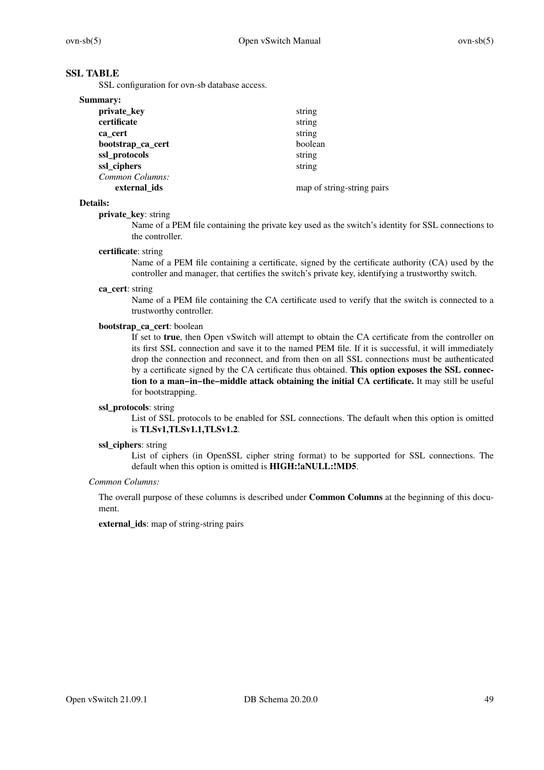## SSL TABLE

SSL configuration for ovn-sb database access.

### Summary:

| | |
|---|---|
| **private_key** | string |
| **certificate** | string |
| **ca_cert** | string |
| **bootstrap_ca_cert** | boolean |
| **ssl_protocols** | string |
| **ssl_ciphers** | string |
| *Common Columns:* | |
| **external_ids** | map of string-string pairs |

### Details:

**private_key**: string

Name of a PEM file containing the private key used as the switch's identity for SSL connections to the controller.

**certificate**: string

Name of a PEM file containing a certificate, signed by the certificate authority (CA) used by the controller and manager, that certifies the switch's private key, identifying a trustworthy switch.

**ca_cert**: string

Name of a PEM file containing the CA certificate used to verify that the switch is connected to a trustworthy controller.

**bootstrap_ca_cert**: boolean

If set to **true**, then Open vSwitch will attempt to obtain the CA certificate from the controller on its first SSL connection and save it to the named PEM file. If it is successful, it will immediately drop the connection and reconnect, and from then on all SSL connections must be authenticated by a certificate signed by the CA certificate thus obtained. **This option exposes the SSL connection to a man−in−the−middle attack obtaining the initial CA certificate.** It may still be useful for bootstrapping.

**ssl_protocols**: string

List of SSL protocols to be enabled for SSL connections. The default when this option is omitted is **TLSv1,TLSv1.1,TLSv1.2**.

**ssl_ciphers**: string

List of ciphers (in OpenSSL cipher string format) to be supported for SSL connections. The default when this option is omitted is **HIGH:!aNULL:!MD5**.

*Common Columns:*

The overall purpose of these columns is described under **Common Columns** at the beginning of this document.

**external_ids**: map of string-string pairs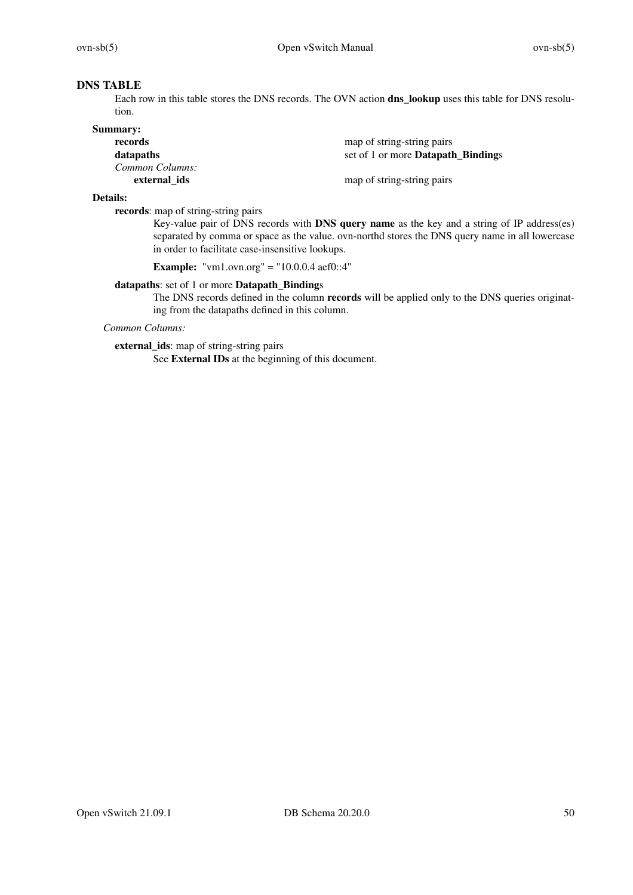## DNS TABLE

Each row in this table stores the DNS records. The OVN action **dns_lookup** uses this table for DNS resolution.

**Summary:**

| | |
|---|---|
| **records** | map of string-string pairs |
| **datapaths** | set of 1 or more **Datapath_Binding**s |
| *Common Columns:* | |
| **external_ids** | map of string-string pairs |

**Details:**

**records**: map of string-string pairs

Key-value pair of DNS records with **DNS query name** as the key and a string of IP address(es) separated by comma or space as the value. ovn-northd stores the DNS query name in all lowercase in order to facilitate case-insensitive lookups.

**Example:** "vm1.ovn.org" = "10.0.0.4 aef0::4"

**datapaths**: set of 1 or more **Datapath_Binding**s

The DNS records defined in the column **records** will be applied only to the DNS queries originating from the datapaths defined in this column.

*Common Columns:*

**external_ids**: map of string-string pairs

See **External IDs** at the beginning of this document.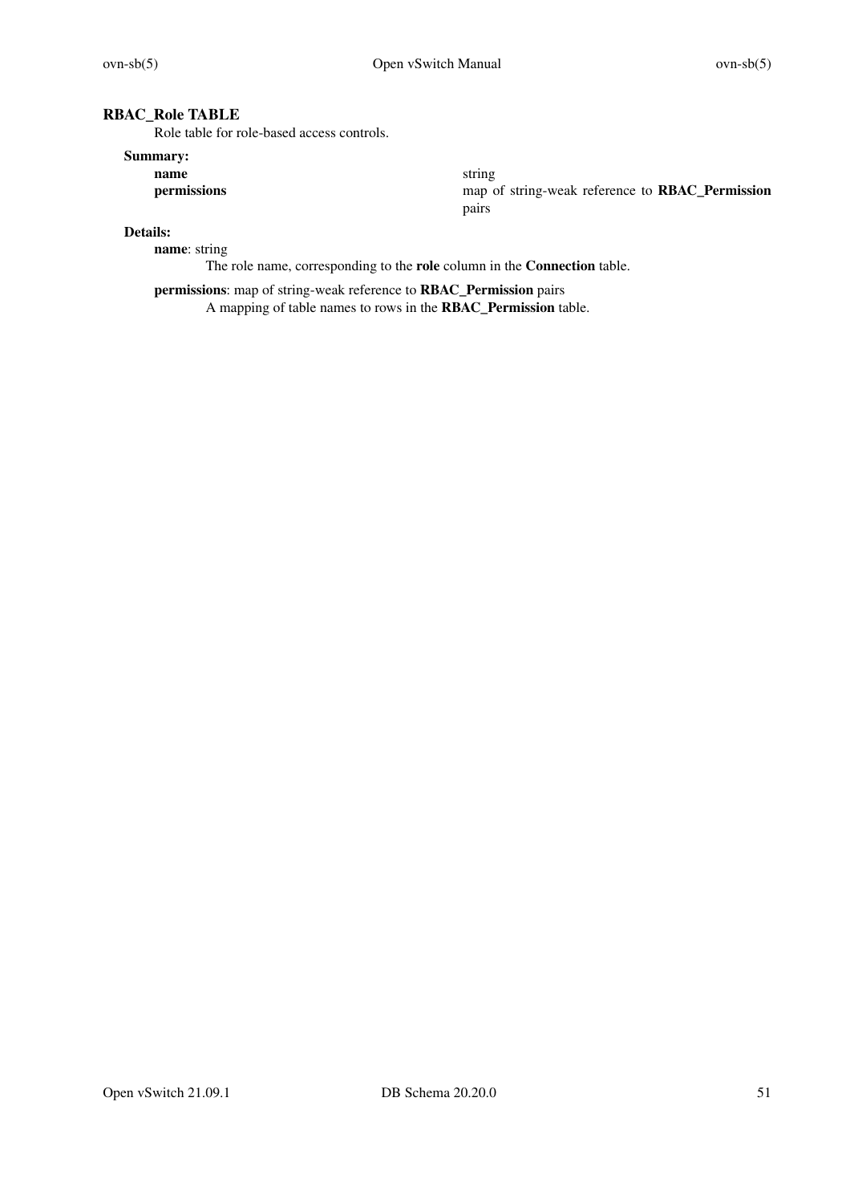## RBAC_Role TABLE

Role table for role-based access controls.

### Summary:

| | |
|---|---|
| **name** | string |
| **permissions** | map of string-weak reference to **RBAC_Permission** pairs |

### Details:

**name**: string

The role name, corresponding to the **role** column in the **Connection** table.

**permissions**: map of string-weak reference to **RBAC_Permission** pairs

A mapping of table names to rows in the **RBAC_Permission** table.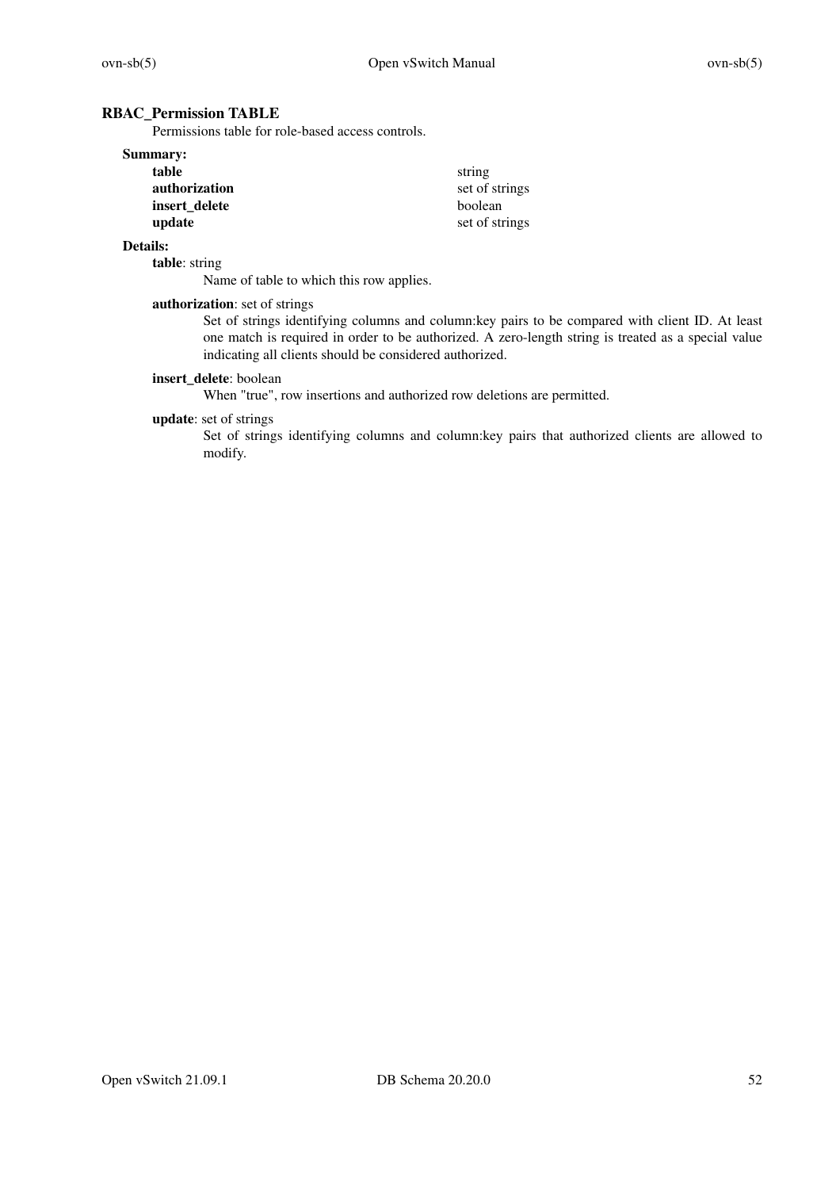## RBAC_Permission TABLE

Permissions table for role-based access controls.

### Summary:

| | |
|---|---|
| **table** | string |
| **authorization** | set of strings |
| **insert_delete** | boolean |
| **update** | set of strings |

### Details:

**table**: string

Name of table to which this row applies.

**authorization**: set of strings

Set of strings identifying columns and column:key pairs to be compared with client ID. At least one match is required in order to be authorized. A zero-length string is treated as a special value indicating all clients should be considered authorized.

**insert_delete**: boolean

When "true", row insertions and authorized row deletions are permitted.

**update**: set of strings

Set of strings identifying columns and column:key pairs that authorized clients are allowed to modify.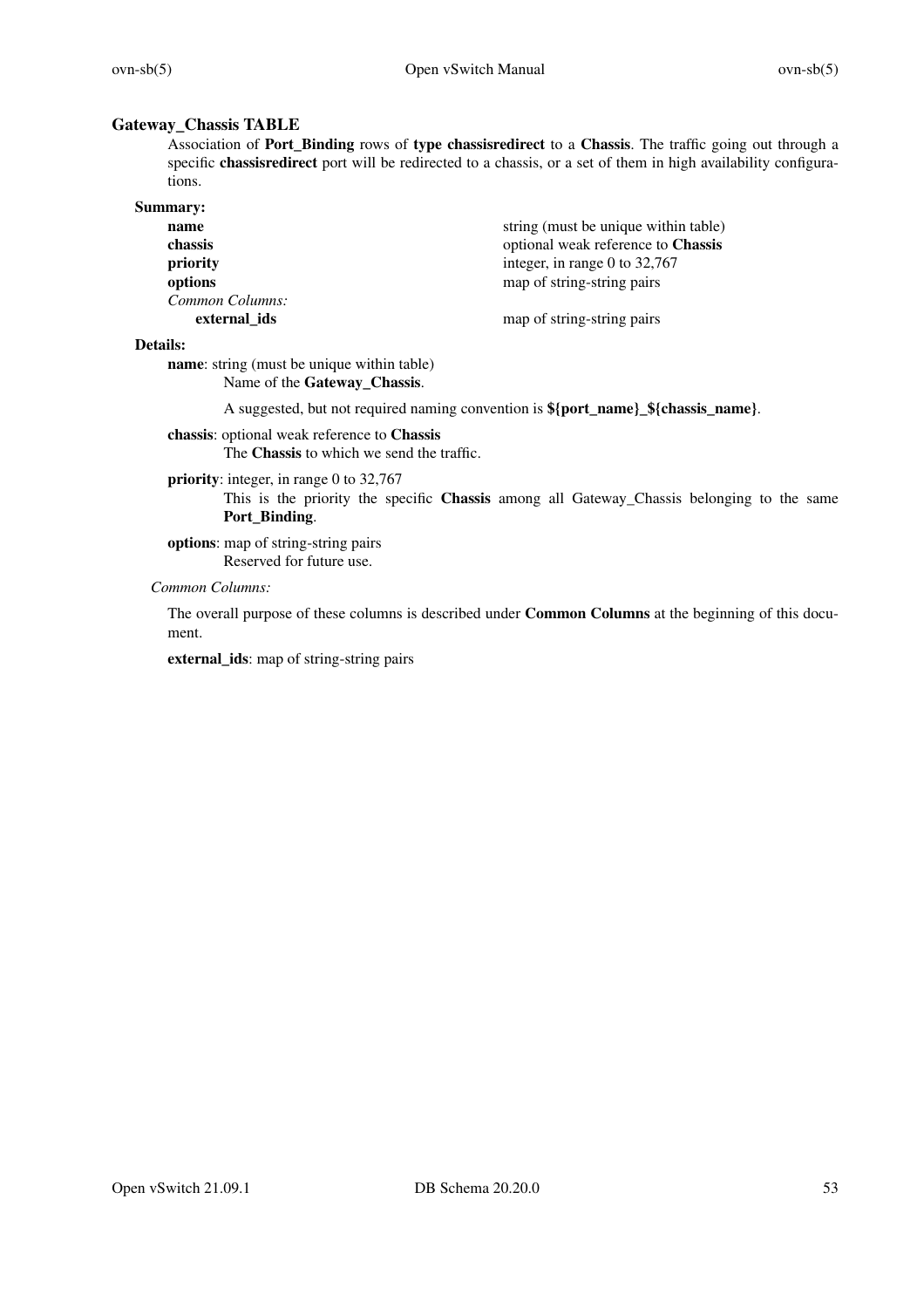## Gateway_Chassis TABLE

Association of **Port_Binding** rows of **type chassisredirect** to a **Chassis**. The traffic going out through a specific **chassisredirect** port will be redirected to a chassis, or a set of them in high availability configurations.

### Summary:

| | |
|---|---|
| **name** | string (must be unique within table) |
| **chassis** | optional weak reference to **Chassis** |
| **priority** | integer, in range 0 to 32,767 |
| **options** | map of string-string pairs |
| *Common Columns:* | |
| **external_ids** | map of string-string pairs |

### Details:

**name**: string (must be unique within table)

Name of the **Gateway_Chassis**.

A suggested, but not required naming convention is **${port_name}_${chassis_name}**.

**chassis**: optional weak reference to **Chassis**

The **Chassis** to which we send the traffic.

**priority**: integer, in range 0 to 32,767

This is the priority the specific **Chassis** among all Gateway_Chassis belonging to the same **Port_Binding**.

**options**: map of string-string pairs

Reserved for future use.

*Common Columns:*

The overall purpose of these columns is described under **Common Columns** at the beginning of this document.

**external_ids**: map of string-string pairs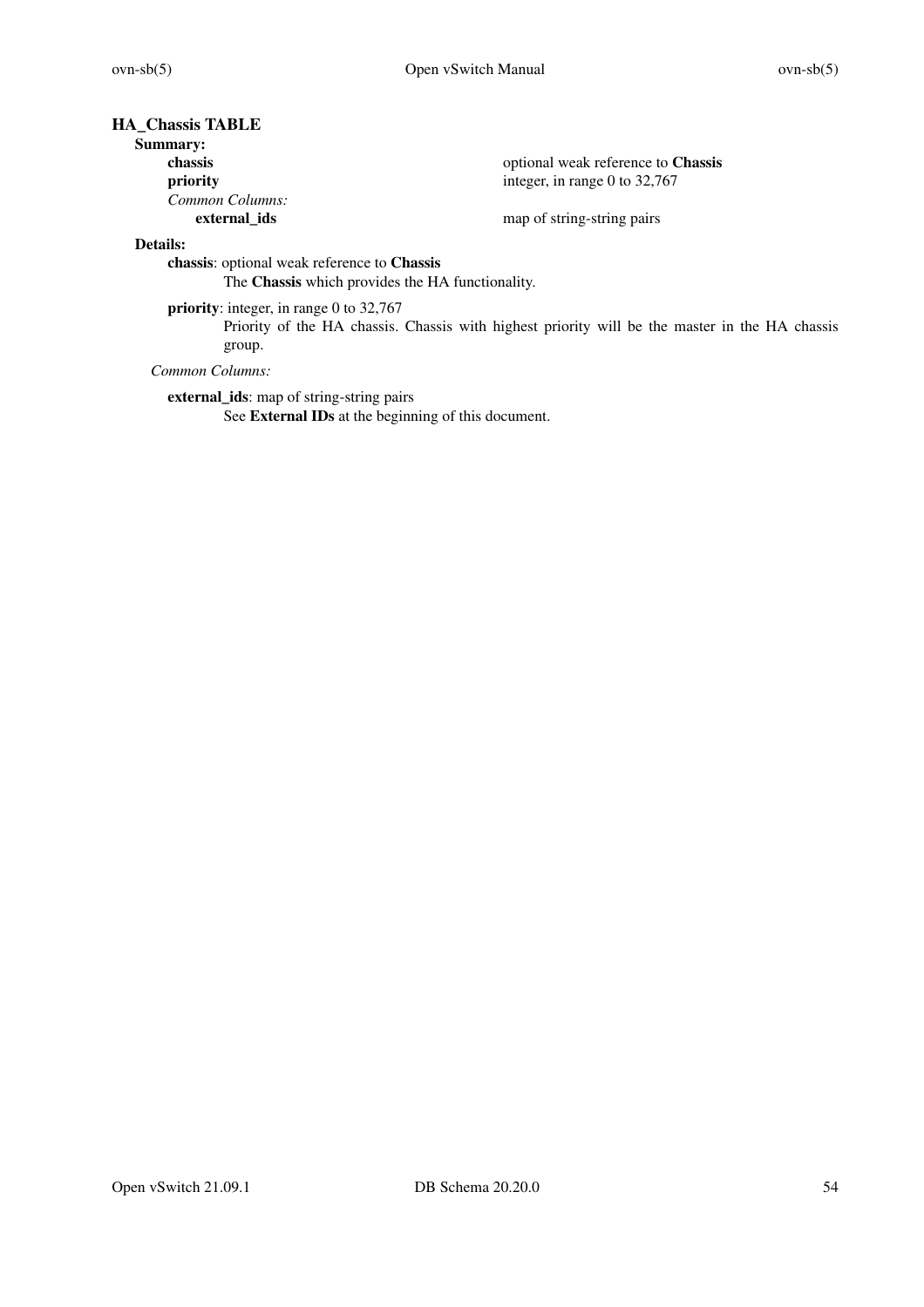## HA_Chassis TABLE

### Summary:

| | |
|---|---|
| **chassis** | optional weak reference to **Chassis** |
| **priority** | integer, in range 0 to 32,767 |
| *Common Columns:* | |
| **external_ids** | map of string-string pairs |

### Details:

**chassis**: optional weak reference to **Chassis**

The **Chassis** which provides the HA functionality.

**priority**: integer, in range 0 to 32,767

Priority of the HA chassis. Chassis with highest priority will be the master in the HA chassis group.

*Common Columns:*

**external_ids**: map of string-string pairs

See **External IDs** at the beginning of this document.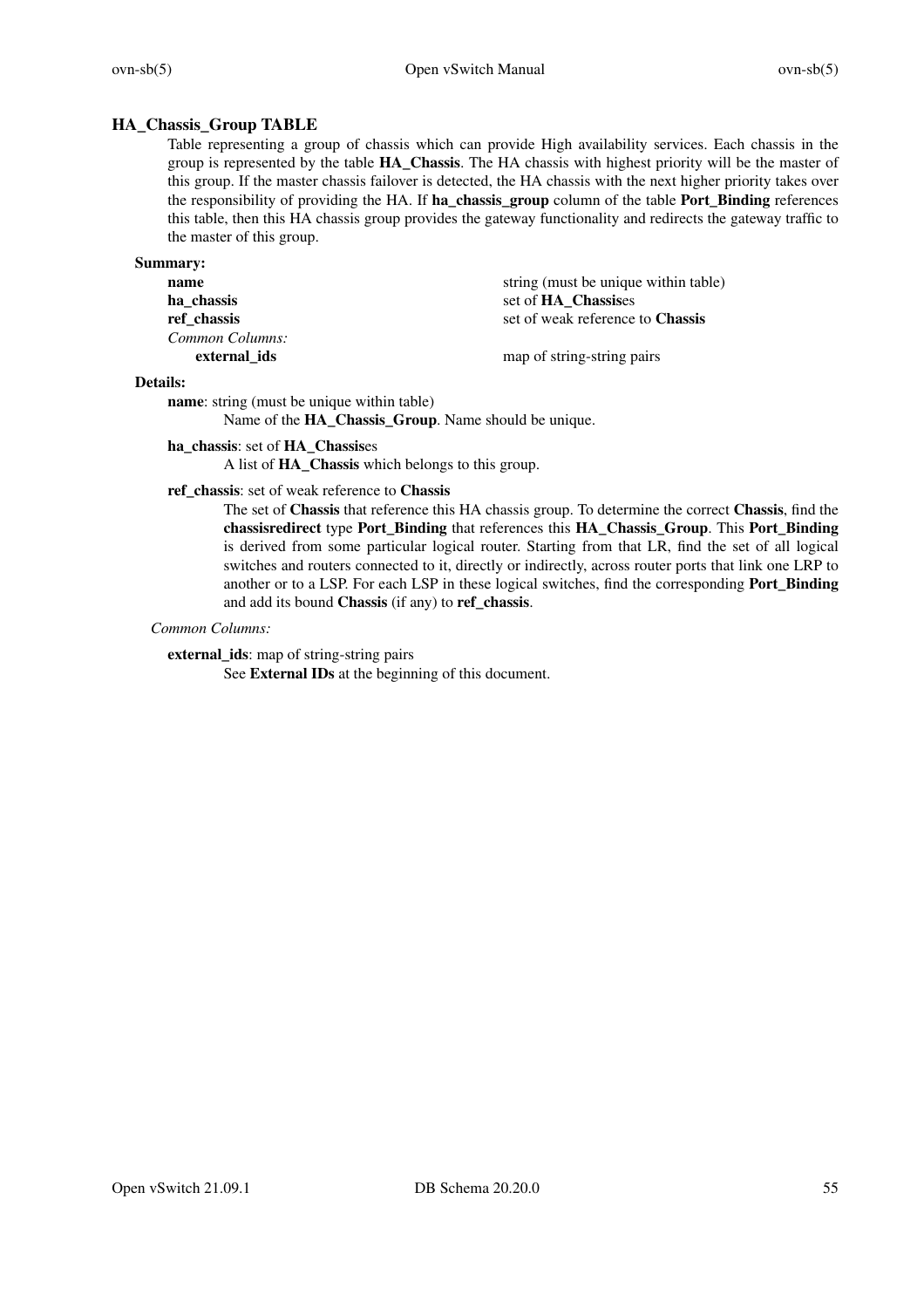## HA_Chassis_Group TABLE

Table representing a group of chassis which can provide High availability services. Each chassis in the group is represented by the table **HA_Chassis**. The HA chassis with highest priority will be the master of this group. If the master chassis failover is detected, the HA chassis with the next higher priority takes over the responsibility of providing the HA. If **ha_chassis_group** column of the table **Port_Binding** references this table, then this HA chassis group provides the gateway functionality and redirects the gateway traffic to the master of this group.

**Summary:**

| | |
|---|---|
| **name** | string (must be unique within table) |
| **ha_chassis** | set of **HA_Chassis**es |
| **ref_chassis** | set of weak reference to **Chassis** |
| *Common Columns:* | |
| **external_ids** | map of string-string pairs |

**Details:**

**name**: string (must be unique within table)

Name of the **HA_Chassis_Group**. Name should be unique.

**ha_chassis**: set of **HA_Chassis**es

A list of **HA_Chassis** which belongs to this group.

**ref_chassis**: set of weak reference to **Chassis**

The set of **Chassis** that reference this HA chassis group. To determine the correct **Chassis**, find the **chassisredirect** type **Port_Binding** that references this **HA_Chassis_Group**. This **Port_Binding** is derived from some particular logical router. Starting from that LR, find the set of all logical switches and routers connected to it, directly or indirectly, across router ports that link one LRP to another or to a LSP. For each LSP in these logical switches, find the corresponding **Port_Binding** and add its bound **Chassis** (if any) to **ref_chassis**.

*Common Columns:*

**external_ids**: map of string-string pairs

See **External IDs** at the beginning of this document.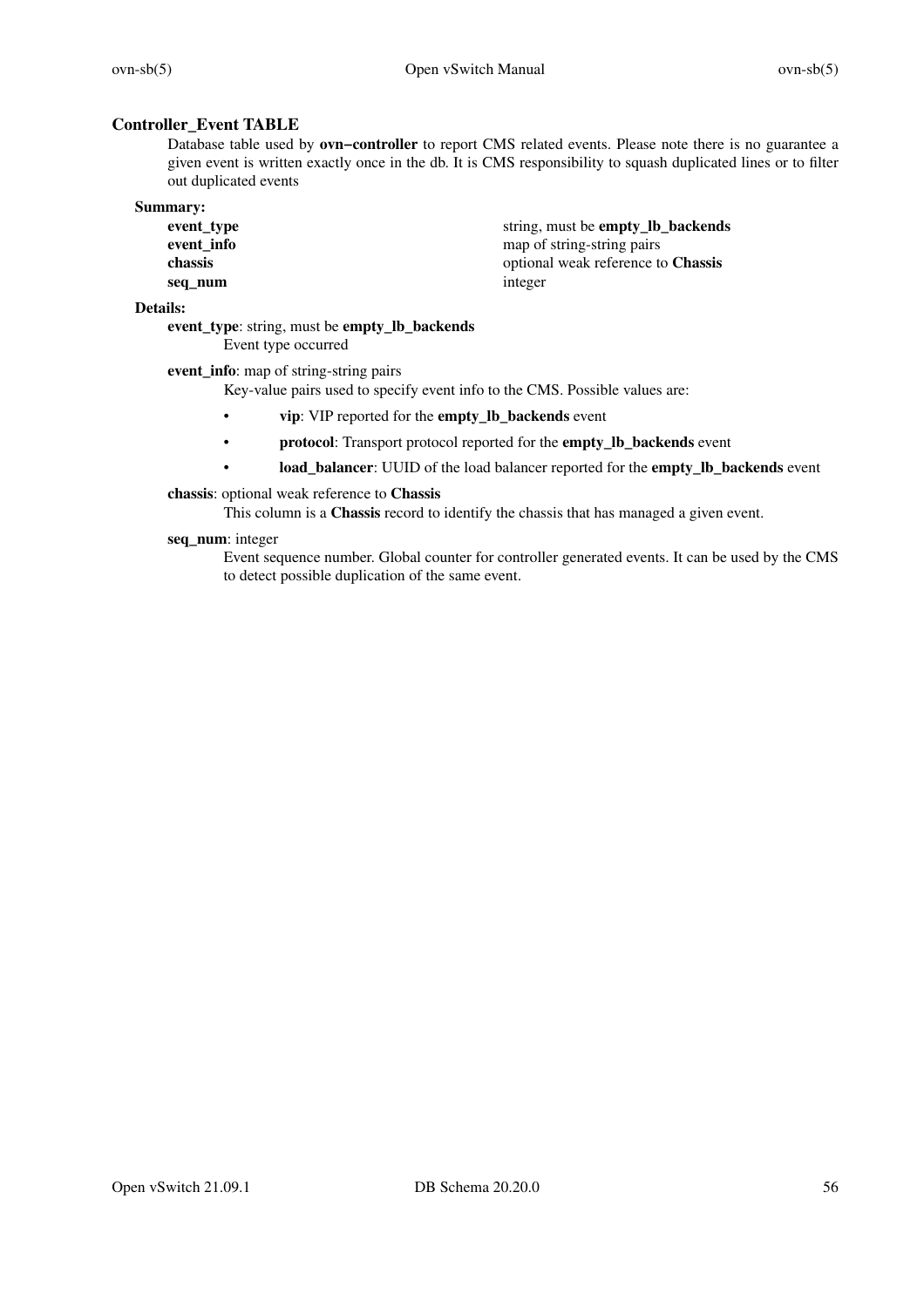## Controller_Event TABLE

Database table used by **ovn−controller** to report CMS related events. Please note there is no guarantee a given event is written exactly once in the db. It is CMS responsibility to squash duplicated lines or to filter out duplicated events

### Summary:

| | |
|---|---|
| **event_type** | string, must be **empty_lb_backends** |
| **event_info** | map of string-string pairs |
| **chassis** | optional weak reference to **Chassis** |
| **seq_num** | integer |

### Details:

**event_type**: string, must be **empty_lb_backends**

Event type occurred

**event_info**: map of string-string pairs

Key-value pairs used to specify event info to the CMS. Possible values are:

- **vip**: VIP reported for the **empty_lb_backends** event
- **protocol**: Transport protocol reported for the **empty_lb_backends** event
- **load_balancer**: UUID of the load balancer reported for the **empty_lb_backends** event

**chassis**: optional weak reference to **Chassis**

This column is a **Chassis** record to identify the chassis that has managed a given event.

**seq_num**: integer

Event sequence number. Global counter for controller generated events. It can be used by the CMS to detect possible duplication of the same event.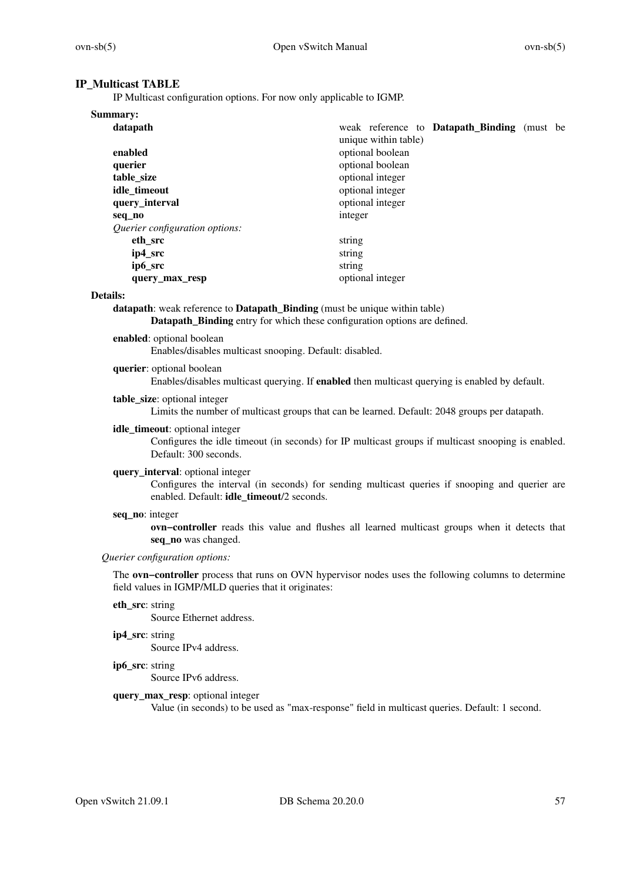## IP_Multicast TABLE

IP Multicast configuration options. For now only applicable to IGMP.

**Summary:**

| | |
|---|---|
| **datapath** | weak reference to **Datapath_Binding** (must be unique within table) |
| **enabled** | optional boolean |
| **querier** | optional boolean |
| **table_size** | optional integer |
| **idle_timeout** | optional integer |
| **query_interval** | optional integer |
| **seq_no** | integer |
| *Querier configuration options:* | |
| **eth_src** | string |
| **ip4_src** | string |
| **ip6_src** | string |
| **query_max_resp** | optional integer |

**Details:**

**datapath**: weak reference to **Datapath_Binding** (must be unique within table)
: **Datapath_Binding** entry for which these configuration options are defined.

**enabled**: optional boolean
: Enables/disables multicast snooping. Default: disabled.

**querier**: optional boolean
: Enables/disables multicast querying. If **enabled** then multicast querying is enabled by default.

**table_size**: optional integer
: Limits the number of multicast groups that can be learned. Default: 2048 groups per datapath.

**idle_timeout**: optional integer
: Configures the idle timeout (in seconds) for IP multicast groups if multicast snooping is enabled. Default: 300 seconds.

**query_interval**: optional integer
: Configures the interval (in seconds) for sending multicast queries if snooping and querier are enabled. Default: **idle_timeout**/2 seconds.

**seq_no**: integer
: **ovn−controller** reads this value and flushes all learned multicast groups when it detects that **seq_no** was changed.

*Querier configuration options:*

The **ovn−controller** process that runs on OVN hypervisor nodes uses the following columns to determine field values in IGMP/MLD queries that it originates:

**eth_src**: string
: Source Ethernet address.

**ip4_src**: string
: Source IPv4 address.

**ip6_src**: string
: Source IPv6 address.

**query_max_resp**: optional integer
: Value (in seconds) to be used as "max-response" field in multicast queries. Default: 1 second.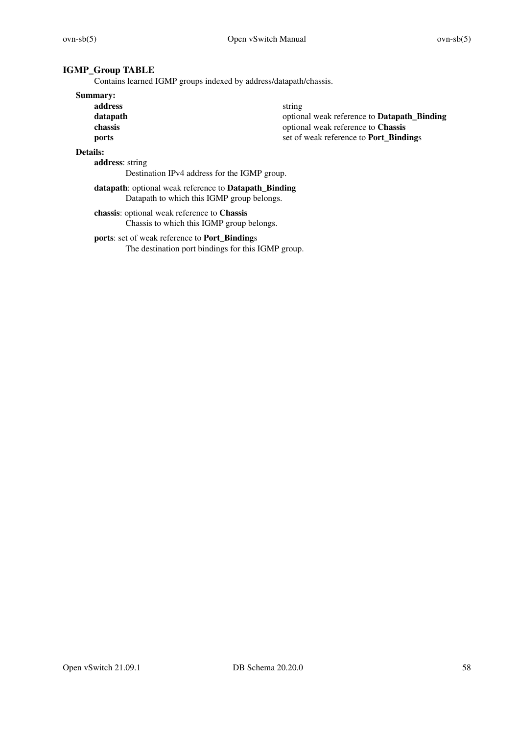## IGMP_Group TABLE

Contains learned IGMP groups indexed by address/datapath/chassis.

### Summary:

| | |
|---|---|
| **address** | string |
| **datapath** | optional weak reference to **Datapath_Binding** |
| **chassis** | optional weak reference to **Chassis** |
| **ports** | set of weak reference to **Port_Binding**s |

### Details:

**address**: string

Destination IPv4 address for the IGMP group.

**datapath**: optional weak reference to **Datapath_Binding**

Datapath to which this IGMP group belongs.

**chassis**: optional weak reference to **Chassis**

Chassis to which this IGMP group belongs.

**ports**: set of weak reference to **Port_Binding**s

The destination port bindings for this IGMP group.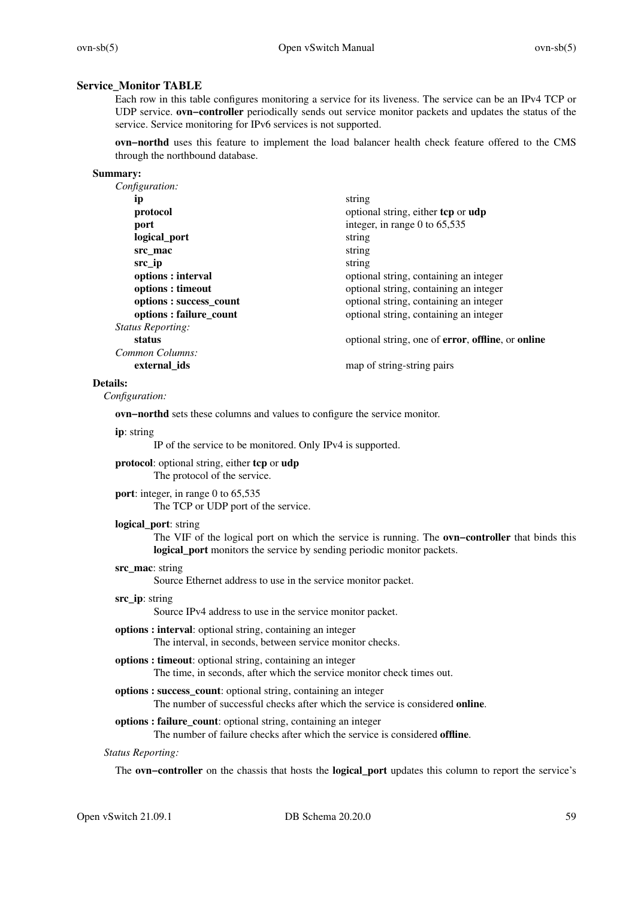## Service_Monitor TABLE

Each row in this table configures monitoring a service for its liveness. The service can be an IPv4 TCP or UDP service. **ovn−controller** periodically sends out service monitor packets and updates the status of the service. Service monitoring for IPv6 services is not supported.

**ovn−northd** uses this feature to implement the load balancer health check feature offered to the CMS through the northbound database.

### Summary:

*Configuration:*

| | |
|---|---|
| **ip** | string |
| **protocol** | optional string, either **tcp** or **udp** |
| **port** | integer, in range 0 to 65,535 |
| **logical_port** | string |
| **src_mac** | string |
| **src_ip** | string |
| **options : interval** | optional string, containing an integer |
| **options : timeout** | optional string, containing an integer |
| **options : success_count** | optional string, containing an integer |
| **options : failure_count** | optional string, containing an integer |

*Status Reporting:*

| | |
|---|---|
| **status** | optional string, one of **error**, **offline**, or **online** |

*Common Columns:*

| | |
|---|---|
| **external_ids** | map of string-string pairs |

### Details:

*Configuration:*

**ovn−northd** sets these columns and values to configure the service monitor.

**ip**: string
  IP of the service to be monitored. Only IPv4 is supported.

**protocol**: optional string, either **tcp** or **udp**
  The protocol of the service.

**port**: integer, in range 0 to 65,535
  The TCP or UDP port of the service.

**logical_port**: string
  The VIF of the logical port on which the service is running. The **ovn−controller** that binds this **logical_port** monitors the service by sending periodic monitor packets.

**src_mac**: string
  Source Ethernet address to use in the service monitor packet.

**src_ip**: string
  Source IPv4 address to use in the service monitor packet.

**options : interval**: optional string, containing an integer
  The interval, in seconds, between service monitor checks.

**options : timeout**: optional string, containing an integer
  The time, in seconds, after which the service monitor check times out.

**options : success_count**: optional string, containing an integer
  The number of successful checks after which the service is considered **online**.

**options : failure_count**: optional string, containing an integer
  The number of failure checks after which the service is considered **offline**.

*Status Reporting:*

The **ovn−controller** on the chassis that hosts the **logical_port** updates this column to report the service's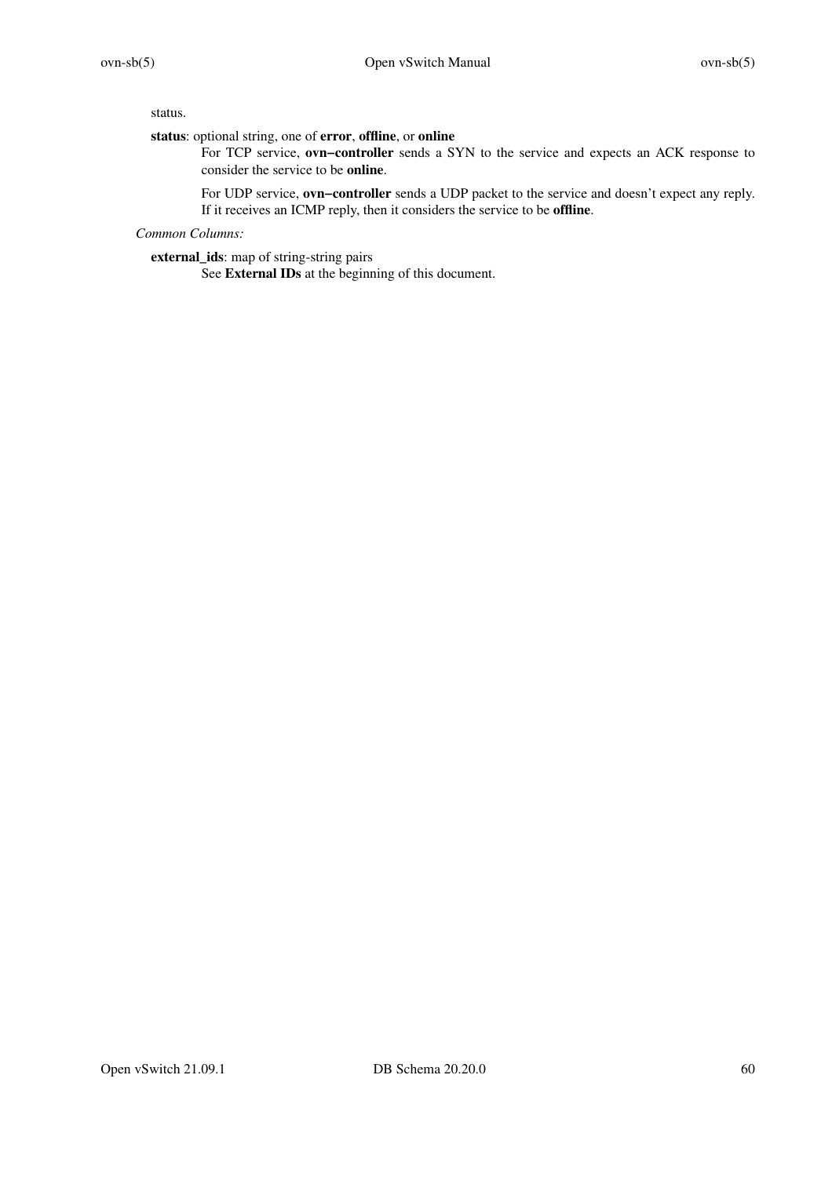status.

**status**: optional string, one of **error**, **offline**, or **online**

For TCP service, **ovn−controller** sends a SYN to the service and expects an ACK response to consider the service to be **online**.

For UDP service, **ovn−controller** sends a UDP packet to the service and doesn't expect any reply. If it receives an ICMP reply, then it considers the service to be **offline**.

*Common Columns:*

**external_ids**: map of string-string pairs

See **External IDs** at the beginning of this document.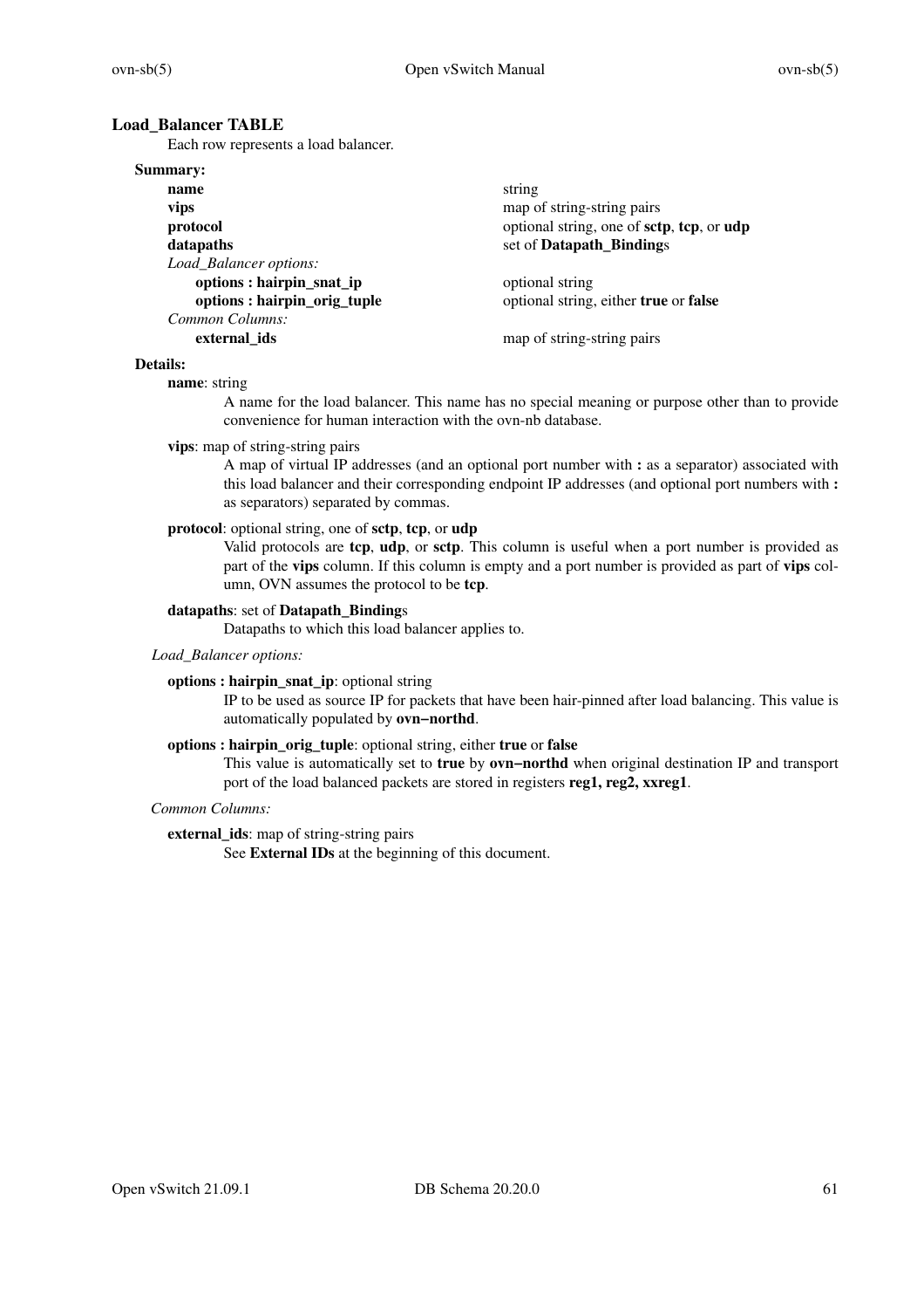## Load_Balancer TABLE

Each row represents a load balancer.

**Summary:**

| | |
|---|---|
| **name** | string |
| **vips** | map of string-string pairs |
| **protocol** | optional string, one of **sctp**, **tcp**, or **udp** |
| **datapaths** | set of **Datapath_Binding**s |
| *Load_Balancer options:* | |
| **options : hairpin_snat_ip** | optional string |
| **options : hairpin_orig_tuple** | optional string, either **true** or **false** |
| *Common Columns:* | |
| **external_ids** | map of string-string pairs |

**Details:**

**name**: string

A name for the load balancer. This name has no special meaning or purpose other than to provide convenience for human interaction with the ovn-nb database.

**vips**: map of string-string pairs

A map of virtual IP addresses (and an optional port number with **:** as a separator) associated with this load balancer and their corresponding endpoint IP addresses (and optional port numbers with **:** as separators) separated by commas.

**protocol**: optional string, one of **sctp**, **tcp**, or **udp**

Valid protocols are **tcp**, **udp**, or **sctp**. This column is useful when a port number is provided as part of the **vips** column. If this column is empty and a port number is provided as part of **vips** column, OVN assumes the protocol to be **tcp**.

**datapaths**: set of **Datapath_Binding**s

Datapaths to which this load balancer applies to.

*Load_Balancer options:*

**options : hairpin_snat_ip**: optional string

IP to be used as source IP for packets that have been hair-pinned after load balancing. This value is automatically populated by **ovn−northd**.

**options : hairpin_orig_tuple**: optional string, either **true** or **false**

This value is automatically set to **true** by **ovn−northd** when original destination IP and transport port of the load balanced packets are stored in registers **reg1, reg2, xxreg1**.

*Common Columns:*

**external_ids**: map of string-string pairs

See **External IDs** at the beginning of this document.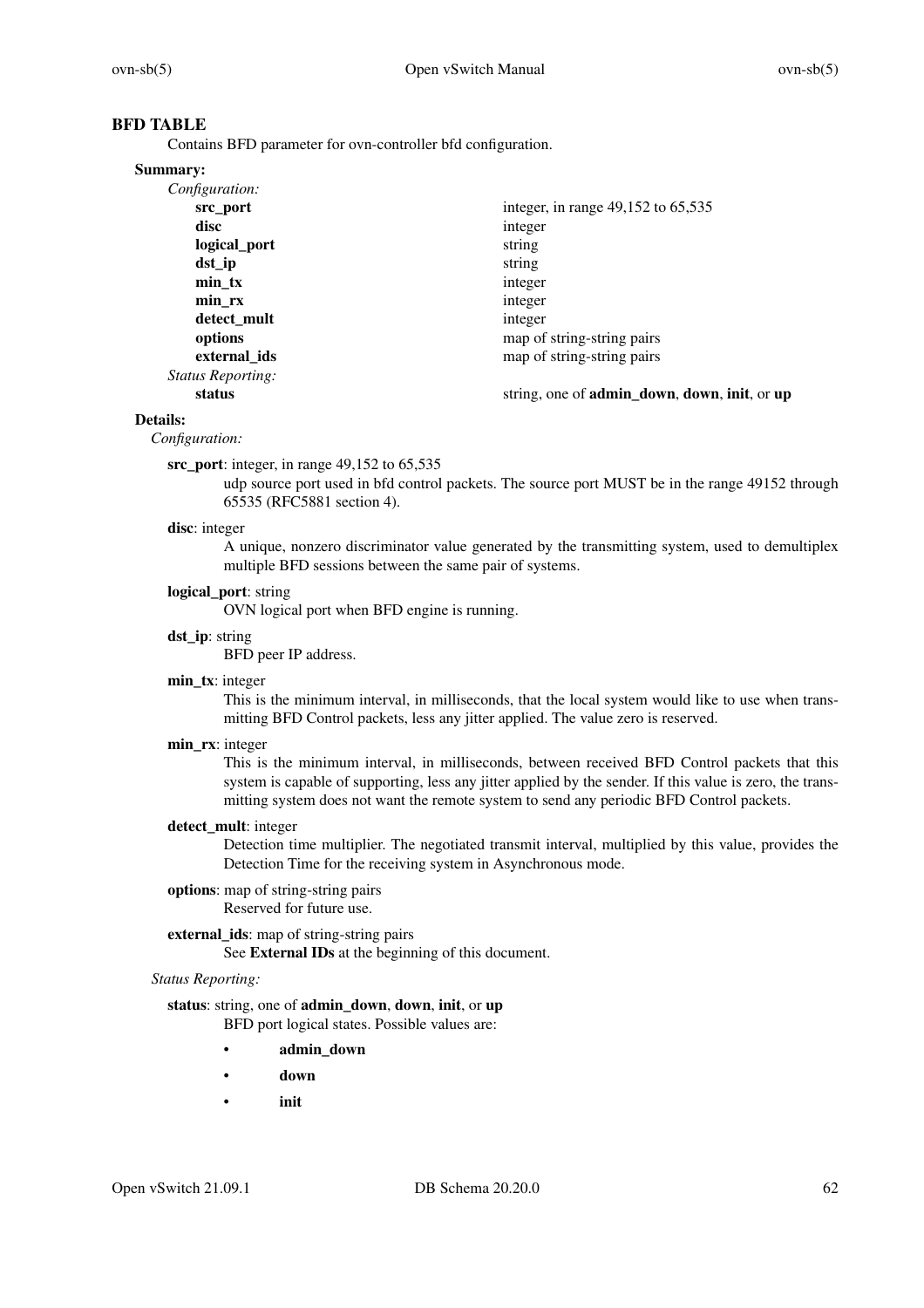## BFD TABLE

Contains BFD parameter for ovn-controller bfd configuration.

### Summary:

*Configuration:*

| | |
|---|---|
| **src_port** | integer, in range 49,152 to 65,535 |
| **disc** | integer |
| **logical_port** | string |
| **dst_ip** | string |
| **min_tx** | integer |
| **min_rx** | integer |
| **detect_mult** | integer |
| **options** | map of string-string pairs |
| **external_ids** | map of string-string pairs |

*Status Reporting:*

| | |
|---|---|
| **status** | string, one of **admin_down**, **down**, **init**, or **up** |

### Details:

*Configuration:*

**src_port**: integer, in range 49,152 to 65,535

udp source port used in bfd control packets. The source port MUST be in the range 49152 through 65535 (RFC5881 section 4).

**disc**: integer

A unique, nonzero discriminator value generated by the transmitting system, used to demultiplex multiple BFD sessions between the same pair of systems.

**logical_port**: string

OVN logical port when BFD engine is running.

**dst_ip**: string

BFD peer IP address.

**min_tx**: integer

This is the minimum interval, in milliseconds, that the local system would like to use when transmitting BFD Control packets, less any jitter applied. The value zero is reserved.

**min_rx**: integer

This is the minimum interval, in milliseconds, between received BFD Control packets that this system is capable of supporting, less any jitter applied by the sender. If this value is zero, the transmitting system does not want the remote system to send any periodic BFD Control packets.

**detect_mult**: integer

Detection time multiplier. The negotiated transmit interval, multiplied by this value, provides the Detection Time for the receiving system in Asynchronous mode.

**options**: map of string-string pairs

Reserved for future use.

**external_ids**: map of string-string pairs

See **External IDs** at the beginning of this document.

*Status Reporting:*

**status**: string, one of **admin_down**, **down**, **init**, or **up**

BFD port logical states. Possible values are:

- **admin_down**
- **down**
- **init**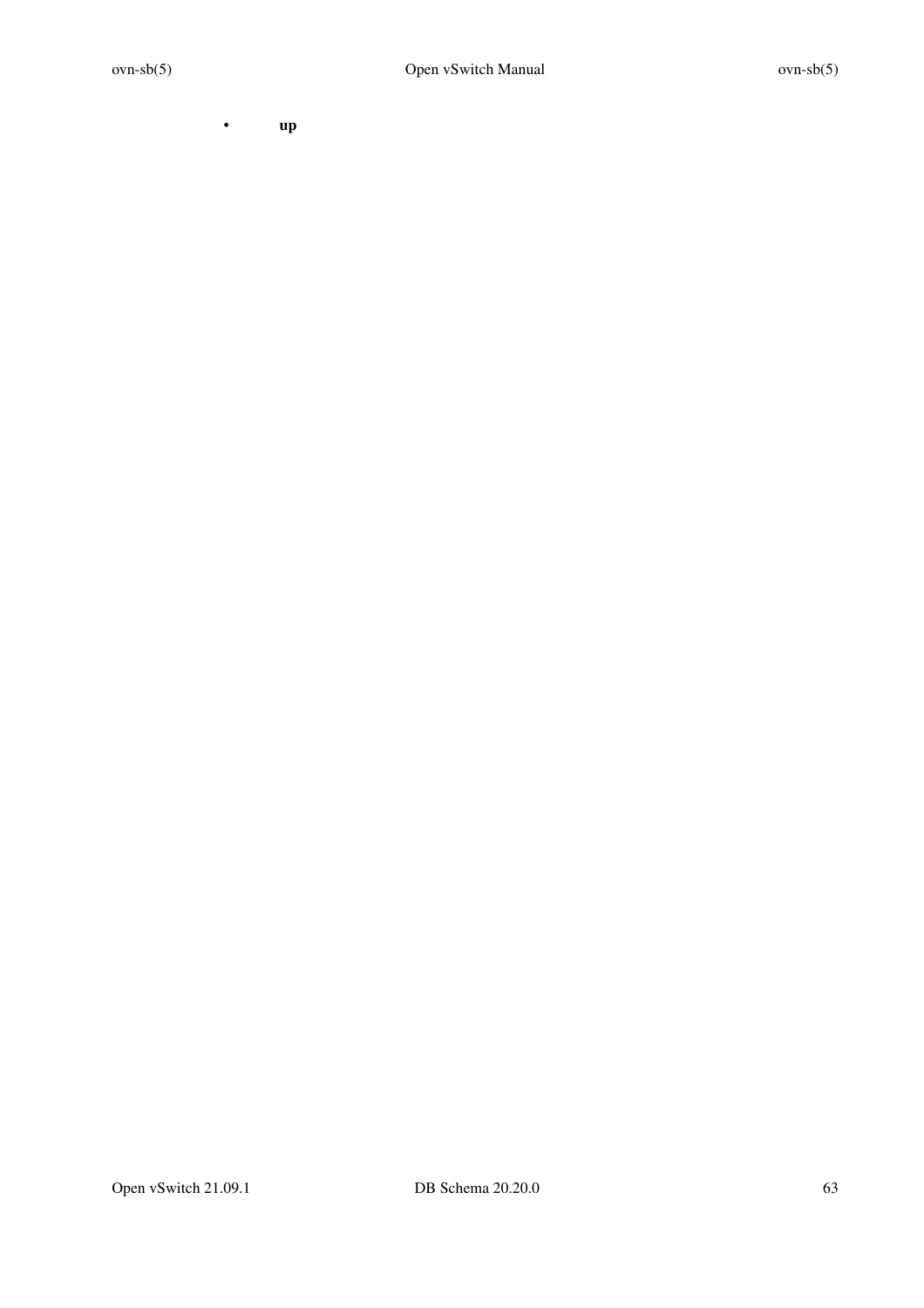- **up**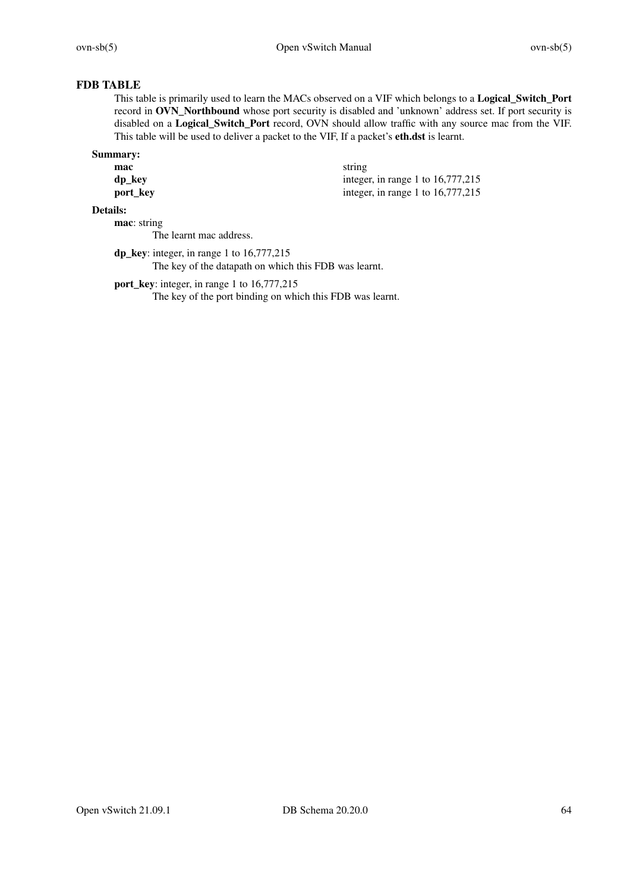## FDB TABLE

This table is primarily used to learn the MACs observed on a VIF which belongs to a **Logical_Switch_Port** record in **OVN_Northbound** whose port security is disabled and 'unknown' address set. If port security is disabled on a **Logical_Switch_Port** record, OVN should allow traffic with any source mac from the VIF. This table will be used to deliver a packet to the VIF, If a packet's **eth.dst** is learnt.

### Summary:

| | |
|---|---|
| **mac** | string |
| **dp_key** | integer, in range 1 to 16,777,215 |
| **port_key** | integer, in range 1 to 16,777,215 |

### Details:

**mac**: string

The learnt mac address.

**dp_key**: integer, in range 1 to 16,777,215

The key of the datapath on which this FDB was learnt.

**port_key**: integer, in range 1 to 16,777,215

The key of the port binding on which this FDB was learnt.